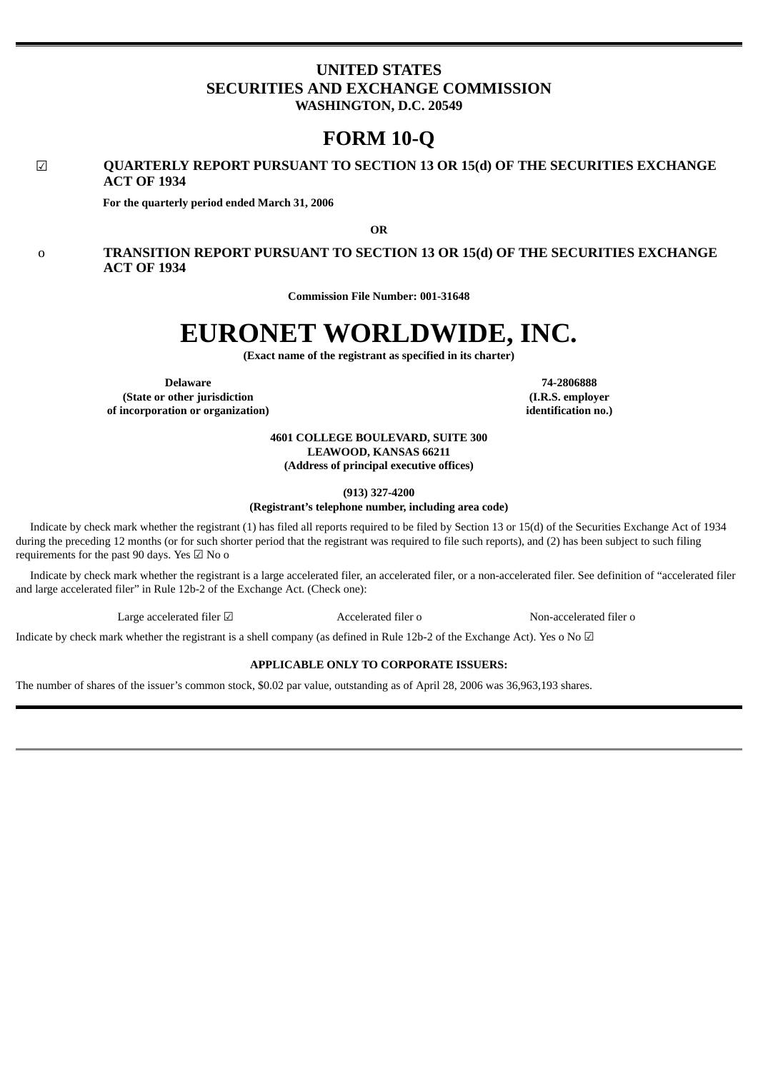# UNITED STATES
# SECURITIES AND EXCHANGE COMMISSION
**WASHINGTON, D.C. 20549**

# FORM 10-Q

☑ **QUARTERLY REPORT PURSUANT TO SECTION 13 OR 15(d) OF THE SECURITIES EXCHANGE ACT OF 1934**

**For the quarterly period ended March 31, 2006**

**OR**

o **TRANSITION REPORT PURSUANT TO SECTION 13 OR 15(d) OF THE SECURITIES EXCHANGE ACT OF 1934**

**Commission File Number: 001-31648**

# EURONET WORLDWIDE, INC.

**(Exact name of the registrant as specified in its charter)**

| | |
|---|---|
| **Delaware** | **74-2806888** |
| **(State or other jurisdiction of incorporation or organization)** | **(I.R.S. employer identification no.)** |

**4601 COLLEGE BOULEVARD, SUITE 300**
**LEAWOOD, KANSAS 66211**
**(Address of principal executive offices)**

**(913) 327-4200**
**(Registrant's telephone number, including area code)**

Indicate by check mark whether the registrant (1) has filed all reports required to be filed by Section 13 or 15(d) of the Securities Exchange Act of 1934 during the preceding 12 months (or for such shorter period that the registrant was required to file such reports), and (2) has been subject to such filing requirements for the past 90 days. Yes ☑ No o

Indicate by check mark whether the registrant is a large accelerated filer, an accelerated filer, or a non-accelerated filer. See definition of "accelerated filer and large accelerated filer" in Rule 12b-2 of the Exchange Act. (Check one):

Large accelerated filer ☑ Accelerated filer o Non-accelerated filer o

Indicate by check mark whether the registrant is a shell company (as defined in Rule 12b-2 of the Exchange Act). Yes o No ☑

**APPLICABLE ONLY TO CORPORATE ISSUERS:**

The number of shares of the issuer's common stock, $0.02 par value, outstanding as of April 28, 2006 was 36,963,193 shares.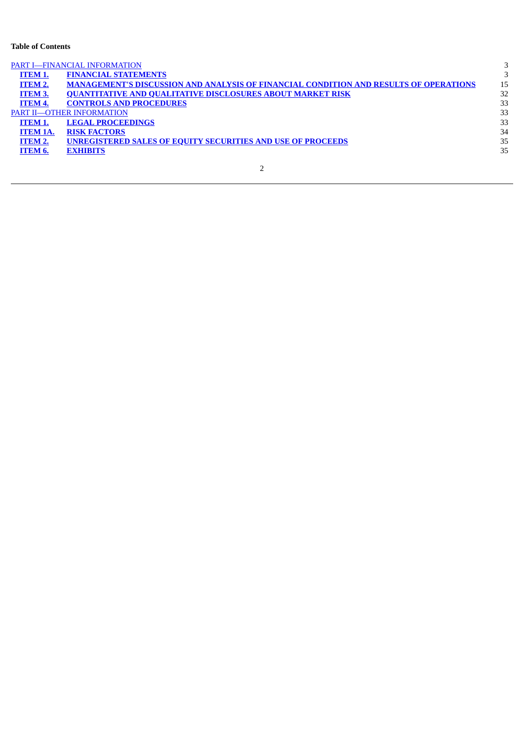**Table of Contents**

| | | |
|---|---|---|
| PART I—FINANCIAL INFORMATION | | 3 |
| **ITEM 1.** | **FINANCIAL STATEMENTS** | 3 |
| **ITEM 2.** | **MANAGEMENT'S DISCUSSION AND ANALYSIS OF FINANCIAL CONDITION AND RESULTS OF OPERATIONS** | 15 |
| **ITEM 3.** | **QUANTITATIVE AND QUALITATIVE DISCLOSURES ABOUT MARKET RISK** | 32 |
| **ITEM 4.** | **CONTROLS AND PROCEDURES** | 33 |
| PART II—OTHER INFORMATION | | 33 |
| **ITEM 1.** | **LEGAL PROCEEDINGS** | 33 |
| **ITEM 1A.** | **RISK FACTORS** | 34 |
| **ITEM 2.** | **UNREGISTERED SALES OF EQUITY SECURITIES AND USE OF PROCEEDS** | 35 |
| **ITEM 6.** | **EXHIBITS** | 35 |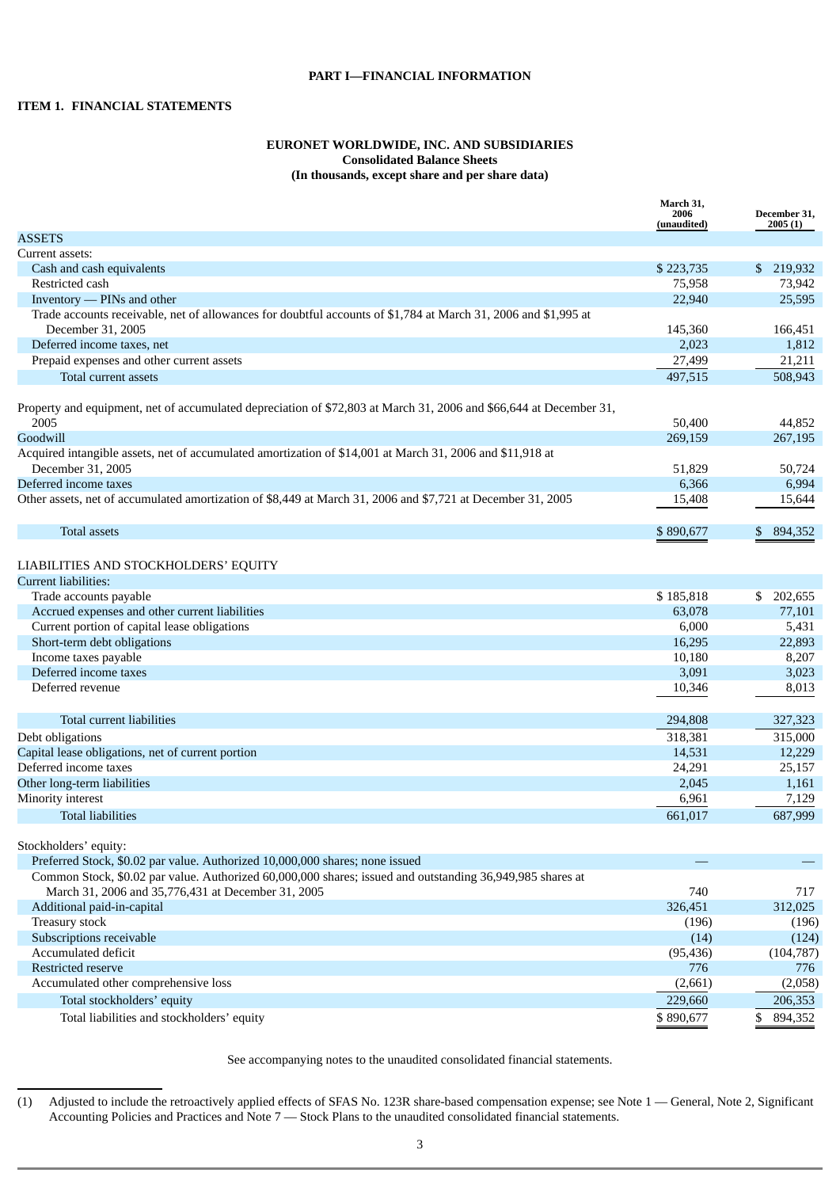**PART I—FINANCIAL INFORMATION**

**ITEM 1. FINANCIAL STATEMENTS**

**EURONET WORLDWIDE, INC. AND SUBSIDIARIES**
**Consolidated Balance Sheets**
**(In thousands, except share and per share data)**

| | March 31, 2006 (unaudited) | December 31, 2005 (1) |
|---|---|---|
| ASSETS | | |
| Current assets: | | |
| Cash and cash equivalents | $ 223,735 | $ 219,932 |
| Restricted cash | 75,958 | 73,942 |
| Inventory — PINs and other | 22,940 | 25,595 |
| Trade accounts receivable, net of allowances for doubtful accounts of $1,784 at March 31, 2006 and $1,995 at December 31, 2005 | 145,360 | 166,451 |
| Deferred income taxes, net | 2,023 | 1,812 |
| Prepaid expenses and other current assets | 27,499 | 21,211 |
| Total current assets | 497,515 | 508,943 |
| Property and equipment, net of accumulated depreciation of $72,803 at March 31, 2006 and $66,644 at December 31, 2005 | 50,400 | 44,852 |
| Goodwill | 269,159 | 267,195 |
| Acquired intangible assets, net of accumulated amortization of $14,001 at March 31, 2006 and $11,918 at December 31, 2005 | 51,829 | 50,724 |
| Deferred income taxes | 6,366 | 6,994 |
| Other assets, net of accumulated amortization of $8,449 at March 31, 2006 and $7,721 at December 31, 2005 | 15,408 | 15,644 |
| Total assets | $ 890,677 | $ 894,352 |
| LIABILITIES AND STOCKHOLDERS' EQUITY | | |
| Current liabilities: | | |
| Trade accounts payable | $ 185,818 | $ 202,655 |
| Accrued expenses and other current liabilities | 63,078 | 77,101 |
| Current portion of capital lease obligations | 6,000 | 5,431 |
| Short-term debt obligations | 16,295 | 22,893 |
| Income taxes payable | 10,180 | 8,207 |
| Deferred income taxes | 3,091 | 3,023 |
| Deferred revenue | 10,346 | 8,013 |
| Total current liabilities | 294,808 | 327,323 |
| Debt obligations | 318,381 | 315,000 |
| Capital lease obligations, net of current portion | 14,531 | 12,229 |
| Deferred income taxes | 24,291 | 25,157 |
| Other long-term liabilities | 2,045 | 1,161 |
| Minority interest | 6,961 | 7,129 |
| Total liabilities | 661,017 | 687,999 |
| Stockholders' equity: | | |
| Preferred Stock, $0.02 par value. Authorized 10,000,000 shares; none issued | — | — |
| Common Stock, $0.02 par value. Authorized 60,000,000 shares; issued and outstanding 36,949,985 shares at March 31, 2006 and 35,776,431 at December 31, 2005 | 740 | 717 |
| Additional paid-in-capital | 326,451 | 312,025 |
| Treasury stock | (196) | (196) |
| Subscriptions receivable | (14) | (124) |
| Accumulated deficit | (95,436) | (104,787) |
| Restricted reserve | 776 | 776 |
| Accumulated other comprehensive loss | (2,661) | (2,058) |
| Total stockholders' equity | 229,660 | 206,353 |
| Total liabilities and stockholders' equity | $ 890,677 | $ 894,352 |

See accompanying notes to the unaudited consolidated financial statements.

(1) Adjusted to include the retroactively applied effects of SFAS No. 123R share-based compensation expense; see Note 1 — General, Note 2, Significant Accounting Policies and Practices and Note 7 — Stock Plans to the unaudited consolidated financial statements.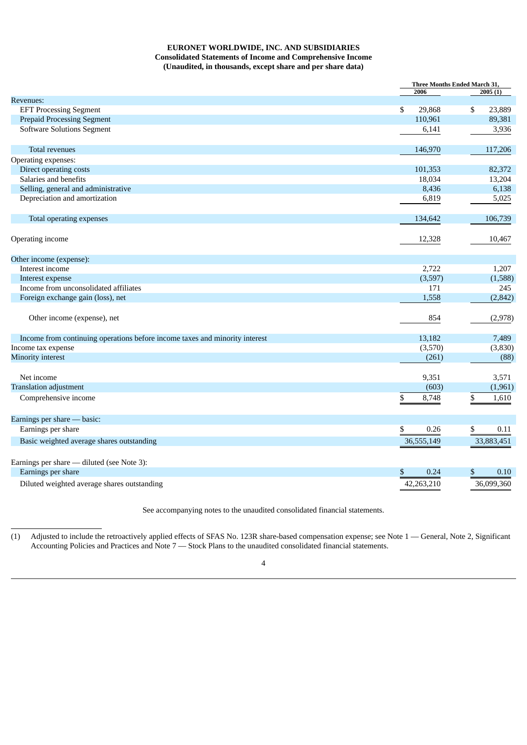**EURONET WORLDWIDE, INC. AND SUBSIDIARIES**
**Consolidated Statements of Income and Comprehensive Income**
**(Unaudited, in thousands, except share and per share data)**

| | Three Months Ended March 31, | |
|---|---|---|
| | 2006 | 2005 (1) |
| Revenues: | | |
| EFT Processing Segment | $ 29,868 | $ 23,889 |
| Prepaid Processing Segment | 110,961 | 89,381 |
| Software Solutions Segment | 6,141 | 3,936 |
| Total revenues | 146,970 | 117,206 |
| Operating expenses: | | |
| Direct operating costs | 101,353 | 82,372 |
| Salaries and benefits | 18,034 | 13,204 |
| Selling, general and administrative | 8,436 | 6,138 |
| Depreciation and amortization | 6,819 | 5,025 |
| Total operating expenses | 134,642 | 106,739 |
| Operating income | 12,328 | 10,467 |
| Other income (expense): | | |
| Interest income | 2,722 | 1,207 |
| Interest expense | (3,597) | (1,588) |
| Income from unconsolidated affiliates | 171 | 245 |
| Foreign exchange gain (loss), net | 1,558 | (2,842) |
| Other income (expense), net | 854 | (2,978) |
| Income from continuing operations before income taxes and minority interest | 13,182 | 7,489 |
| Income tax expense | (3,570) | (3,830) |
| Minority interest | (261) | (88) |
| Net income | 9,351 | 3,571 |
| Translation adjustment | (603) | (1,961) |
| Comprehensive income | $ 8,748 | $ 1,610 |
| Earnings per share — basic: | | |
| Earnings per share | $ 0.26 | $ 0.11 |
| Basic weighted average shares outstanding | 36,555,149 | 33,883,451 |
| Earnings per share — diluted (see Note 3): | | |
| Earnings per share | $ 0.24 | $ 0.10 |
| Diluted weighted average shares outstanding | 42,263,210 | 36,099,360 |

See accompanying notes to the unaudited consolidated financial statements.

(1) Adjusted to include the retroactively applied effects of SFAS No. 123R share-based compensation expense; see Note 1 — General, Note 2, Significant Accounting Policies and Practices and Note 7 — Stock Plans to the unaudited consolidated financial statements.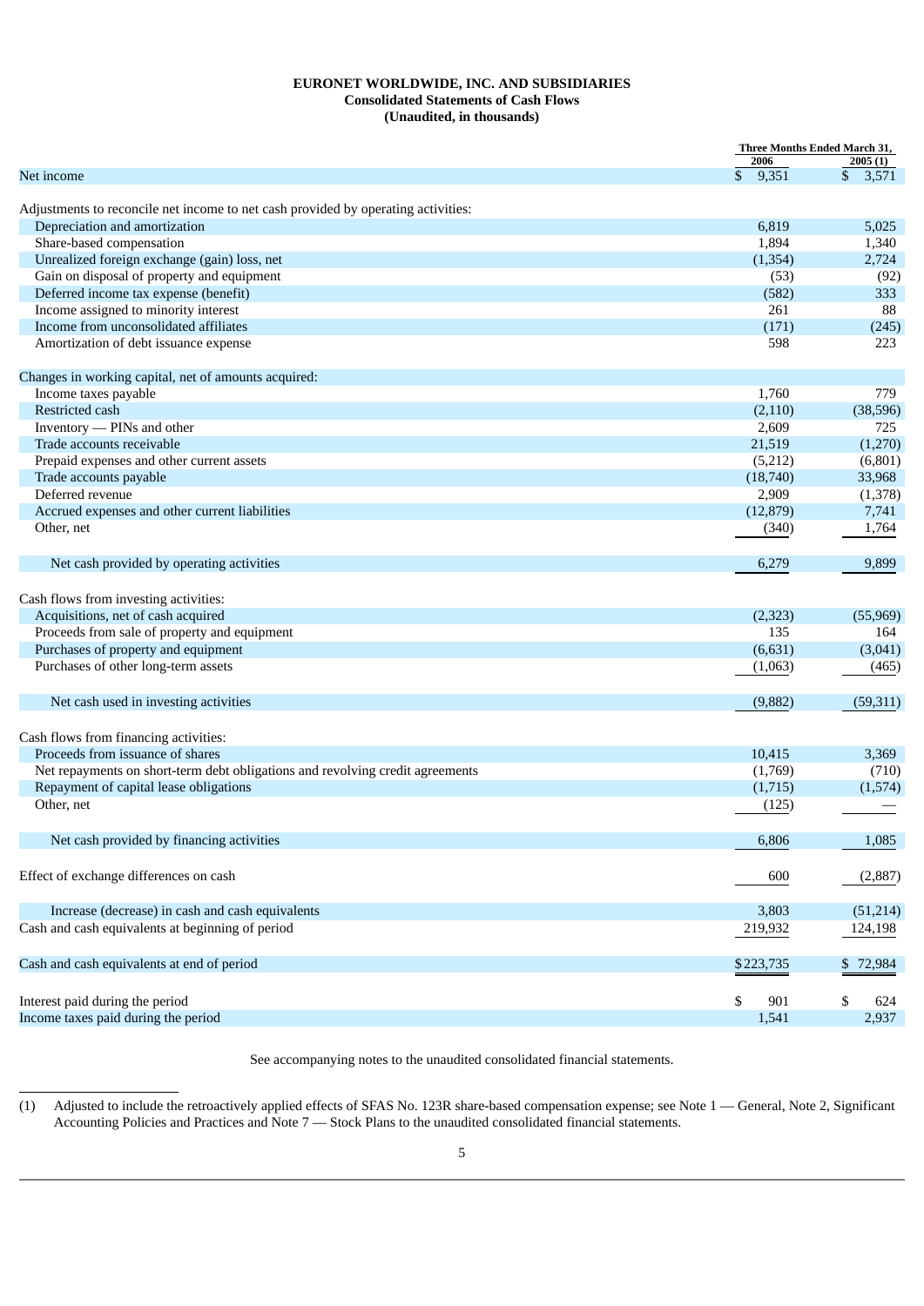**EURONET WORLDWIDE, INC. AND SUBSIDIARIES**
**Consolidated Statements of Cash Flows**
**(Unaudited, in thousands)**

| | Three Months Ended March 31, | |
|---|---|---|
| | 2006 | 2005 (1) |
| Net income | $ 9,351 | $ 3,571 |
| Adjustments to reconcile net income to net cash provided by operating activities: | | |
| Depreciation and amortization | 6,819 | 5,025 |
| Share-based compensation | 1,894 | 1,340 |
| Unrealized foreign exchange (gain) loss, net | (1,354) | 2,724 |
| Gain on disposal of property and equipment | (53) | (92) |
| Deferred income tax expense (benefit) | (582) | 333 |
| Income assigned to minority interest | 261 | 88 |
| Income from unconsolidated affiliates | (171) | (245) |
| Amortization of debt issuance expense | 598 | 223 |
| Changes in working capital, net of amounts acquired: | | |
| Income taxes payable | 1,760 | 779 |
| Restricted cash | (2,110) | (38,596) |
| Inventory — PINs and other | 2,609 | 725 |
| Trade accounts receivable | 21,519 | (1,270) |
| Prepaid expenses and other current assets | (5,212) | (6,801) |
| Trade accounts payable | (18,740) | 33,968 |
| Deferred revenue | 2,909 | (1,378) |
| Accrued expenses and other current liabilities | (12,879) | 7,741 |
| Other, net | (340) | 1,764 |
| Net cash provided by operating activities | 6,279 | 9,899 |
| Cash flows from investing activities: | | |
| Acquisitions, net of cash acquired | (2,323) | (55,969) |
| Proceeds from sale of property and equipment | 135 | 164 |
| Purchases of property and equipment | (6,631) | (3,041) |
| Purchases of other long-term assets | (1,063) | (465) |
| Net cash used in investing activities | (9,882) | (59,311) |
| Cash flows from financing activities: | | |
| Proceeds from issuance of shares | 10,415 | 3,369 |
| Net repayments on short-term debt obligations and revolving credit agreements | (1,769) | (710) |
| Repayment of capital lease obligations | (1,715) | (1,574) |
| Other, net | (125) | — |
| Net cash provided by financing activities | 6,806 | 1,085 |
| Effect of exchange differences on cash | 600 | (2,887) |
| Increase (decrease) in cash and cash equivalents | 3,803 | (51,214) |
| Cash and cash equivalents at beginning of period | 219,932 | 124,198 |
| Cash and cash equivalents at end of period | $ 223,735 | $ 72,984 |
| Interest paid during the period | $ 901 | $ 624 |
| Income taxes paid during the period | 1,541 | 2,937 |

See accompanying notes to the unaudited consolidated financial statements.

(1) Adjusted to include the retroactively applied effects of SFAS No. 123R share-based compensation expense; see Note 1 — General, Note 2, Significant Accounting Policies and Practices and Note 7 — Stock Plans to the unaudited consolidated financial statements.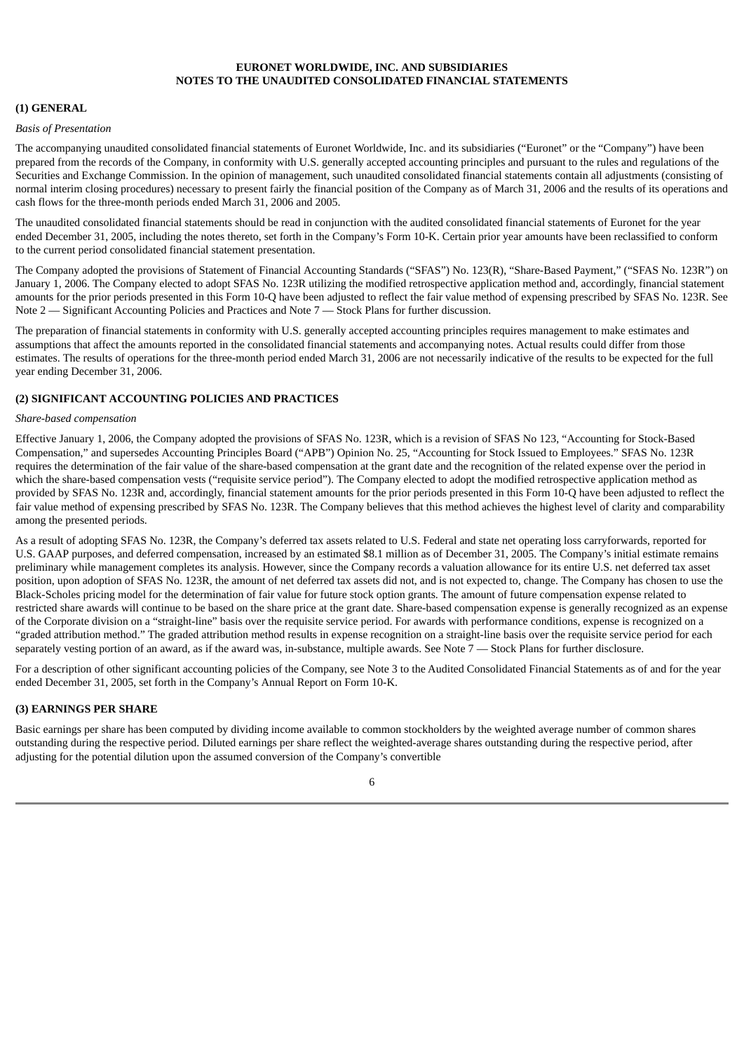**EURONET WORLDWIDE, INC. AND SUBSIDIARIES**
**NOTES TO THE UNAUDITED CONSOLIDATED FINANCIAL STATEMENTS**

## (1) GENERAL

*Basis of Presentation*

The accompanying unaudited consolidated financial statements of Euronet Worldwide, Inc. and its subsidiaries ("Euronet" or the "Company") have been prepared from the records of the Company, in conformity with U.S. generally accepted accounting principles and pursuant to the rules and regulations of the Securities and Exchange Commission. In the opinion of management, such unaudited consolidated financial statements contain all adjustments (consisting of normal interim closing procedures) necessary to present fairly the financial position of the Company as of March 31, 2006 and the results of its operations and cash flows for the three-month periods ended March 31, 2006 and 2005.

The unaudited consolidated financial statements should be read in conjunction with the audited consolidated financial statements of Euronet for the year ended December 31, 2005, including the notes thereto, set forth in the Company's Form 10-K. Certain prior year amounts have been reclassified to conform to the current period consolidated financial statement presentation.

The Company adopted the provisions of Statement of Financial Accounting Standards ("SFAS") No. 123(R), "Share-Based Payment," ("SFAS No. 123R") on January 1, 2006. The Company elected to adopt SFAS No. 123R utilizing the modified retrospective application method and, accordingly, financial statement amounts for the prior periods presented in this Form 10-Q have been adjusted to reflect the fair value method of expensing prescribed by SFAS No. 123R. See Note 2 — Significant Accounting Policies and Practices and Note 7 — Stock Plans for further discussion.

The preparation of financial statements in conformity with U.S. generally accepted accounting principles requires management to make estimates and assumptions that affect the amounts reported in the consolidated financial statements and accompanying notes. Actual results could differ from those estimates. The results of operations for the three-month period ended March 31, 2006 are not necessarily indicative of the results to be expected for the full year ending December 31, 2006.

## (2) SIGNIFICANT ACCOUNTING POLICIES AND PRACTICES

*Share-based compensation*

Effective January 1, 2006, the Company adopted the provisions of SFAS No. 123R, which is a revision of SFAS No 123, "Accounting for Stock-Based Compensation," and supersedes Accounting Principles Board ("APB") Opinion No. 25, "Accounting for Stock Issued to Employees." SFAS No. 123R requires the determination of the fair value of the share-based compensation at the grant date and the recognition of the related expense over the period in which the share-based compensation vests ("requisite service period"). The Company elected to adopt the modified retrospective application method as provided by SFAS No. 123R and, accordingly, financial statement amounts for the prior periods presented in this Form 10-Q have been adjusted to reflect the fair value method of expensing prescribed by SFAS No. 123R. The Company believes that this method achieves the highest level of clarity and comparability among the presented periods.

As a result of adopting SFAS No. 123R, the Company's deferred tax assets related to U.S. Federal and state net operating loss carryforwards, reported for U.S. GAAP purposes, and deferred compensation, increased by an estimated $8.1 million as of December 31, 2005. The Company's initial estimate remains preliminary while management completes its analysis. However, since the Company records a valuation allowance for its entire U.S. net deferred tax asset position, upon adoption of SFAS No. 123R, the amount of net deferred tax assets did not, and is not expected to, change. The Company has chosen to use the Black-Scholes pricing model for the determination of fair value for future stock option grants. The amount of future compensation expense related to restricted share awards will continue to be based on the share price at the grant date. Share-based compensation expense is generally recognized as an expense of the Corporate division on a "straight-line" basis over the requisite service period. For awards with performance conditions, expense is recognized on a "graded attribution method." The graded attribution method results in expense recognition on a straight-line basis over the requisite service period for each separately vesting portion of an award, as if the award was, in-substance, multiple awards. See Note 7 — Stock Plans for further disclosure.

For a description of other significant accounting policies of the Company, see Note 3 to the Audited Consolidated Financial Statements as of and for the year ended December 31, 2005, set forth in the Company's Annual Report on Form 10-K.

## (3) EARNINGS PER SHARE

Basic earnings per share has been computed by dividing income available to common stockholders by the weighted average number of common shares outstanding during the respective period. Diluted earnings per share reflect the weighted-average shares outstanding during the respective period, after adjusting for the potential dilution upon the assumed conversion of the Company's convertible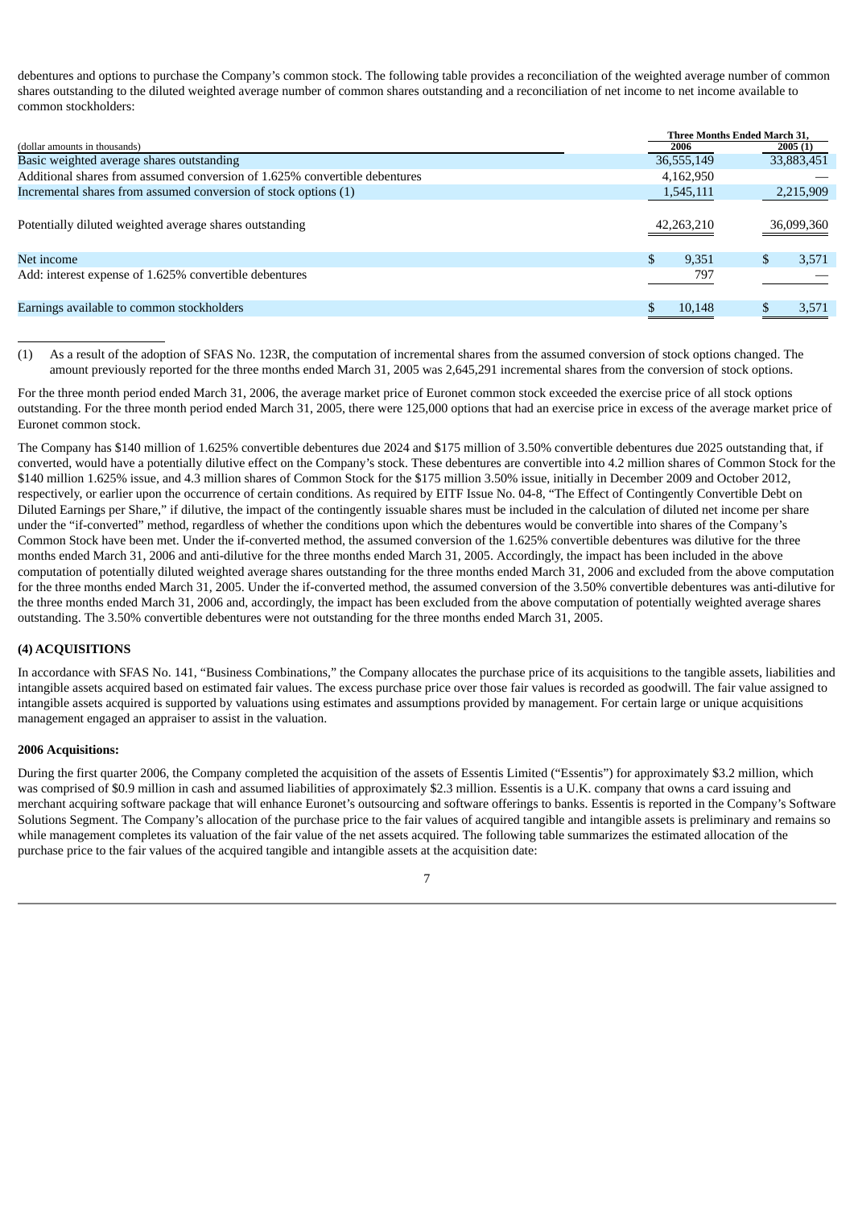debentures and options to purchase the Company's common stock. The following table provides a reconciliation of the weighted average number of common shares outstanding to the diluted weighted average number of common shares outstanding and a reconciliation of net income to net income available to common stockholders:

| | Three Months Ended March 31, | |
|---|---|---|
| (dollar amounts in thousands) | 2006 | 2005 (1) |
| Basic weighted average shares outstanding | 36,555,149 | 33,883,451 |
| Additional shares from assumed conversion of 1.625% convertible debentures | 4,162,950 | — |
| Incremental shares from assumed conversion of stock options (1) | 1,545,111 | 2,215,909 |
| Potentially diluted weighted average shares outstanding | 42,263,210 | 36,099,360 |
| Net income | $ 9,351 | $ 3,571 |
| Add: interest expense of 1.625% convertible debentures | 797 | — |
| Earnings available to common stockholders | $ 10,148 | $ 3,571 |

(1) As a result of the adoption of SFAS No. 123R, the computation of incremental shares from the assumed conversion of stock options changed. The amount previously reported for the three months ended March 31, 2005 was 2,645,291 incremental shares from the conversion of stock options.

For the three month period ended March 31, 2006, the average market price of Euronet common stock exceeded the exercise price of all stock options outstanding. For the three month period ended March 31, 2005, there were 125,000 options that had an exercise price in excess of the average market price of Euronet common stock.

The Company has $140 million of 1.625% convertible debentures due 2024 and $175 million of 3.50% convertible debentures due 2025 outstanding that, if converted, would have a potentially dilutive effect on the Company's stock. These debentures are convertible into 4.2 million shares of Common Stock for the $140 million 1.625% issue, and 4.3 million shares of Common Stock for the $175 million 3.50% issue, initially in December 2009 and October 2012, respectively, or earlier upon the occurrence of certain conditions. As required by EITF Issue No. 04-8, "The Effect of Contingently Convertible Debt on Diluted Earnings per Share," if dilutive, the impact of the contingently issuable shares must be included in the calculation of diluted net income per share under the "if-converted" method, regardless of whether the conditions upon which the debentures would be convertible into shares of the Company's Common Stock have been met. Under the if-converted method, the assumed conversion of the 1.625% convertible debentures was dilutive for the three months ended March 31, 2006 and anti-dilutive for the three months ended March 31, 2005. Accordingly, the impact has been included in the above computation of potentially diluted weighted average shares outstanding for the three months ended March 31, 2006 and excluded from the above computation for the three months ended March 31, 2005. Under the if-converted method, the assumed conversion of the 3.50% convertible debentures was anti-dilutive for the three months ended March 31, 2006 and, accordingly, the impact has been excluded from the above computation of potentially weighted average shares outstanding. The 3.50% convertible debentures were not outstanding for the three months ended March 31, 2005.

## (4) ACQUISITIONS

In accordance with SFAS No. 141, "Business Combinations," the Company allocates the purchase price of its acquisitions to the tangible assets, liabilities and intangible assets acquired based on estimated fair values. The excess purchase price over those fair values is recorded as goodwill. The fair value assigned to intangible assets acquired is supported by valuations using estimates and assumptions provided by management. For certain large or unique acquisitions management engaged an appraiser to assist in the valuation.

### 2006 Acquisitions:

During the first quarter 2006, the Company completed the acquisition of the assets of Essentis Limited ("Essentis") for approximately $3.2 million, which was comprised of $0.9 million in cash and assumed liabilities of approximately $2.3 million. Essentis is a U.K. company that owns a card issuing and merchant acquiring software package that will enhance Euronet's outsourcing and software offerings to banks. Essentis is reported in the Company's Software Solutions Segment. The Company's allocation of the purchase price to the fair values of acquired tangible and intangible assets is preliminary and remains so while management completes its valuation of the fair value of the net assets acquired. The following table summarizes the estimated allocation of the purchase price to the fair values of the acquired tangible and intangible assets at the acquisition date: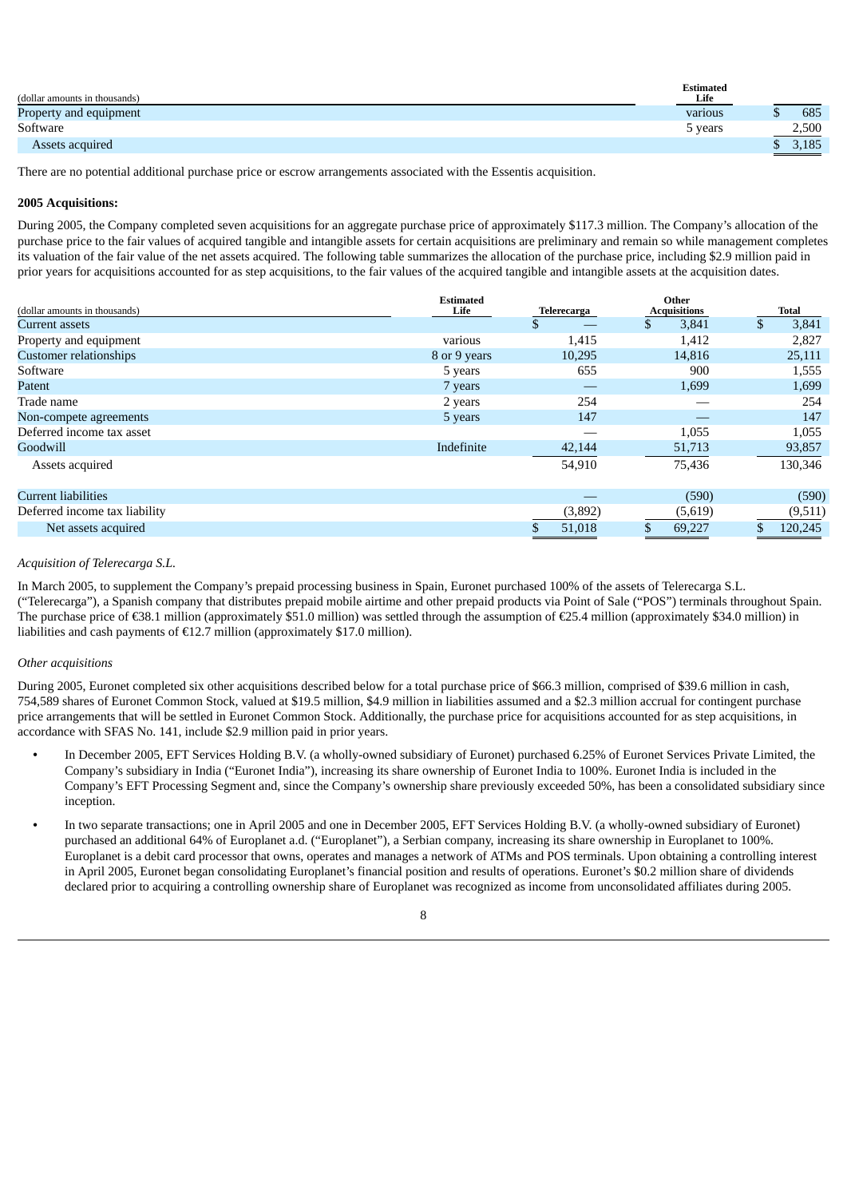| (dollar amounts in thousands) | Estimated Life | |
|---|---|---|
| Property and equipment | various | $ 685 |
| Software | 5 years | 2,500 |
| Assets acquired | | $ 3,185 |

There are no potential additional purchase price or escrow arrangements associated with the Essentis acquisition.

**2005 Acquisitions:**

During 2005, the Company completed seven acquisitions for an aggregate purchase price of approximately $117.3 million. The Company's allocation of the purchase price to the fair values of acquired tangible and intangible assets for certain acquisitions are preliminary and remain so while management completes its valuation of the fair value of the net assets acquired. The following table summarizes the allocation of the purchase price, including $2.9 million paid in prior years for acquisitions accounted for as step acquisitions, to the fair values of the acquired tangible and intangible assets at the acquisition dates.

| (dollar amounts in thousands) | Estimated Life | Telerecarga | Other Acquisitions | Total |
|---|---|---|---|---|
| Current assets | | $ — | $ 3,841 | $ 3,841 |
| Property and equipment | various | 1,415 | 1,412 | 2,827 |
| Customer relationships | 8 or 9 years | 10,295 | 14,816 | 25,111 |
| Software | 5 years | 655 | 900 | 1,555 |
| Patent | 7 years | — | 1,699 | 1,699 |
| Trade name | 2 years | 254 | — | 254 |
| Non-compete agreements | 5 years | 147 | — | 147 |
| Deferred income tax asset | | — | 1,055 | 1,055 |
| Goodwill | Indefinite | 42,144 | 51,713 | 93,857 |
| Assets acquired | | 54,910 | 75,436 | 130,346 |
| | | | | |
| Current liabilities | | — | (590) | (590) |
| Deferred income tax liability | | (3,892) | (5,619) | (9,511) |
| Net assets acquired | | $ 51,018 | $ 69,227 | $ 120,245 |

*Acquisition of Telerecarga S.L.*

In March 2005, to supplement the Company's prepaid processing business in Spain, Euronet purchased 100% of the assets of Telerecarga S.L. ("Telerecarga"), a Spanish company that distributes prepaid mobile airtime and other prepaid products via Point of Sale ("POS") terminals throughout Spain. The purchase price of €38.1 million (approximately $51.0 million) was settled through the assumption of €25.4 million (approximately $34.0 million) in liabilities and cash payments of €12.7 million (approximately $17.0 million).

*Other acquisitions*

During 2005, Euronet completed six other acquisitions described below for a total purchase price of $66.3 million, comprised of $39.6 million in cash, 754,589 shares of Euronet Common Stock, valued at $19.5 million, $4.9 million in liabilities assumed and a $2.3 million accrual for contingent purchase price arrangements that will be settled in Euronet Common Stock. Additionally, the purchase price for acquisitions accounted for as step acquisitions, in accordance with SFAS No. 141, include $2.9 million paid in prior years.

- In December 2005, EFT Services Holding B.V. (a wholly-owned subsidiary of Euronet) purchased 6.25% of Euronet Services Private Limited, the Company's subsidiary in India ("Euronet India"), increasing its share ownership of Euronet India to 100%. Euronet India is included in the Company's EFT Processing Segment and, since the Company's ownership share previously exceeded 50%, has been a consolidated subsidiary since inception.
- In two separate transactions; one in April 2005 and one in December 2005, EFT Services Holding B.V. (a wholly-owned subsidiary of Euronet) purchased an additional 64% of Europlanet a.d. ("Europlanet"), a Serbian company, increasing its share ownership in Europlanet to 100%. Europlanet is a debit card processor that owns, operates and manages a network of ATMs and POS terminals. Upon obtaining a controlling interest in April 2005, Euronet began consolidating Europlanet's financial position and results of operations. Euronet's $0.2 million share of dividends declared prior to acquiring a controlling ownership share of Europlanet was recognized as income from unconsolidated affiliates during 2005.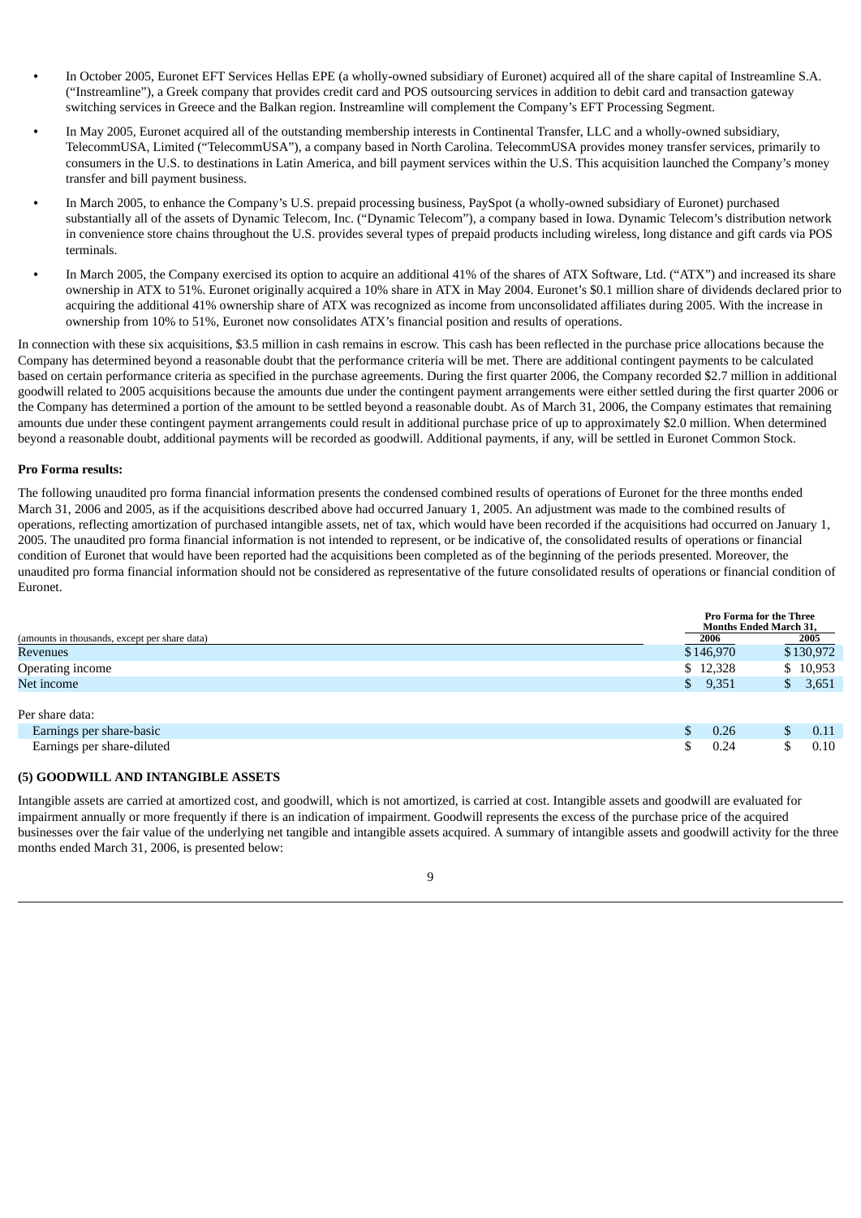- In October 2005, Euronet EFT Services Hellas EPE (a wholly-owned subsidiary of Euronet) acquired all of the share capital of Instreamline S.A. ("Instreamline"), a Greek company that provides credit card and POS outsourcing services in addition to debit card and transaction gateway switching services in Greece and the Balkan region. Instreamline will complement the Company's EFT Processing Segment.
- In May 2005, Euronet acquired all of the outstanding membership interests in Continental Transfer, LLC and a wholly-owned subsidiary, TelecommUSA, Limited ("TelecommUSA"), a company based in North Carolina. TelecommUSA provides money transfer services, primarily to consumers in the U.S. to destinations in Latin America, and bill payment services within the U.S. This acquisition launched the Company's money transfer and bill payment business.
- In March 2005, to enhance the Company's U.S. prepaid processing business, PaySpot (a wholly-owned subsidiary of Euronet) purchased substantially all of the assets of Dynamic Telecom, Inc. ("Dynamic Telecom"), a company based in Iowa. Dynamic Telecom's distribution network in convenience store chains throughout the U.S. provides several types of prepaid products including wireless, long distance and gift cards via POS terminals.
- In March 2005, the Company exercised its option to acquire an additional 41% of the shares of ATX Software, Ltd. ("ATX") and increased its share ownership in ATX to 51%. Euronet originally acquired a 10% share in ATX in May 2004. Euronet's $0.1 million share of dividends declared prior to acquiring the additional 41% ownership share of ATX was recognized as income from unconsolidated affiliates during 2005. With the increase in ownership from 10% to 51%, Euronet now consolidates ATX's financial position and results of operations.

In connection with these six acquisitions, $3.5 million in cash remains in escrow. This cash has been reflected in the purchase price allocations because the Company has determined beyond a reasonable doubt that the performance criteria will be met. There are additional contingent payments to be calculated based on certain performance criteria as specified in the purchase agreements. During the first quarter 2006, the Company recorded $2.7 million in additional goodwill related to 2005 acquisitions because the amounts due under the contingent payment arrangements were either settled during the first quarter 2006 or the Company has determined a portion of the amount to be settled beyond a reasonable doubt. As of March 31, 2006, the Company estimates that remaining amounts due under these contingent payment arrangements could result in additional purchase price of up to approximately $2.0 million. When determined beyond a reasonable doubt, additional payments will be recorded as goodwill. Additional payments, if any, will be settled in Euronet Common Stock.

**Pro Forma results:**

The following unaudited pro forma financial information presents the condensed combined results of operations of Euronet for the three months ended March 31, 2006 and 2005, as if the acquisitions described above had occurred January 1, 2005. An adjustment was made to the combined results of operations, reflecting amortization of purchased intangible assets, net of tax, which would have been recorded if the acquisitions had occurred on January 1, 2005. The unaudited pro forma financial information is not intended to represent, or be indicative of, the consolidated results of operations or financial condition of Euronet that would have been reported had the acquisitions been completed as of the beginning of the periods presented. Moreover, the unaudited pro forma financial information should not be considered as representative of the future consolidated results of operations or financial condition of Euronet.

| (amounts in thousands, except per share data) | Pro Forma for the Three Months Ended March 31, 2006 | 2005 |
|---|---|---|
| Revenues | $146,970 | $130,972 |
| Operating income | $ 12,328 | $ 10,953 |
| Net income | $ 9,351 | $ 3,651 |
| Per share data: | | |
| Earnings per share-basic | $ 0.26 | $ 0.11 |
| Earnings per share-diluted | $ 0.24 | $ 0.10 |

## (5) GOODWILL AND INTANGIBLE ASSETS

Intangible assets are carried at amortized cost, and goodwill, which is not amortized, is carried at cost. Intangible assets and goodwill are evaluated for impairment annually or more frequently if there is an indication of impairment. Goodwill represents the excess of the purchase price of the acquired businesses over the fair value of the underlying net tangible and intangible assets acquired. A summary of intangible assets and goodwill activity for the three months ended March 31, 2006, is presented below: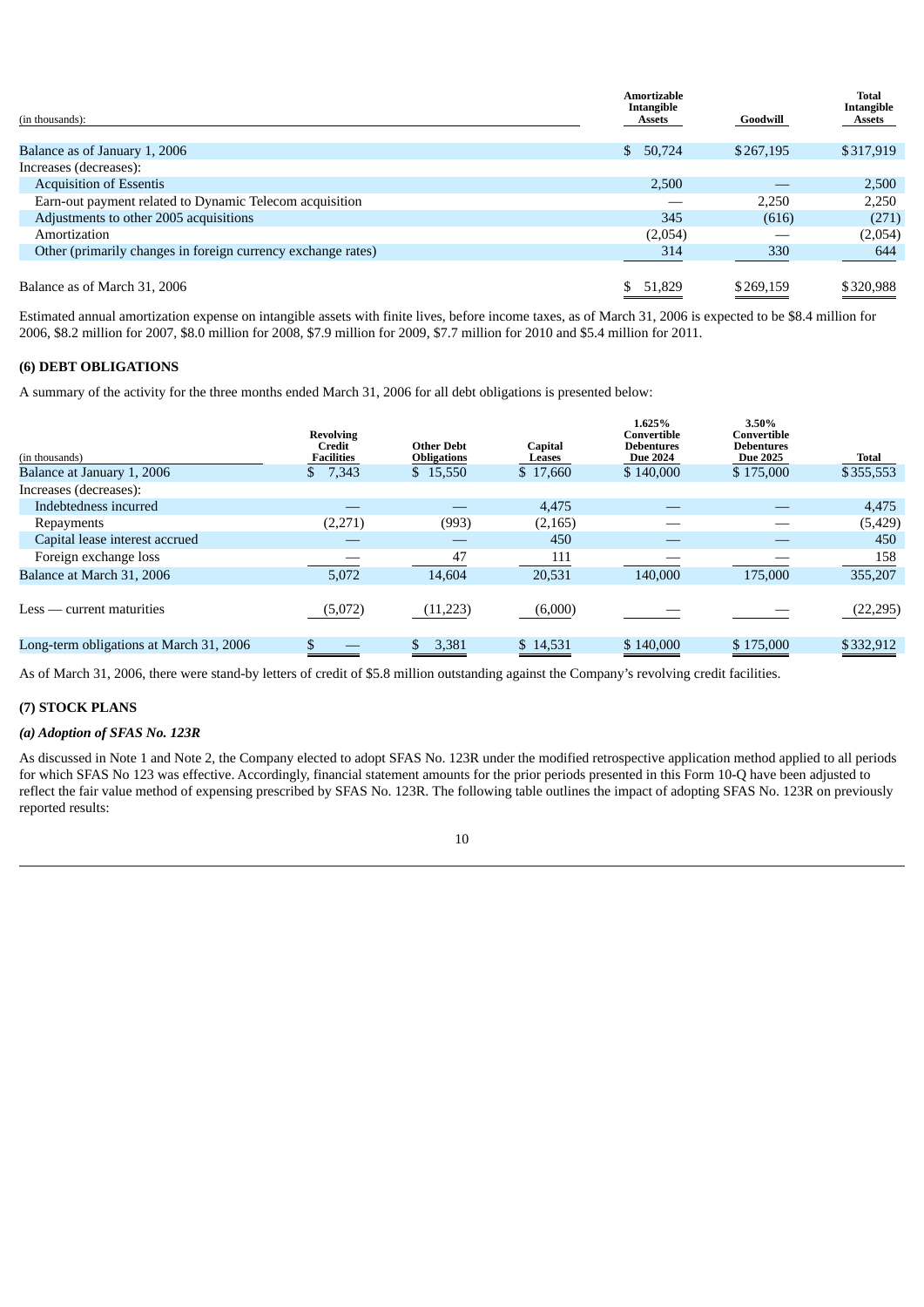| (in thousands): | Amortizable Intangible Assets | Goodwill | Total Intangible Assets |
|---|---|---|---|
| Balance as of January 1, 2006 | $ 50,724 | $267,195 | $317,919 |
| Increases (decreases): | | | |
| Acquisition of Essentis | 2,500 | — | 2,500 |
| Earn-out payment related to Dynamic Telecom acquisition | — | 2,250 | 2,250 |
| Adjustments to other 2005 acquisitions | 345 | (616) | (271) |
| Amortization | (2,054) | — | (2,054) |
| Other (primarily changes in foreign currency exchange rates) | 314 | 330 | 644 |
| Balance as of March 31, 2006 | $ 51,829 | $269,159 | $320,988 |

Estimated annual amortization expense on intangible assets with finite lives, before income taxes, as of March 31, 2006 is expected to be $8.4 million for 2006, $8.2 million for 2007, $8.0 million for 2008, $7.9 million for 2009, $7.7 million for 2010 and $5.4 million for 2011.

### (6) DEBT OBLIGATIONS

A summary of the activity for the three months ended March 31, 2006 for all debt obligations is presented below:

| (in thousands) | Revolving Credit Facilities | Other Debt Obligations | Capital Leases | 1.625% Convertible Debentures Due 2024 | 3.50% Convertible Debentures Due 2025 | Total |
|---|---|---|---|---|---|---|
| Balance at January 1, 2006 | $ 7,343 | $ 15,550 | $ 17,660 | $ 140,000 | $ 175,000 | $355,553 |
| Increases (decreases): | | | | | | |
| Indebtedness incurred | — | — | 4,475 | — | — | 4,475 |
| Repayments | (2,271) | (993) | (2,165) | — | — | (5,429) |
| Capital lease interest accrued | — | — | 450 | — | — | 450 |
| Foreign exchange loss | — | 47 | 111 | — | — | 158 |
| Balance at March 31, 2006 | 5,072 | 14,604 | 20,531 | 140,000 | 175,000 | 355,207 |
| Less — current maturities | (5,072) | (11,223) | (6,000) | — | — | (22,295) |
| Long-term obligations at March 31, 2006 | $ — | $ 3,381 | $ 14,531 | $ 140,000 | $ 175,000 | $332,912 |

As of March 31, 2006, there were stand-by letters of credit of $5.8 million outstanding against the Company's revolving credit facilities.

### (7) STOCK PLANS

#### *(a) Adoption of SFAS No. 123R*

As discussed in Note 1 and Note 2, the Company elected to adopt SFAS No. 123R under the modified retrospective application method applied to all periods for which SFAS No 123 was effective. Accordingly, financial statement amounts for the prior periods presented in this Form 10-Q have been adjusted to reflect the fair value method of expensing prescribed by SFAS No. 123R. The following table outlines the impact of adopting SFAS No. 123R on previously reported results: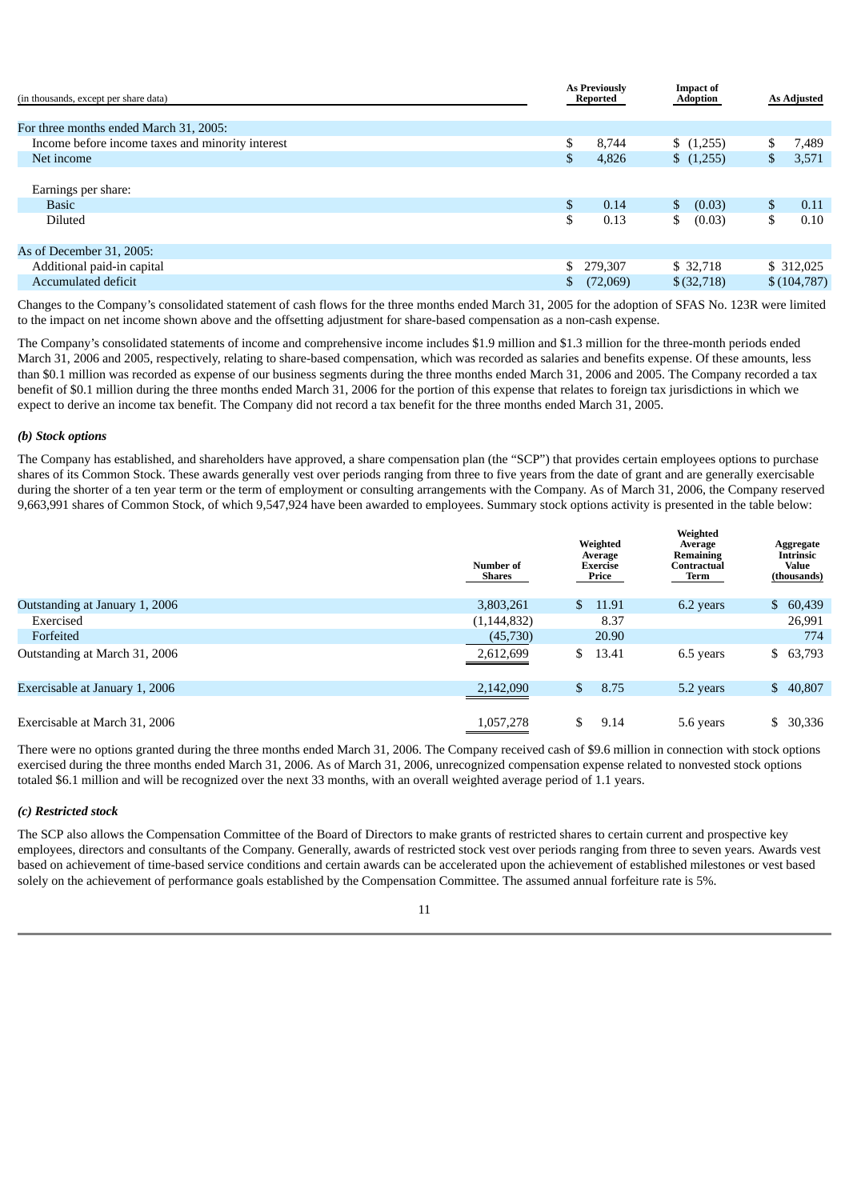| (in thousands, except per share data) | As Previously Reported | Impact of Adoption | As Adjusted |
|---|---|---|---|
| For three months ended March 31, 2005: | | | |
| Income before income taxes and minority interest | $ 8,744 | $ (1,255) | $ 7,489 |
| Net income | $ 4,826 | $ (1,255) | $ 3,571 |
| Earnings per share: | | | |
| Basic | $ 0.14 | $ (0.03) | $ 0.11 |
| Diluted | $ 0.13 | $ (0.03) | $ 0.10 |
| As of December 31, 2005: | | | |
| Additional paid-in capital | $ 279,307 | $ 32,718 | $ 312,025 |
| Accumulated deficit | $ (72,069) | $ (32,718) | $ (104,787) |

Changes to the Company's consolidated statement of cash flows for the three months ended March 31, 2005 for the adoption of SFAS No. 123R were limited to the impact on net income shown above and the offsetting adjustment for share-based compensation as a non-cash expense.

The Company's consolidated statements of income and comprehensive income includes $1.9 million and $1.3 million for the three-month periods ended March 31, 2006 and 2005, respectively, relating to share-based compensation, which was recorded as salaries and benefits expense. Of these amounts, less than $0.1 million was recorded as expense of our business segments during the three months ended March 31, 2006 and 2005. The Company recorded a tax benefit of $0.1 million during the three months ended March 31, 2006 for the portion of this expense that relates to foreign tax jurisdictions in which we expect to derive an income tax benefit. The Company did not record a tax benefit for the three months ended March 31, 2005.

***(b) Stock options***

The Company has established, and shareholders have approved, a share compensation plan (the "SCP") that provides certain employees options to purchase shares of its Common Stock. These awards generally vest over periods ranging from three to five years from the date of grant and are generally exercisable during the shorter of a ten year term or the term of employment or consulting arrangements with the Company. As of March 31, 2006, the Company reserved 9,663,991 shares of Common Stock, of which 9,547,924 have been awarded to employees. Summary stock options activity is presented in the table below:

| | Number of Shares | Weighted Average Exercise Price | Weighted Average Remaining Contractual Term | Aggregate Intrinsic Value (thousands) |
|---|---|---|---|---|
| Outstanding at January 1, 2006 | 3,803,261 | $ 11.91 | 6.2 years | $ 60,439 |
| Exercised | (1,144,832) | 8.37 | | 26,991 |
| Forfeited | (45,730) | 20.90 | | 774 |
| Outstanding at March 31, 2006 | 2,612,699 | $ 13.41 | 6.5 years | $ 63,793 |
| Exercisable at January 1, 2006 | 2,142,090 | $ 8.75 | 5.2 years | $ 40,807 |
| Exercisable at March 31, 2006 | 1,057,278 | $ 9.14 | 5.6 years | $ 30,336 |

There were no options granted during the three months ended March 31, 2006. The Company received cash of $9.6 million in connection with stock options exercised during the three months ended March 31, 2006. As of March 31, 2006, unrecognized compensation expense related to nonvested stock options totaled $6.1 million and will be recognized over the next 33 months, with an overall weighted average period of 1.1 years.

***(c) Restricted stock***

The SCP also allows the Compensation Committee of the Board of Directors to make grants of restricted shares to certain current and prospective key employees, directors and consultants of the Company. Generally, awards of restricted stock vest over periods ranging from three to seven years. Awards vest based on achievement of time-based service conditions and certain awards can be accelerated upon the achievement of established milestones or vest based solely on the achievement of performance goals established by the Compensation Committee. The assumed annual forfeiture rate is 5%.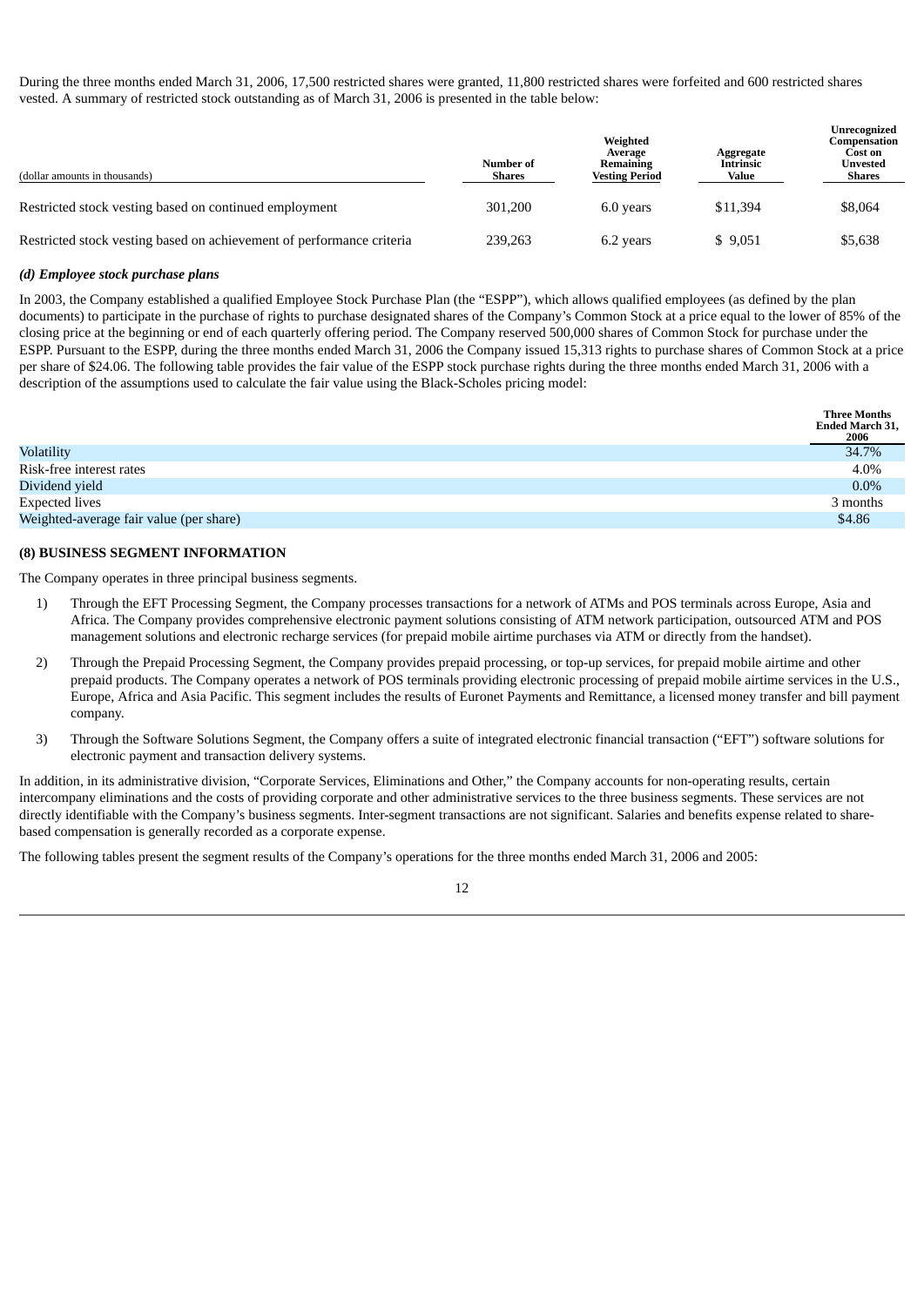During the three months ended March 31, 2006, 17,500 restricted shares were granted, 11,800 restricted shares were forfeited and 600 restricted shares vested. A summary of restricted stock outstanding as of March 31, 2006 is presented in the table below:

| (dollar amounts in thousands) | Number of Shares | Weighted Average Remaining Vesting Period | Aggregate Intrinsic Value | Unrecognized Compensation Cost on Unvested Shares |
|---|---|---|---|---|
| Restricted stock vesting based on continued employment | 301,200 | 6.0 years | $11,394 | $8,064 |
| Restricted stock vesting based on achievement of performance criteria | 239,263 | 6.2 years | $ 9,051 | $5,638 |

***(d) Employee stock purchase plans***

In 2003, the Company established a qualified Employee Stock Purchase Plan (the "ESPP"), which allows qualified employees (as defined by the plan documents) to participate in the purchase of rights to purchase designated shares of the Company's Common Stock at a price equal to the lower of 85% of the closing price at the beginning or end of each quarterly offering period. The Company reserved 500,000 shares of Common Stock for purchase under the ESPP. Pursuant to the ESPP, during the three months ended March 31, 2006 the Company issued 15,313 rights to purchase shares of Common Stock at a price per share of $24.06. The following table provides the fair value of the ESPP stock purchase rights during the three months ended March 31, 2006 with a description of the assumptions used to calculate the fair value using the Black-Scholes pricing model:

| | Three Months Ended March 31, 2006 |
|---|---|
| Volatility | 34.7% |
| Risk-free interest rates | 4.0% |
| Dividend yield | 0.0% |
| Expected lives | 3 months |
| Weighted-average fair value (per share) | $4.86 |

**(8) BUSINESS SEGMENT INFORMATION**

The Company operates in three principal business segments.

1) Through the EFT Processing Segment, the Company processes transactions for a network of ATMs and POS terminals across Europe, Asia and Africa. The Company provides comprehensive electronic payment solutions consisting of ATM network participation, outsourced ATM and POS management solutions and electronic recharge services (for prepaid mobile airtime purchases via ATM or directly from the handset).

2) Through the Prepaid Processing Segment, the Company provides prepaid processing, or top-up services, for prepaid mobile airtime and other prepaid products. The Company operates a network of POS terminals providing electronic processing of prepaid mobile airtime services in the U.S., Europe, Africa and Asia Pacific. This segment includes the results of Euronet Payments and Remittance, a licensed money transfer and bill payment company.

3) Through the Software Solutions Segment, the Company offers a suite of integrated electronic financial transaction ("EFT") software solutions for electronic payment and transaction delivery systems.

In addition, in its administrative division, "Corporate Services, Eliminations and Other," the Company accounts for non-operating results, certain intercompany eliminations and the costs of providing corporate and other administrative services to the three business segments. These services are not directly identifiable with the Company's business segments. Inter-segment transactions are not significant. Salaries and benefits expense related to share-based compensation is generally recorded as a corporate expense.

The following tables present the segment results of the Company's operations for the three months ended March 31, 2006 and 2005: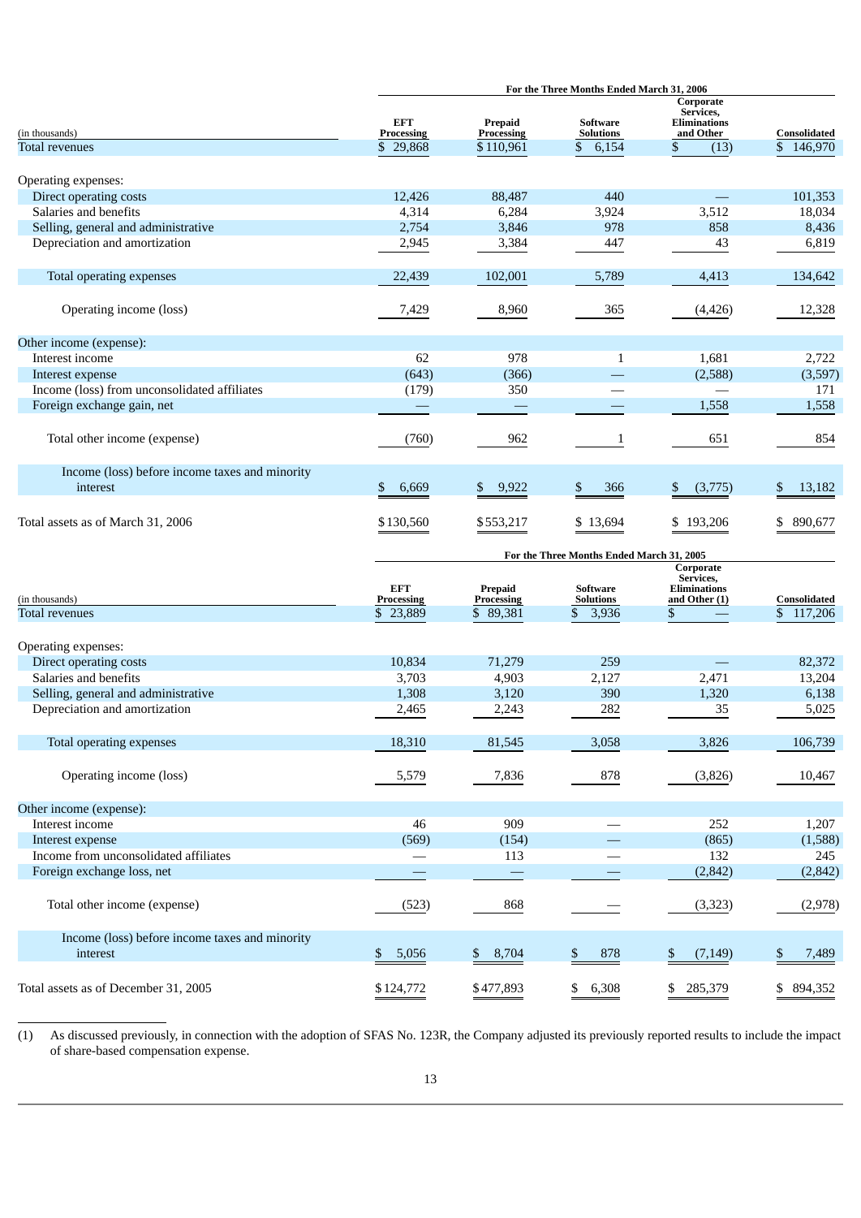| (in thousands) | For the Three Months Ended March 31, 2006 | | | | |
|---|---|---|---|---|---|
| | EFT Processing | Prepaid Processing | Software Solutions | Corporate Services, Eliminations and Other | Consolidated |
| Total revenues | $ 29,868 | $ 110,961 | $ 6,154 | $ (13) | $ 146,970 |
| Operating expenses: | | | | | |
| Direct operating costs | 12,426 | 88,487 | 440 | — | 101,353 |
| Salaries and benefits | 4,314 | 6,284 | 3,924 | 3,512 | 18,034 |
| Selling, general and administrative | 2,754 | 3,846 | 978 | 858 | 8,436 |
| Depreciation and amortization | 2,945 | 3,384 | 447 | 43 | 6,819 |
| Total operating expenses | 22,439 | 102,001 | 5,789 | 4,413 | 134,642 |
| Operating income (loss) | 7,429 | 8,960 | 365 | (4,426) | 12,328 |
| Other income (expense): | | | | | |
| Interest income | 62 | 978 | 1 | 1,681 | 2,722 |
| Interest expense | (643) | (366) | — | (2,588) | (3,597) |
| Income (loss) from unconsolidated affiliates | (179) | 350 | — | — | 171 |
| Foreign exchange gain, net | — | — | — | 1,558 | 1,558 |
| Total other income (expense) | (760) | 962 | 1 | 651 | 854 |
| Income (loss) before income taxes and minority interest | $ 6,669 | $ 9,922 | $ 366 | $ (3,775) | $ 13,182 |
| Total assets as of March 31, 2006 | $ 130,560 | $ 553,217 | $ 13,694 | $ 193,206 | $ 890,677 |

| (in thousands) | For the Three Months Ended March 31, 2005 | | | | |
|---|---|---|---|---|---|
| | EFT Processing | Prepaid Processing | Software Solutions | Corporate Services, Eliminations and Other (1) | Consolidated |
| Total revenues | $ 23,889 | $ 89,381 | $ 3,936 | $ — | $ 117,206 |
| Operating expenses: | | | | | |
| Direct operating costs | 10,834 | 71,279 | 259 | — | 82,372 |
| Salaries and benefits | 3,703 | 4,903 | 2,127 | 2,471 | 13,204 |
| Selling, general and administrative | 1,308 | 3,120 | 390 | 1,320 | 6,138 |
| Depreciation and amortization | 2,465 | 2,243 | 282 | 35 | 5,025 |
| Total operating expenses | 18,310 | 81,545 | 3,058 | 3,826 | 106,739 |
| Operating income (loss) | 5,579 | 7,836 | 878 | (3,826) | 10,467 |
| Other income (expense): | | | | | |
| Interest income | 46 | 909 | — | 252 | 1,207 |
| Interest expense | (569) | (154) | — | (865) | (1,588) |
| Income from unconsolidated affiliates | — | 113 | — | 132 | 245 |
| Foreign exchange loss, net | — | — | — | (2,842) | (2,842) |
| Total other income (expense) | (523) | 868 | — | (3,323) | (2,978) |
| Income (loss) before income taxes and minority interest | $ 5,056 | $ 8,704 | $ 878 | $ (7,149) | $ 7,489 |
| Total assets as of December 31, 2005 | $ 124,772 | $ 477,893 | $ 6,308 | $ 285,379 | $ 894,352 |

(1) As discussed previously, in connection with the adoption of SFAS No. 123R, the Company adjusted its previously reported results to include the impact of share-based compensation expense.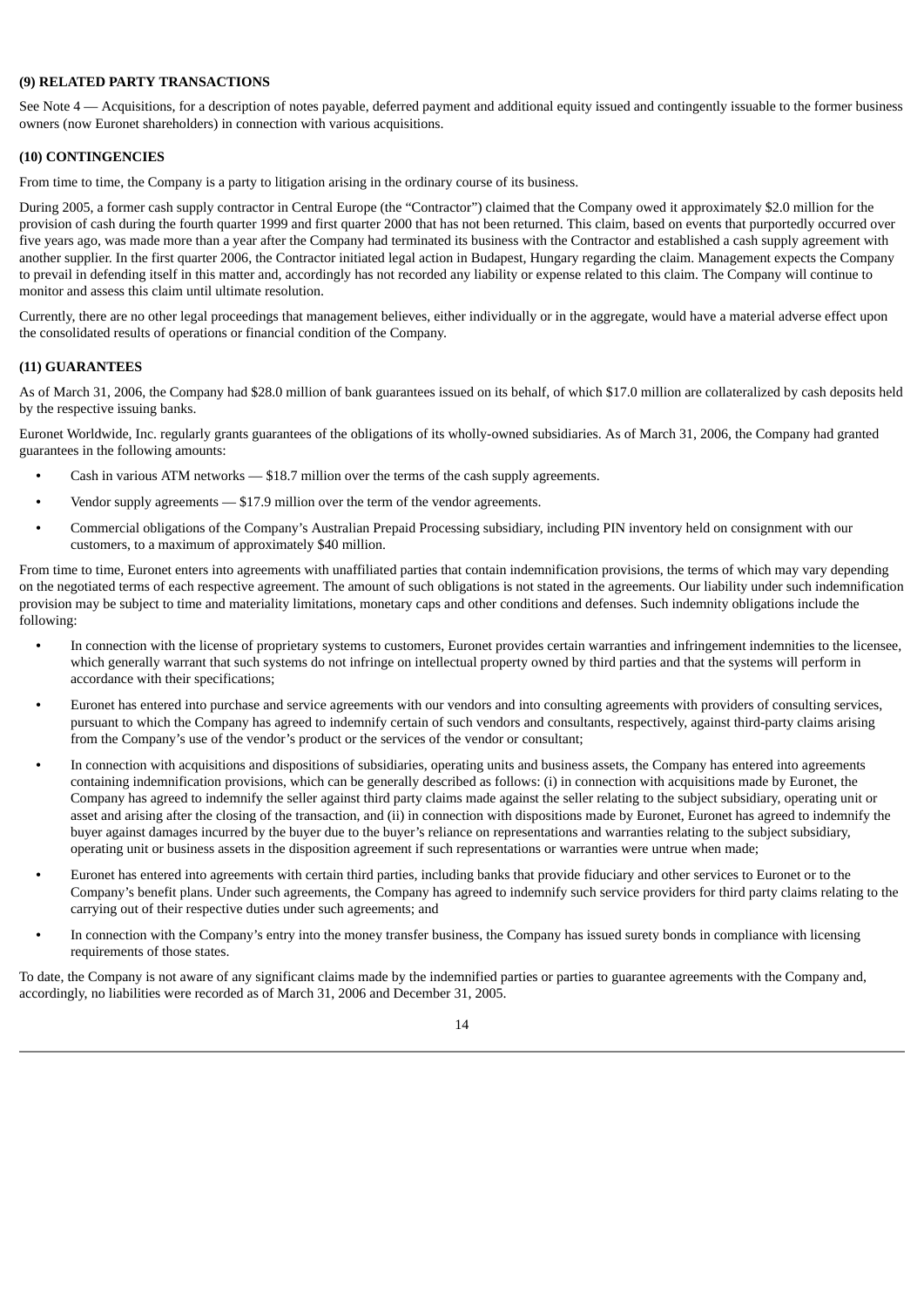### (9) RELATED PARTY TRANSACTIONS

See Note 4 — Acquisitions, for a description of notes payable, deferred payment and additional equity issued and contingently issuable to the former business owners (now Euronet shareholders) in connection with various acquisitions.

### (10) CONTINGENCIES

From time to time, the Company is a party to litigation arising in the ordinary course of its business.

During 2005, a former cash supply contractor in Central Europe (the "Contractor") claimed that the Company owed it approximately $2.0 million for the provision of cash during the fourth quarter 1999 and first quarter 2000 that has not been returned. This claim, based on events that purportedly occurred over five years ago, was made more than a year after the Company had terminated its business with the Contractor and established a cash supply agreement with another supplier. In the first quarter 2006, the Contractor initiated legal action in Budapest, Hungary regarding the claim. Management expects the Company to prevail in defending itself in this matter and, accordingly has not recorded any liability or expense related to this claim. The Company will continue to monitor and assess this claim until ultimate resolution.

Currently, there are no other legal proceedings that management believes, either individually or in the aggregate, would have a material adverse effect upon the consolidated results of operations or financial condition of the Company.

### (11) GUARANTEES

As of March 31, 2006, the Company had $28.0 million of bank guarantees issued on its behalf, of which $17.0 million are collateralized by cash deposits held by the respective issuing banks.

Euronet Worldwide, Inc. regularly grants guarantees of the obligations of its wholly-owned subsidiaries. As of March 31, 2006, the Company had granted guarantees in the following amounts:

- Cash in various ATM networks — $18.7 million over the terms of the cash supply agreements.
- Vendor supply agreements — $17.9 million over the term of the vendor agreements.
- Commercial obligations of the Company's Australian Prepaid Processing subsidiary, including PIN inventory held on consignment with our customers, to a maximum of approximately $40 million.

From time to time, Euronet enters into agreements with unaffiliated parties that contain indemnification provisions, the terms of which may vary depending on the negotiated terms of each respective agreement. The amount of such obligations is not stated in the agreements. Our liability under such indemnification provision may be subject to time and materiality limitations, monetary caps and other conditions and defenses. Such indemnity obligations include the following:

- In connection with the license of proprietary systems to customers, Euronet provides certain warranties and infringement indemnities to the licensee, which generally warrant that such systems do not infringe on intellectual property owned by third parties and that the systems will perform in accordance with their specifications;
- Euronet has entered into purchase and service agreements with our vendors and into consulting agreements with providers of consulting services, pursuant to which the Company has agreed to indemnify certain of such vendors and consultants, respectively, against third-party claims arising from the Company's use of the vendor's product or the services of the vendor or consultant;
- In connection with acquisitions and dispositions of subsidiaries, operating units and business assets, the Company has entered into agreements containing indemnification provisions, which can be generally described as follows: (i) in connection with acquisitions made by Euronet, the Company has agreed to indemnify the seller against third party claims made against the seller relating to the subject subsidiary, operating unit or asset and arising after the closing of the transaction, and (ii) in connection with dispositions made by Euronet, Euronet has agreed to indemnify the buyer against damages incurred by the buyer due to the buyer's reliance on representations and warranties relating to the subject subsidiary, operating unit or business assets in the disposition agreement if such representations or warranties were untrue when made;
- Euronet has entered into agreements with certain third parties, including banks that provide fiduciary and other services to Euronet or to the Company's benefit plans. Under such agreements, the Company has agreed to indemnify such service providers for third party claims relating to the carrying out of their respective duties under such agreements; and
- In connection with the Company's entry into the money transfer business, the Company has issued surety bonds in compliance with licensing requirements of those states.

To date, the Company is not aware of any significant claims made by the indemnified parties or parties to guarantee agreements with the Company and, accordingly, no liabilities were recorded as of March 31, 2006 and December 31, 2005.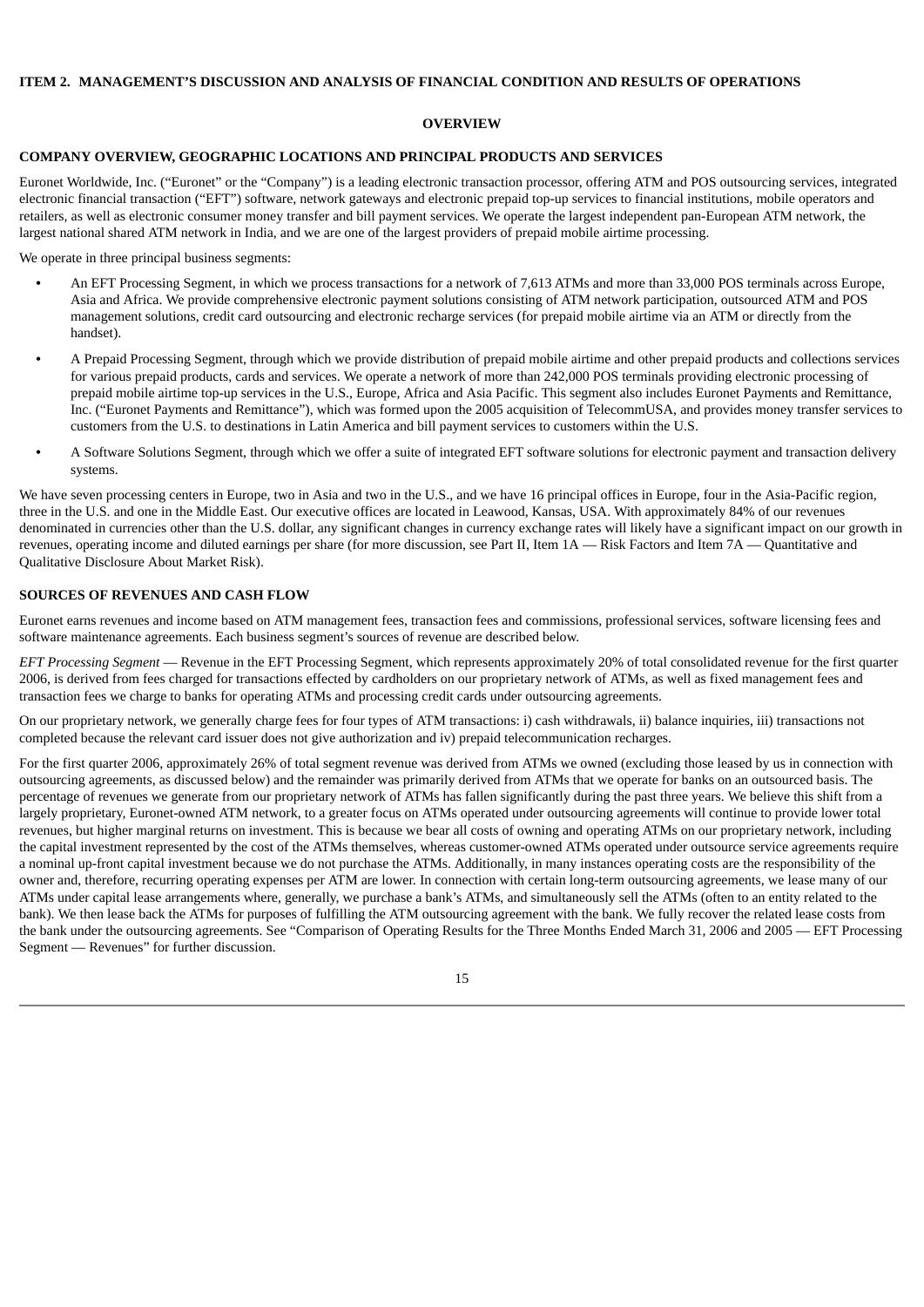## ITEM 2. MANAGEMENT'S DISCUSSION AND ANALYSIS OF FINANCIAL CONDITION AND RESULTS OF OPERATIONS

### OVERVIEW

### COMPANY OVERVIEW, GEOGRAPHIC LOCATIONS AND PRINCIPAL PRODUCTS AND SERVICES

Euronet Worldwide, Inc. ("Euronet" or the "Company") is a leading electronic transaction processor, offering ATM and POS outsourcing services, integrated electronic financial transaction ("EFT") software, network gateways and electronic prepaid top-up services to financial institutions, mobile operators and retailers, as well as electronic consumer money transfer and bill payment services. We operate the largest independent pan-European ATM network, the largest national shared ATM network in India, and we are one of the largest providers of prepaid mobile airtime processing.

We operate in three principal business segments:

- An EFT Processing Segment, in which we process transactions for a network of 7,613 ATMs and more than 33,000 POS terminals across Europe, Asia and Africa. We provide comprehensive electronic payment solutions consisting of ATM network participation, outsourced ATM and POS management solutions, credit card outsourcing and electronic recharge services (for prepaid mobile airtime via an ATM or directly from the handset).
- A Prepaid Processing Segment, through which we provide distribution of prepaid mobile airtime and other prepaid products and collections services for various prepaid products, cards and services. We operate a network of more than 242,000 POS terminals providing electronic processing of prepaid mobile airtime top-up services in the U.S., Europe, Africa and Asia Pacific. This segment also includes Euronet Payments and Remittance, Inc. ("Euronet Payments and Remittance"), which was formed upon the 2005 acquisition of TelecommUSA, and provides money transfer services to customers from the U.S. to destinations in Latin America and bill payment services to customers within the U.S.
- A Software Solutions Segment, through which we offer a suite of integrated EFT software solutions for electronic payment and transaction delivery systems.

We have seven processing centers in Europe, two in Asia and two in the U.S., and we have 16 principal offices in Europe, four in the Asia-Pacific region, three in the U.S. and one in the Middle East. Our executive offices are located in Leawood, Kansas, USA. With approximately 84% of our revenues denominated in currencies other than the U.S. dollar, any significant changes in currency exchange rates will likely have a significant impact on our growth in revenues, operating income and diluted earnings per share (for more discussion, see Part II, Item 1A — Risk Factors and Item 7A — Quantitative and Qualitative Disclosure About Market Risk).

### SOURCES OF REVENUES AND CASH FLOW

Euronet earns revenues and income based on ATM management fees, transaction fees and commissions, professional services, software licensing fees and software maintenance agreements. Each business segment's sources of revenue are described below.

*EFT Processing Segment* — Revenue in the EFT Processing Segment, which represents approximately 20% of total consolidated revenue for the first quarter 2006, is derived from fees charged for transactions effected by cardholders on our proprietary network of ATMs, as well as fixed management fees and transaction fees we charge to banks for operating ATMs and processing credit cards under outsourcing agreements.

On our proprietary network, we generally charge fees for four types of ATM transactions: i) cash withdrawals, ii) balance inquiries, iii) transactions not completed because the relevant card issuer does not give authorization and iv) prepaid telecommunication recharges.

For the first quarter 2006, approximately 26% of total segment revenue was derived from ATMs we owned (excluding those leased by us in connection with outsourcing agreements, as discussed below) and the remainder was primarily derived from ATMs that we operate for banks on an outsourced basis. The percentage of revenues we generate from our proprietary network of ATMs has fallen significantly during the past three years. We believe this shift from a largely proprietary, Euronet-owned ATM network, to a greater focus on ATMs operated under outsourcing agreements will continue to provide lower total revenues, but higher marginal returns on investment. This is because we bear all costs of owning and operating ATMs on our proprietary network, including the capital investment represented by the cost of the ATMs themselves, whereas customer-owned ATMs operated under outsource service agreements require a nominal up-front capital investment because we do not purchase the ATMs. Additionally, in many instances operating costs are the responsibility of the owner and, therefore, recurring operating expenses per ATM are lower. In connection with certain long-term outsourcing agreements, we lease many of our ATMs under capital lease arrangements where, generally, we purchase a bank's ATMs, and simultaneously sell the ATMs (often to an entity related to the bank). We then lease back the ATMs for purposes of fulfilling the ATM outsourcing agreement with the bank. We fully recover the related lease costs from the bank under the outsourcing agreements. See "Comparison of Operating Results for the Three Months Ended March 31, 2006 and 2005 — EFT Processing Segment — Revenues" for further discussion.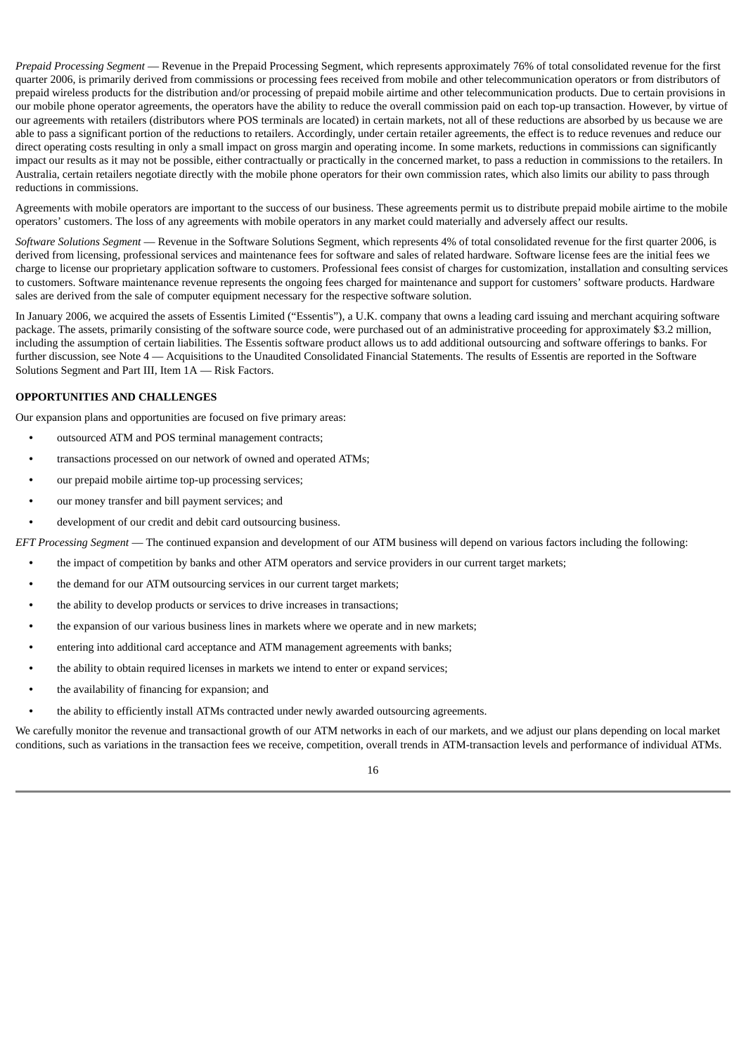*Prepaid Processing Segment* — Revenue in the Prepaid Processing Segment, which represents approximately 76% of total consolidated revenue for the first quarter 2006, is primarily derived from commissions or processing fees received from mobile and other telecommunication operators or from distributors of prepaid wireless products for the distribution and/or processing of prepaid mobile airtime and other telecommunication products. Due to certain provisions in our mobile phone operator agreements, the operators have the ability to reduce the overall commission paid on each top-up transaction. However, by virtue of our agreements with retailers (distributors where POS terminals are located) in certain markets, not all of these reductions are absorbed by us because we are able to pass a significant portion of the reductions to retailers. Accordingly, under certain retailer agreements, the effect is to reduce revenues and reduce our direct operating costs resulting in only a small impact on gross margin and operating income. In some markets, reductions in commissions can significantly impact our results as it may not be possible, either contractually or practically in the concerned market, to pass a reduction in commissions to the retailers. In Australia, certain retailers negotiate directly with the mobile phone operators for their own commission rates, which also limits our ability to pass through reductions in commissions.

Agreements with mobile operators are important to the success of our business. These agreements permit us to distribute prepaid mobile airtime to the mobile operators' customers. The loss of any agreements with mobile operators in any market could materially and adversely affect our results.

*Software Solutions Segment* — Revenue in the Software Solutions Segment, which represents 4% of total consolidated revenue for the first quarter 2006, is derived from licensing, professional services and maintenance fees for software and sales of related hardware. Software license fees are the initial fees we charge to license our proprietary application software to customers. Professional fees consist of charges for customization, installation and consulting services to customers. Software maintenance revenue represents the ongoing fees charged for maintenance and support for customers' software products. Hardware sales are derived from the sale of computer equipment necessary for the respective software solution.

In January 2006, we acquired the assets of Essentis Limited ("Essentis"), a U.K. company that owns a leading card issuing and merchant acquiring software package. The assets, primarily consisting of the software source code, were purchased out of an administrative proceeding for approximately $3.2 million, including the assumption of certain liabilities. The Essentis software product allows us to add additional outsourcing and software offerings to banks. For further discussion, see Note 4 — Acquisitions to the Unaudited Consolidated Financial Statements. The results of Essentis are reported in the Software Solutions Segment and Part III, Item 1A — Risk Factors.

**OPPORTUNITIES AND CHALLENGES**

Our expansion plans and opportunities are focused on five primary areas:

- outsourced ATM and POS terminal management contracts;
- transactions processed on our network of owned and operated ATMs;
- our prepaid mobile airtime top-up processing services;
- our money transfer and bill payment services; and
- development of our credit and debit card outsourcing business.

*EFT Processing Segment* — The continued expansion and development of our ATM business will depend on various factors including the following:

- the impact of competition by banks and other ATM operators and service providers in our current target markets;
- the demand for our ATM outsourcing services in our current target markets;
- the ability to develop products or services to drive increases in transactions;
- the expansion of our various business lines in markets where we operate and in new markets;
- entering into additional card acceptance and ATM management agreements with banks;
- the ability to obtain required licenses in markets we intend to enter or expand services;
- the availability of financing for expansion; and
- the ability to efficiently install ATMs contracted under newly awarded outsourcing agreements.

We carefully monitor the revenue and transactional growth of our ATM networks in each of our markets, and we adjust our plans depending on local market conditions, such as variations in the transaction fees we receive, competition, overall trends in ATM-transaction levels and performance of individual ATMs.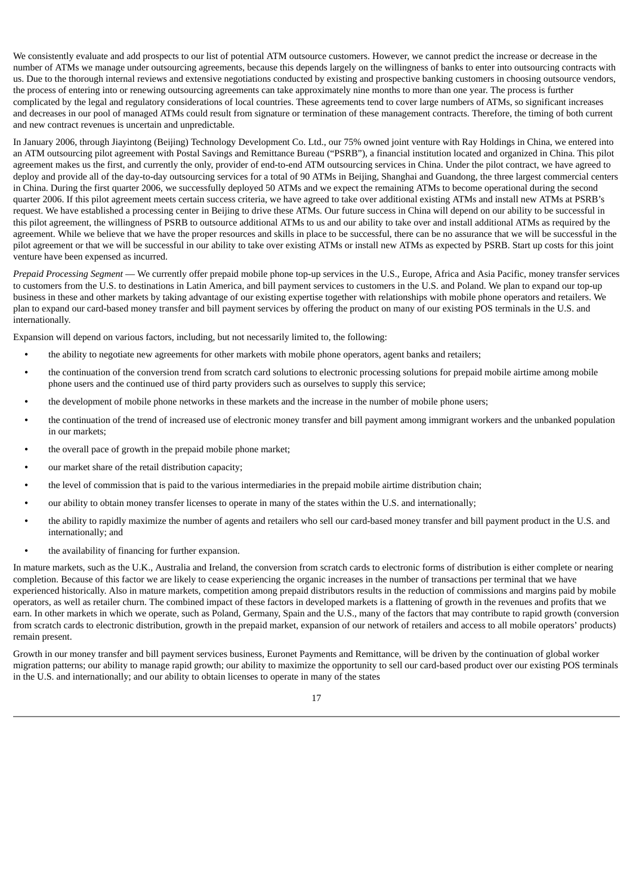We consistently evaluate and add prospects to our list of potential ATM outsource customers. However, we cannot predict the increase or decrease in the number of ATMs we manage under outsourcing agreements, because this depends largely on the willingness of banks to enter into outsourcing contracts with us. Due to the thorough internal reviews and extensive negotiations conducted by existing and prospective banking customers in choosing outsource vendors, the process of entering into or renewing outsourcing agreements can take approximately nine months to more than one year. The process is further complicated by the legal and regulatory considerations of local countries. These agreements tend to cover large numbers of ATMs, so significant increases and decreases in our pool of managed ATMs could result from signature or termination of these management contracts. Therefore, the timing of both current and new contract revenues is uncertain and unpredictable.

In January 2006, through Jiayintong (Beijing) Technology Development Co. Ltd., our 75% owned joint venture with Ray Holdings in China, we entered into an ATM outsourcing pilot agreement with Postal Savings and Remittance Bureau ("PSRB"), a financial institution located and organized in China. This pilot agreement makes us the first, and currently the only, provider of end-to-end ATM outsourcing services in China. Under the pilot contract, we have agreed to deploy and provide all of the day-to-day outsourcing services for a total of 90 ATMs in Beijing, Shanghai and Guandong, the three largest commercial centers in China. During the first quarter 2006, we successfully deployed 50 ATMs and we expect the remaining ATMs to become operational during the second quarter 2006. If this pilot agreement meets certain success criteria, we have agreed to take over additional existing ATMs and install new ATMs at PSRB's request. We have established a processing center in Beijing to drive these ATMs. Our future success in China will depend on our ability to be successful in this pilot agreement, the willingness of PSRB to outsource additional ATMs to us and our ability to take over and install additional ATMs as required by the agreement. While we believe that we have the proper resources and skills in place to be successful, there can be no assurance that we will be successful in the pilot agreement or that we will be successful in our ability to take over existing ATMs or install new ATMs as expected by PSRB. Start up costs for this joint venture have been expensed as incurred.

*Prepaid Processing Segment* — We currently offer prepaid mobile phone top-up services in the U.S., Europe, Africa and Asia Pacific, money transfer services to customers from the U.S. to destinations in Latin America, and bill payment services to customers in the U.S. and Poland. We plan to expand our top-up business in these and other markets by taking advantage of our existing expertise together with relationships with mobile phone operators and retailers. We plan to expand our card-based money transfer and bill payment services by offering the product on many of our existing POS terminals in the U.S. and internationally.

Expansion will depend on various factors, including, but not necessarily limited to, the following:

- the ability to negotiate new agreements for other markets with mobile phone operators, agent banks and retailers;
- the continuation of the conversion trend from scratch card solutions to electronic processing solutions for prepaid mobile airtime among mobile phone users and the continued use of third party providers such as ourselves to supply this service;
- the development of mobile phone networks in these markets and the increase in the number of mobile phone users;
- the continuation of the trend of increased use of electronic money transfer and bill payment among immigrant workers and the unbanked population in our markets;
- the overall pace of growth in the prepaid mobile phone market;
- our market share of the retail distribution capacity;
- the level of commission that is paid to the various intermediaries in the prepaid mobile airtime distribution chain;
- our ability to obtain money transfer licenses to operate in many of the states within the U.S. and internationally;
- the ability to rapidly maximize the number of agents and retailers who sell our card-based money transfer and bill payment product in the U.S. and internationally; and
- the availability of financing for further expansion.

In mature markets, such as the U.K., Australia and Ireland, the conversion from scratch cards to electronic forms of distribution is either complete or nearing completion. Because of this factor we are likely to cease experiencing the organic increases in the number of transactions per terminal that we have experienced historically. Also in mature markets, competition among prepaid distributors results in the reduction of commissions and margins paid by mobile operators, as well as retailer churn. The combined impact of these factors in developed markets is a flattening of growth in the revenues and profits that we earn. In other markets in which we operate, such as Poland, Germany, Spain and the U.S., many of the factors that may contribute to rapid growth (conversion from scratch cards to electronic distribution, growth in the prepaid market, expansion of our network of retailers and access to all mobile operators' products) remain present.

Growth in our money transfer and bill payment services business, Euronet Payments and Remittance, will be driven by the continuation of global worker migration patterns; our ability to manage rapid growth; our ability to maximize the opportunity to sell our card-based product over our existing POS terminals in the U.S. and internationally; and our ability to obtain licenses to operate in many of the states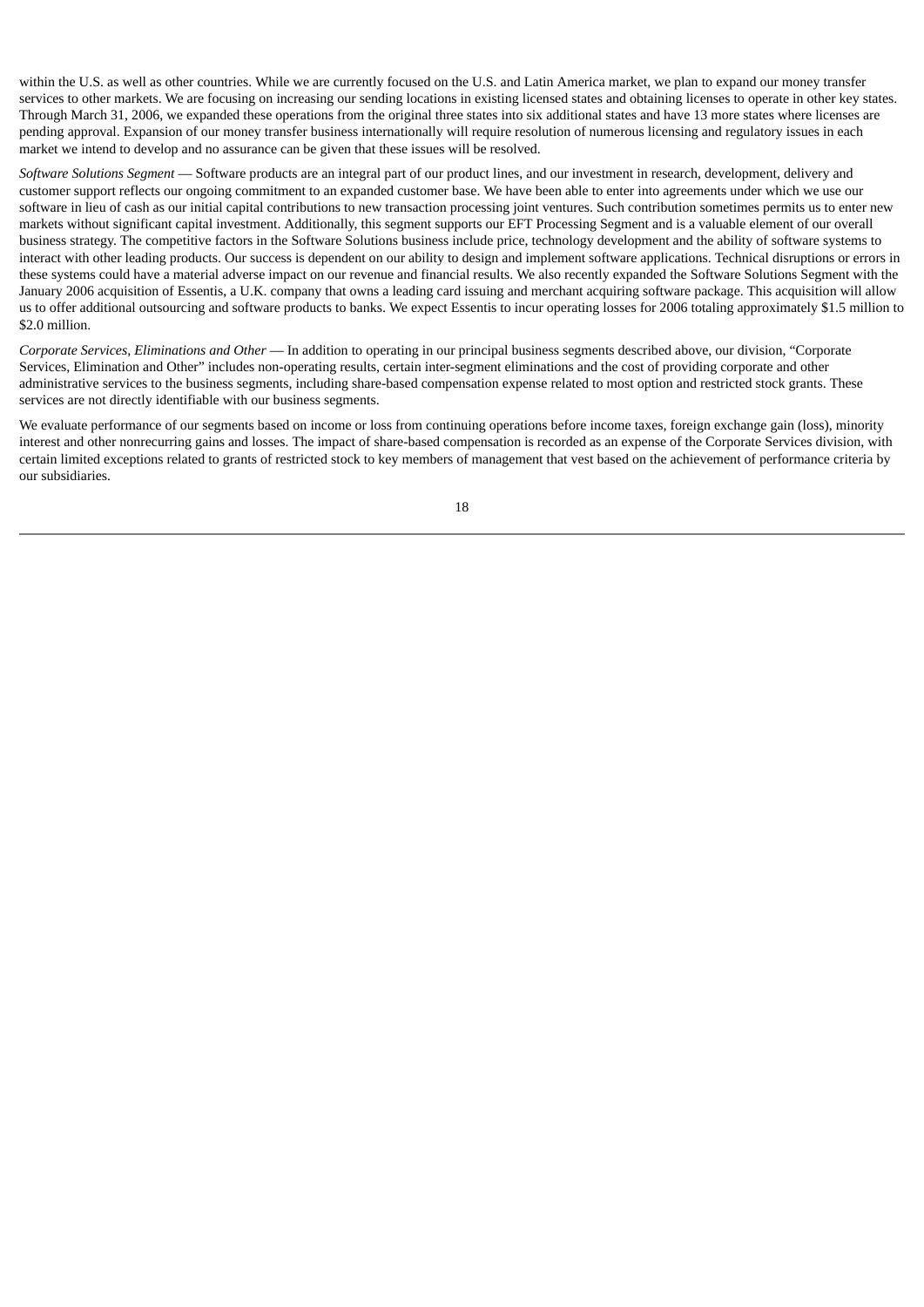within the U.S. as well as other countries. While we are currently focused on the U.S. and Latin America market, we plan to expand our money transfer services to other markets. We are focusing on increasing our sending locations in existing licensed states and obtaining licenses to operate in other key states. Through March 31, 2006, we expanded these operations from the original three states into six additional states and have 13 more states where licenses are pending approval. Expansion of our money transfer business internationally will require resolution of numerous licensing and regulatory issues in each market we intend to develop and no assurance can be given that these issues will be resolved.

*Software Solutions Segment* — Software products are an integral part of our product lines, and our investment in research, development, delivery and customer support reflects our ongoing commitment to an expanded customer base. We have been able to enter into agreements under which we use our software in lieu of cash as our initial capital contributions to new transaction processing joint ventures. Such contribution sometimes permits us to enter new markets without significant capital investment. Additionally, this segment supports our EFT Processing Segment and is a valuable element of our overall business strategy. The competitive factors in the Software Solutions business include price, technology development and the ability of software systems to interact with other leading products. Our success is dependent on our ability to design and implement software applications. Technical disruptions or errors in these systems could have a material adverse impact on our revenue and financial results. We also recently expanded the Software Solutions Segment with the January 2006 acquisition of Essentis, a U.K. company that owns a leading card issuing and merchant acquiring software package. This acquisition will allow us to offer additional outsourcing and software products to banks. We expect Essentis to incur operating losses for 2006 totaling approximately $1.5 million to $2.0 million.

*Corporate Services, Eliminations and Other* — In addition to operating in our principal business segments described above, our division, "Corporate Services, Elimination and Other" includes non-operating results, certain inter-segment eliminations and the cost of providing corporate and other administrative services to the business segments, including share-based compensation expense related to most option and restricted stock grants. These services are not directly identifiable with our business segments.

We evaluate performance of our segments based on income or loss from continuing operations before income taxes, foreign exchange gain (loss), minority interest and other nonrecurring gains and losses. The impact of share-based compensation is recorded as an expense of the Corporate Services division, with certain limited exceptions related to grants of restricted stock to key members of management that vest based on the achievement of performance criteria by our subsidiaries.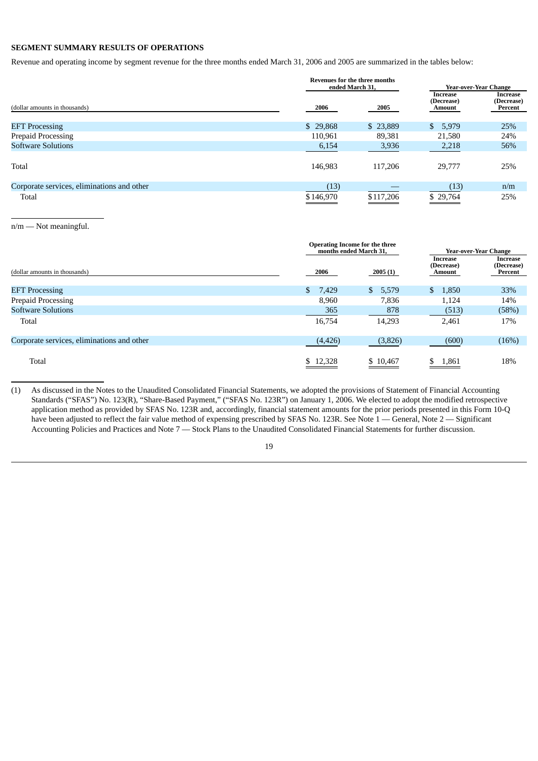**SEGMENT SUMMARY RESULTS OF OPERATIONS**

Revenue and operating income by segment revenue for the three months ended March 31, 2006 and 2005 are summarized in the tables below:

| | Revenues for the three months ended March 31, | | Year-over-Year Change | |
|---|---|---|---|---|
| (dollar amounts in thousands) | 2006 | 2005 | Increase (Decrease) Amount | Increase (Decrease) Percent |
| EFT Processing | $ 29,868 | $ 23,889 | $ 5,979 | 25% |
| Prepaid Processing | 110,961 | 89,381 | 21,580 | 24% |
| Software Solutions | 6,154 | 3,936 | 2,218 | 56% |
| Total | 146,983 | 117,206 | 29,777 | 25% |
| Corporate services, eliminations and other | (13) | — | (13) | n/m |
| Total | $146,970 | $117,206 | $ 29,764 | 25% |

n/m — Not meaningful.

| | Operating Income for the three months ended March 31, | | Year-over-Year Change | |
|---|---|---|---|---|
| (dollar amounts in thousands) | 2006 | 2005 (1) | Increase (Decrease) Amount | Increase (Decrease) Percent |
| EFT Processing | $ 7,429 | $ 5,579 | $ 1,850 | 33% |
| Prepaid Processing | 8,960 | 7,836 | 1,124 | 14% |
| Software Solutions | 365 | 878 | (513) | (58%) |
| Total | 16,754 | 14,293 | 2,461 | 17% |
| Corporate services, eliminations and other | (4,426) | (3,826) | (600) | (16%) |
| Total | $ 12,328 | $ 10,467 | $ 1,861 | 18% |

(1) As discussed in the Notes to the Unaudited Consolidated Financial Statements, we adopted the provisions of Statement of Financial Accounting Standards ("SFAS") No. 123(R), "Share-Based Payment," ("SFAS No. 123R") on January 1, 2006. We elected to adopt the modified retrospective application method as provided by SFAS No. 123R and, accordingly, financial statement amounts for the prior periods presented in this Form 10-Q have been adjusted to reflect the fair value method of expensing prescribed by SFAS No. 123R. See Note 1 — General, Note 2 — Significant Accounting Policies and Practices and Note 7 — Stock Plans to the Unaudited Consolidated Financial Statements for further discussion.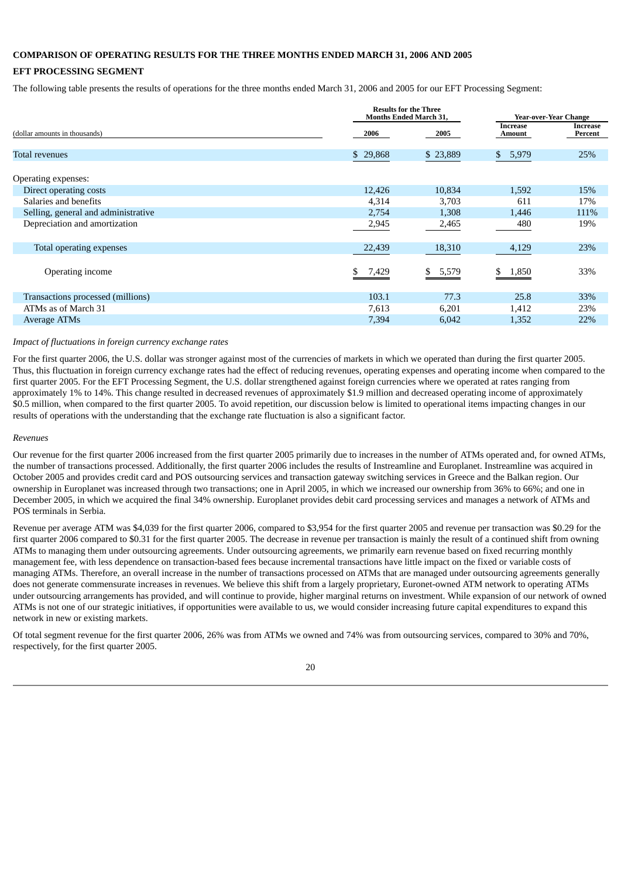**COMPARISON OF OPERATING RESULTS FOR THE THREE MONTHS ENDED MARCH 31, 2006 AND 2005**

**EFT PROCESSING SEGMENT**

The following table presents the results of operations for the three months ended March 31, 2006 and 2005 for our EFT Processing Segment:

| (dollar amounts in thousands) | Results for the Three Months Ended March 31, 2006 | 2005 | Year-over-Year Change Increase Amount | Increase Percent |
|---|---|---|---|---|
| Total revenues | $ 29,868 | $ 23,889 | $ 5,979 | 25% |
| Operating expenses: | | | | |
| Direct operating costs | 12,426 | 10,834 | 1,592 | 15% |
| Salaries and benefits | 4,314 | 3,703 | 611 | 17% |
| Selling, general and administrative | 2,754 | 1,308 | 1,446 | 111% |
| Depreciation and amortization | 2,945 | 2,465 | 480 | 19% |
| Total operating expenses | 22,439 | 18,310 | 4,129 | 23% |
| Operating income | $ 7,429 | $ 5,579 | $ 1,850 | 33% |
| Transactions processed (millions) | 103.1 | 77.3 | 25.8 | 33% |
| ATMs as of March 31 | 7,613 | 6,201 | 1,412 | 23% |
| Average ATMs | 7,394 | 6,042 | 1,352 | 22% |

*Impact of fluctuations in foreign currency exchange rates*

For the first quarter 2006, the U.S. dollar was stronger against most of the currencies of markets in which we operated than during the first quarter 2005. Thus, this fluctuation in foreign currency exchange rates had the effect of reducing revenues, operating expenses and operating income when compared to the first quarter 2005. For the EFT Processing Segment, the U.S. dollar strengthened against foreign currencies where we operated at rates ranging from approximately 1% to 14%. This change resulted in decreased revenues of approximately $1.9 million and decreased operating income of approximately $0.5 million, when compared to the first quarter 2005. To avoid repetition, our discussion below is limited to operational items impacting changes in our results of operations with the understanding that the exchange rate fluctuation is also a significant factor.

*Revenues*

Our revenue for the first quarter 2006 increased from the first quarter 2005 primarily due to increases in the number of ATMs operated and, for owned ATMs, the number of transactions processed. Additionally, the first quarter 2006 includes the results of Instreamline and Europlanet. Instreamline was acquired in October 2005 and provides credit card and POS outsourcing services and transaction gateway switching services in Greece and the Balkan region. Our ownership in Europlanet was increased through two transactions; one in April 2005, in which we increased our ownership from 36% to 66%; and one in December 2005, in which we acquired the final 34% ownership. Europlanet provides debit card processing services and manages a network of ATMs and POS terminals in Serbia.

Revenue per average ATM was $4,039 for the first quarter 2006, compared to $3,954 for the first quarter 2005 and revenue per transaction was $0.29 for the first quarter 2006 compared to $0.31 for the first quarter 2005. The decrease in revenue per transaction is mainly the result of a continued shift from owning ATMs to managing them under outsourcing agreements. Under outsourcing agreements, we primarily earn revenue based on fixed recurring monthly management fee, with less dependence on transaction-based fees because incremental transactions have little impact on the fixed or variable costs of managing ATMs. Therefore, an overall increase in the number of transactions processed on ATMs that are managed under outsourcing agreements generally does not generate commensurate increases in revenues. We believe this shift from a largely proprietary, Euronet-owned ATM network to operating ATMs under outsourcing arrangements has provided, and will continue to provide, higher marginal returns on investment. While expansion of our network of owned ATMs is not one of our strategic initiatives, if opportunities were available to us, we would consider increasing future capital expenditures to expand this network in new or existing markets.

Of total segment revenue for the first quarter 2006, 26% was from ATMs we owned and 74% was from outsourcing services, compared to 30% and 70%, respectively, for the first quarter 2005.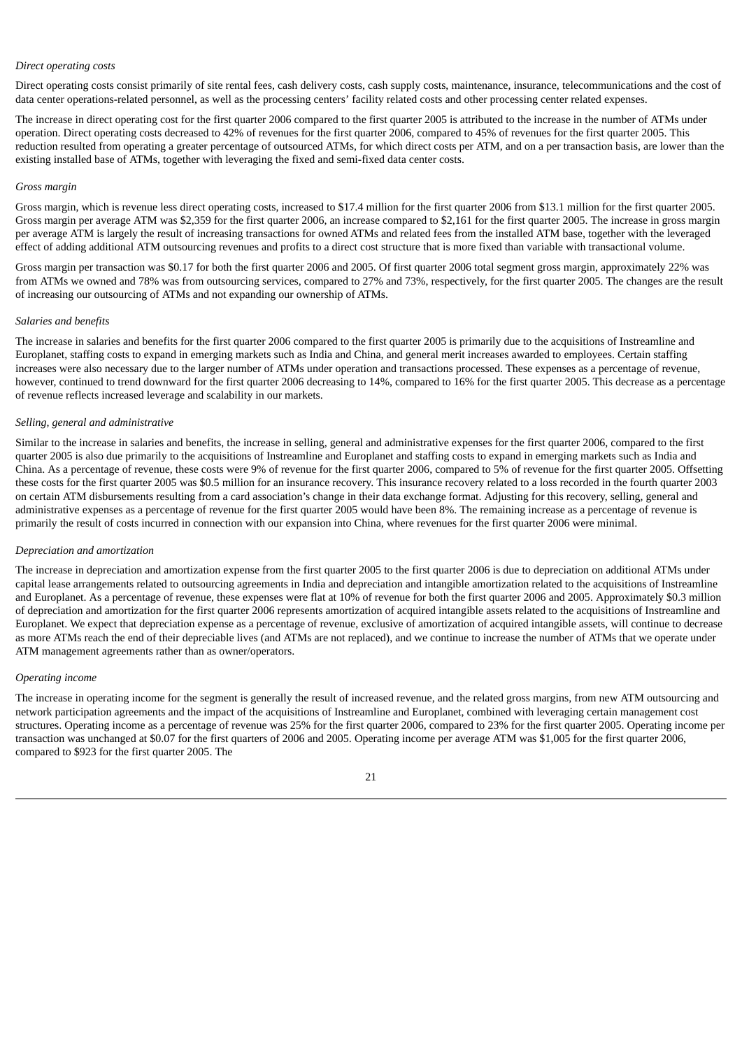*Direct operating costs*

Direct operating costs consist primarily of site rental fees, cash delivery costs, cash supply costs, maintenance, insurance, telecommunications and the cost of data center operations-related personnel, as well as the processing centers' facility related costs and other processing center related expenses.

The increase in direct operating cost for the first quarter 2006 compared to the first quarter 2005 is attributed to the increase in the number of ATMs under operation. Direct operating costs decreased to 42% of revenues for the first quarter 2006, compared to 45% of revenues for the first quarter 2005. This reduction resulted from operating a greater percentage of outsourced ATMs, for which direct costs per ATM, and on a per transaction basis, are lower than the existing installed base of ATMs, together with leveraging the fixed and semi-fixed data center costs.

*Gross margin*

Gross margin, which is revenue less direct operating costs, increased to $17.4 million for the first quarter 2006 from $13.1 million for the first quarter 2005. Gross margin per average ATM was $2,359 for the first quarter 2006, an increase compared to $2,161 for the first quarter 2005. The increase in gross margin per average ATM is largely the result of increasing transactions for owned ATMs and related fees from the installed ATM base, together with the leveraged effect of adding additional ATM outsourcing revenues and profits to a direct cost structure that is more fixed than variable with transactional volume.

Gross margin per transaction was $0.17 for both the first quarter 2006 and 2005. Of first quarter 2006 total segment gross margin, approximately 22% was from ATMs we owned and 78% was from outsourcing services, compared to 27% and 73%, respectively, for the first quarter 2005. The changes are the result of increasing our outsourcing of ATMs and not expanding our ownership of ATMs.

*Salaries and benefits*

The increase in salaries and benefits for the first quarter 2006 compared to the first quarter 2005 is primarily due to the acquisitions of Instreamline and Europlanet, staffing costs to expand in emerging markets such as India and China, and general merit increases awarded to employees. Certain staffing increases were also necessary due to the larger number of ATMs under operation and transactions processed. These expenses as a percentage of revenue, however, continued to trend downward for the first quarter 2006 decreasing to 14%, compared to 16% for the first quarter 2005. This decrease as a percentage of revenue reflects increased leverage and scalability in our markets.

*Selling, general and administrative*

Similar to the increase in salaries and benefits, the increase in selling, general and administrative expenses for the first quarter 2006, compared to the first quarter 2005 is also due primarily to the acquisitions of Instreamline and Europlanet and staffing costs to expand in emerging markets such as India and China. As a percentage of revenue, these costs were 9% of revenue for the first quarter 2006, compared to 5% of revenue for the first quarter 2005. Offsetting these costs for the first quarter 2005 was $0.5 million for an insurance recovery. This insurance recovery related to a loss recorded in the fourth quarter 2003 on certain ATM disbursements resulting from a card association's change in their data exchange format. Adjusting for this recovery, selling, general and administrative expenses as a percentage of revenue for the first quarter 2005 would have been 8%. The remaining increase as a percentage of revenue is primarily the result of costs incurred in connection with our expansion into China, where revenues for the first quarter 2006 were minimal.

*Depreciation and amortization*

The increase in depreciation and amortization expense from the first quarter 2005 to the first quarter 2006 is due to depreciation on additional ATMs under capital lease arrangements related to outsourcing agreements in India and depreciation and intangible amortization related to the acquisitions of Instreamline and Europlanet. As a percentage of revenue, these expenses were flat at 10% of revenue for both the first quarter 2006 and 2005. Approximately $0.3 million of depreciation and amortization for the first quarter 2006 represents amortization of acquired intangible assets related to the acquisitions of Instreamline and Europlanet. We expect that depreciation expense as a percentage of revenue, exclusive of amortization of acquired intangible assets, will continue to decrease as more ATMs reach the end of their depreciable lives (and ATMs are not replaced), and we continue to increase the number of ATMs that we operate under ATM management agreements rather than as owner/operators.

*Operating income*

The increase in operating income for the segment is generally the result of increased revenue, and the related gross margins, from new ATM outsourcing and network participation agreements and the impact of the acquisitions of Instreamline and Europlanet, combined with leveraging certain management cost structures. Operating income as a percentage of revenue was 25% for the first quarter 2006, compared to 23% for the first quarter 2005. Operating income per transaction was unchanged at $0.07 for the first quarters of 2006 and 2005. Operating income per average ATM was $1,005 for the first quarter 2006, compared to $923 for the first quarter 2005. The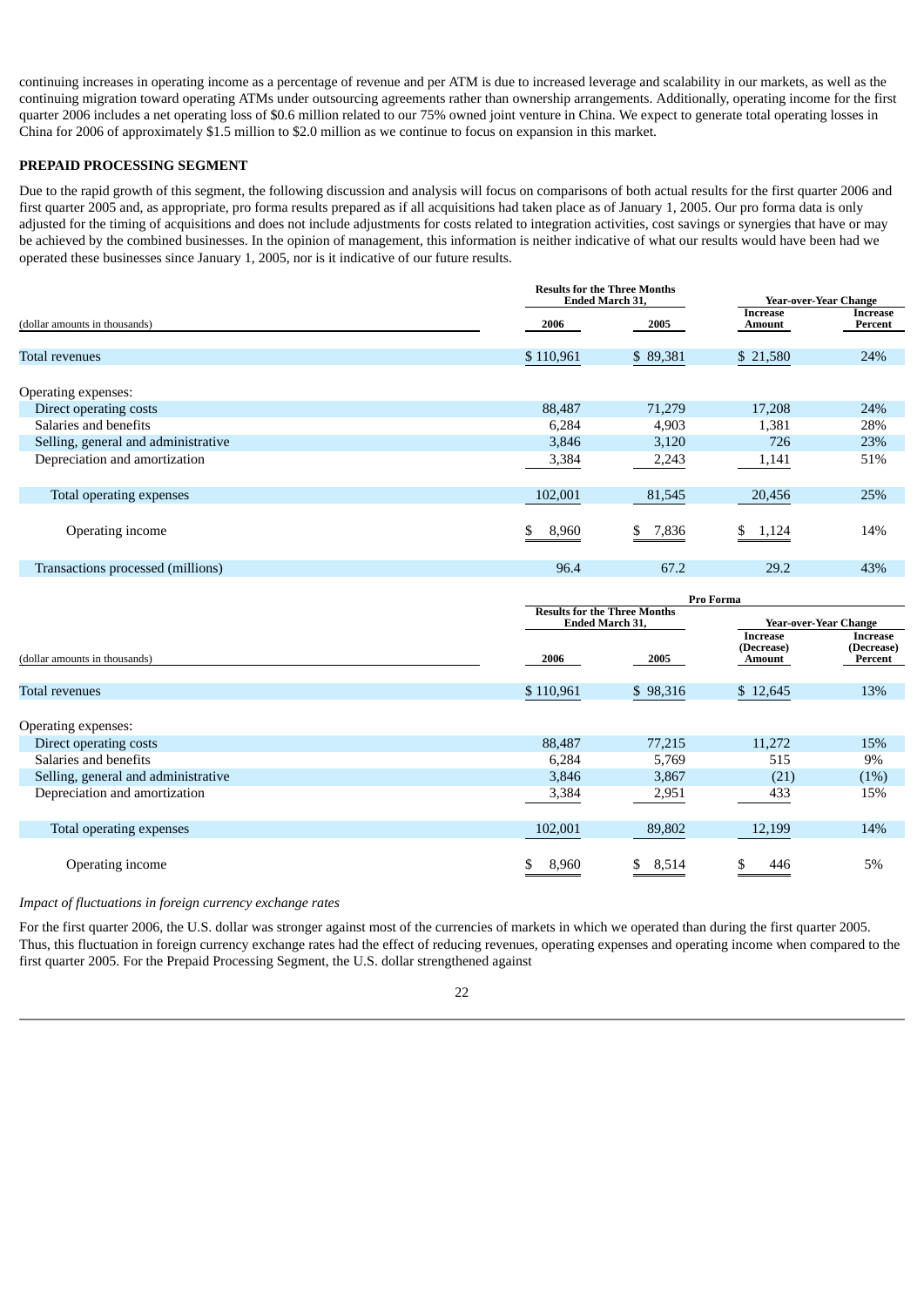continuing increases in operating income as a percentage of revenue and per ATM is due to increased leverage and scalability in our markets, as well as the continuing migration toward operating ATMs under outsourcing agreements rather than ownership arrangements. Additionally, operating income for the first quarter 2006 includes a net operating loss of $0.6 million related to our 75% owned joint venture in China. We expect to generate total operating losses in China for 2006 of approximately $1.5 million to $2.0 million as we continue to focus on expansion in this market.

**PREPAID PROCESSING SEGMENT**

Due to the rapid growth of this segment, the following discussion and analysis will focus on comparisons of both actual results for the first quarter 2006 and first quarter 2005 and, as appropriate, pro forma results prepared as if all acquisitions had taken place as of January 1, 2005. Our pro forma data is only adjusted for the timing of acquisitions and does not include adjustments for costs related to integration activities, cost savings or synergies that have or may be achieved by the combined businesses. In the opinion of management, this information is neither indicative of what our results would have been had we operated these businesses since January 1, 2005, nor is it indicative of our future results.

| | Results for the Three Months Ended March 31, | | Year-over-Year Change | |
|---|---|---|---|---|
| (dollar amounts in thousands) | 2006 | 2005 | Increase Amount | Increase Percent |
| Total revenues | $ 110,961 | $ 89,381 | $ 21,580 | 24% |
| Operating expenses: | | | | |
| Direct operating costs | 88,487 | 71,279 | 17,208 | 24% |
| Salaries and benefits | 6,284 | 4,903 | 1,381 | 28% |
| Selling, general and administrative | 3,846 | 3,120 | 726 | 23% |
| Depreciation and amortization | 3,384 | 2,243 | 1,141 | 51% |
| Total operating expenses | 102,001 | 81,545 | 20,456 | 25% |
| Operating income | $ 8,960 | $ 7,836 | $ 1,124 | 14% |
| Transactions processed (millions) | 96.4 | 67.2 | 29.2 | 43% |

| | Pro Forma | | | |
|---|---|---|---|---|
| | Results for the Three Months Ended March 31, | | Year-over-Year Change | |
| (dollar amounts in thousands) | 2006 | 2005 | Increase (Decrease) Amount | Increase (Decrease) Percent |
| Total revenues | $ 110,961 | $ 98,316 | $ 12,645 | 13% |
| Operating expenses: | | | | |
| Direct operating costs | 88,487 | 77,215 | 11,272 | 15% |
| Salaries and benefits | 6,284 | 5,769 | 515 | 9% |
| Selling, general and administrative | 3,846 | 3,867 | (21) | (1%) |
| Depreciation and amortization | 3,384 | 2,951 | 433 | 15% |
| Total operating expenses | 102,001 | 89,802 | 12,199 | 14% |
| Operating income | $ 8,960 | $ 8,514 | $ 446 | 5% |

*Impact of fluctuations in foreign currency exchange rates*

For the first quarter 2006, the U.S. dollar was stronger against most of the currencies of markets in which we operated than during the first quarter 2005. Thus, this fluctuation in foreign currency exchange rates had the effect of reducing revenues, operating expenses and operating income when compared to the first quarter 2005. For the Prepaid Processing Segment, the U.S. dollar strengthened against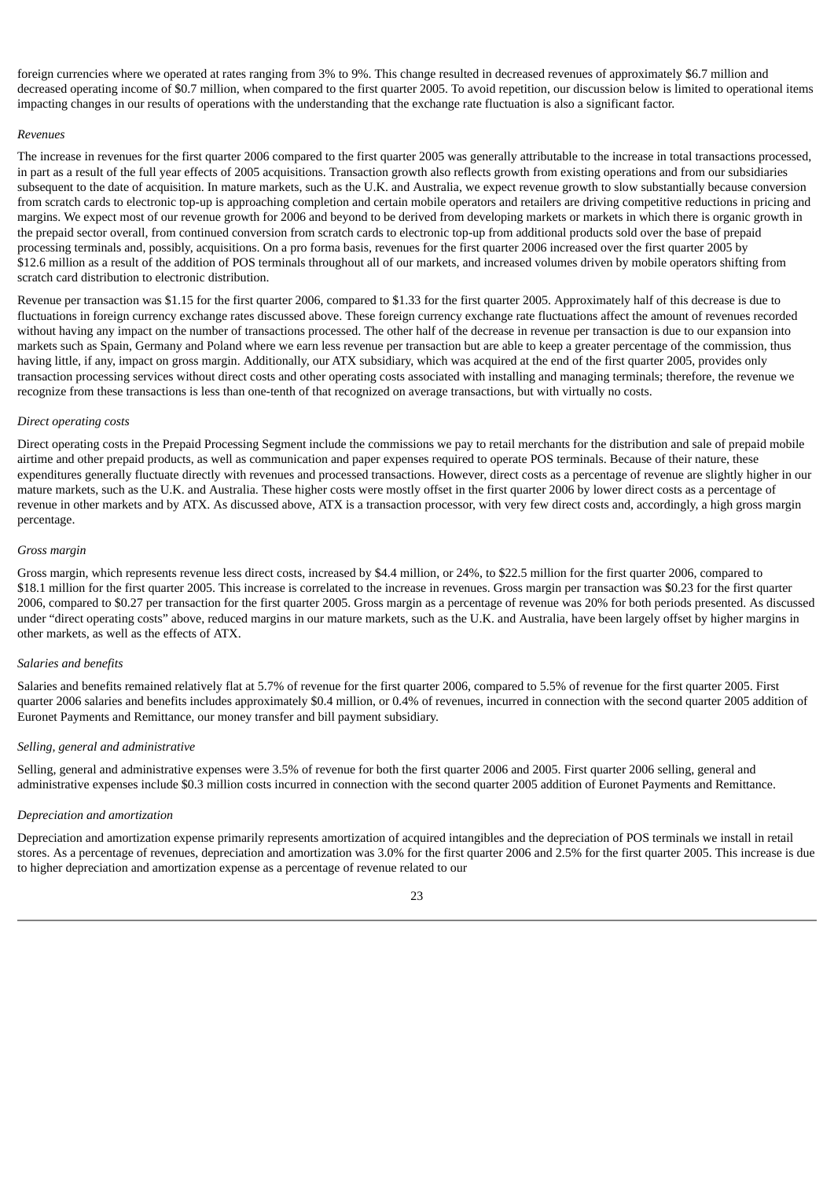foreign currencies where we operated at rates ranging from 3% to 9%. This change resulted in decreased revenues of approximately $6.7 million and decreased operating income of $0.7 million, when compared to the first quarter 2005. To avoid repetition, our discussion below is limited to operational items impacting changes in our results of operations with the understanding that the exchange rate fluctuation is also a significant factor.

*Revenues*

The increase in revenues for the first quarter 2006 compared to the first quarter 2005 was generally attributable to the increase in total transactions processed, in part as a result of the full year effects of 2005 acquisitions. Transaction growth also reflects growth from existing operations and from our subsidiaries subsequent to the date of acquisition. In mature markets, such as the U.K. and Australia, we expect revenue growth to slow substantially because conversion from scratch cards to electronic top-up is approaching completion and certain mobile operators and retailers are driving competitive reductions in pricing and margins. We expect most of our revenue growth for 2006 and beyond to be derived from developing markets or markets in which there is organic growth in the prepaid sector overall, from continued conversion from scratch cards to electronic top-up from additional products sold over the base of prepaid processing terminals and, possibly, acquisitions. On a pro forma basis, revenues for the first quarter 2006 increased over the first quarter 2005 by $12.6 million as a result of the addition of POS terminals throughout all of our markets, and increased volumes driven by mobile operators shifting from scratch card distribution to electronic distribution.

Revenue per transaction was $1.15 for the first quarter 2006, compared to $1.33 for the first quarter 2005. Approximately half of this decrease is due to fluctuations in foreign currency exchange rates discussed above. These foreign currency exchange rate fluctuations affect the amount of revenues recorded without having any impact on the number of transactions processed. The other half of the decrease in revenue per transaction is due to our expansion into markets such as Spain, Germany and Poland where we earn less revenue per transaction but are able to keep a greater percentage of the commission, thus having little, if any, impact on gross margin. Additionally, our ATX subsidiary, which was acquired at the end of the first quarter 2005, provides only transaction processing services without direct costs and other operating costs associated with installing and managing terminals; therefore, the revenue we recognize from these transactions is less than one-tenth of that recognized on average transactions, but with virtually no costs.

*Direct operating costs*

Direct operating costs in the Prepaid Processing Segment include the commissions we pay to retail merchants for the distribution and sale of prepaid mobile airtime and other prepaid products, as well as communication and paper expenses required to operate POS terminals. Because of their nature, these expenditures generally fluctuate directly with revenues and processed transactions. However, direct costs as a percentage of revenue are slightly higher in our mature markets, such as the U.K. and Australia. These higher costs were mostly offset in the first quarter 2006 by lower direct costs as a percentage of revenue in other markets and by ATX. As discussed above, ATX is a transaction processor, with very few direct costs and, accordingly, a high gross margin percentage.

*Gross margin*

Gross margin, which represents revenue less direct costs, increased by $4.4 million, or 24%, to $22.5 million for the first quarter 2006, compared to $18.1 million for the first quarter 2005. This increase is correlated to the increase in revenues. Gross margin per transaction was $0.23 for the first quarter 2006, compared to $0.27 per transaction for the first quarter 2005. Gross margin as a percentage of revenue was 20% for both periods presented. As discussed under “direct operating costs” above, reduced margins in our mature markets, such as the U.K. and Australia, have been largely offset by higher margins in other markets, as well as the effects of ATX.

*Salaries and benefits*

Salaries and benefits remained relatively flat at 5.7% of revenue for the first quarter 2006, compared to 5.5% of revenue for the first quarter 2005. First quarter 2006 salaries and benefits includes approximately $0.4 million, or 0.4% of revenues, incurred in connection with the second quarter 2005 addition of Euronet Payments and Remittance, our money transfer and bill payment subsidiary.

*Selling, general and administrative*

Selling, general and administrative expenses were 3.5% of revenue for both the first quarter 2006 and 2005. First quarter 2006 selling, general and administrative expenses include $0.3 million costs incurred in connection with the second quarter 2005 addition of Euronet Payments and Remittance.

*Depreciation and amortization*

Depreciation and amortization expense primarily represents amortization of acquired intangibles and the depreciation of POS terminals we install in retail stores. As a percentage of revenues, depreciation and amortization was 3.0% for the first quarter 2006 and 2.5% for the first quarter 2005. This increase is due to higher depreciation and amortization expense as a percentage of revenue related to our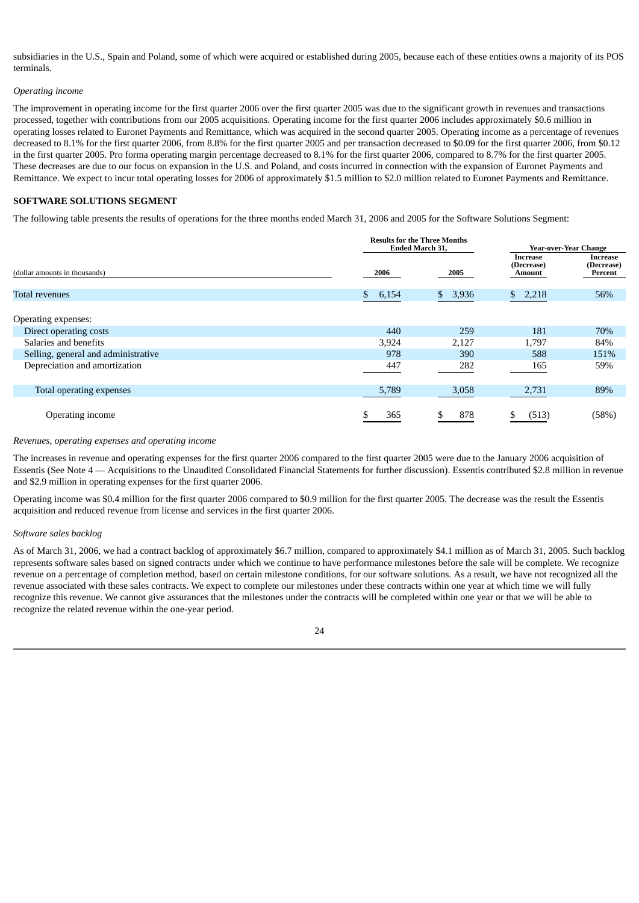subsidiaries in the U.S., Spain and Poland, some of which were acquired or established during 2005, because each of these entities owns a majority of its POS terminals.

*Operating income*

The improvement in operating income for the first quarter 2006 over the first quarter 2005 was due to the significant growth in revenues and transactions processed, together with contributions from our 2005 acquisitions. Operating income for the first quarter 2006 includes approximately $0.6 million in operating losses related to Euronet Payments and Remittance, which was acquired in the second quarter 2005. Operating income as a percentage of revenues decreased to 8.1% for the first quarter 2006, from 8.8% for the first quarter 2005 and per transaction decreased to $0.09 for the first quarter 2006, from $0.12 in the first quarter 2005. Pro forma operating margin percentage decreased to 8.1% for the first quarter 2006, compared to 8.7% for the first quarter 2005. These decreases are due to our focus on expansion in the U.S. and Poland, and costs incurred in connection with the expansion of Euronet Payments and Remittance. We expect to incur total operating losses for 2006 of approximately $1.5 million to $2.0 million related to Euronet Payments and Remittance.

## SOFTWARE SOLUTIONS SEGMENT

The following table presents the results of operations for the three months ended March 31, 2006 and 2005 for the Software Solutions Segment:

| | Results for the Three Months Ended March 31, | | Year-over-Year Change | |
|---|---|---|---|---|
| (dollar amounts in thousands) | 2006 | 2005 | Increase (Decrease) Amount | Increase (Decrease) Percent |
| Total revenues | $ 6,154 | $ 3,936 | $ 2,218 | 56% |
| Operating expenses: | | | | |
| Direct operating costs | 440 | 259 | 181 | 70% |
| Salaries and benefits | 3,924 | 2,127 | 1,797 | 84% |
| Selling, general and administrative | 978 | 390 | 588 | 151% |
| Depreciation and amortization | 447 | 282 | 165 | 59% |
| Total operating expenses | 5,789 | 3,058 | 2,731 | 89% |
| Operating income | $ 365 | $ 878 | $ (513) | (58%) |

*Revenues, operating expenses and operating income*

The increases in revenue and operating expenses for the first quarter 2006 compared to the first quarter 2005 were due to the January 2006 acquisition of Essentis (See Note 4 — Acquisitions to the Unaudited Consolidated Financial Statements for further discussion). Essentis contributed $2.8 million in revenue and $2.9 million in operating expenses for the first quarter 2006.

Operating income was $0.4 million for the first quarter 2006 compared to $0.9 million for the first quarter 2005. The decrease was the result the Essentis acquisition and reduced revenue from license and services in the first quarter 2006.

*Software sales backlog*

As of March 31, 2006, we had a contract backlog of approximately $6.7 million, compared to approximately $4.1 million as of March 31, 2005. Such backlog represents software sales based on signed contracts under which we continue to have performance milestones before the sale will be complete. We recognize revenue on a percentage of completion method, based on certain milestone conditions, for our software solutions. As a result, we have not recognized all the revenue associated with these sales contracts. We expect to complete our milestones under these contracts within one year at which time we will fully recognize this revenue. We cannot give assurances that the milestones under the contracts will be completed within one year or that we will be able to recognize the related revenue within the one-year period.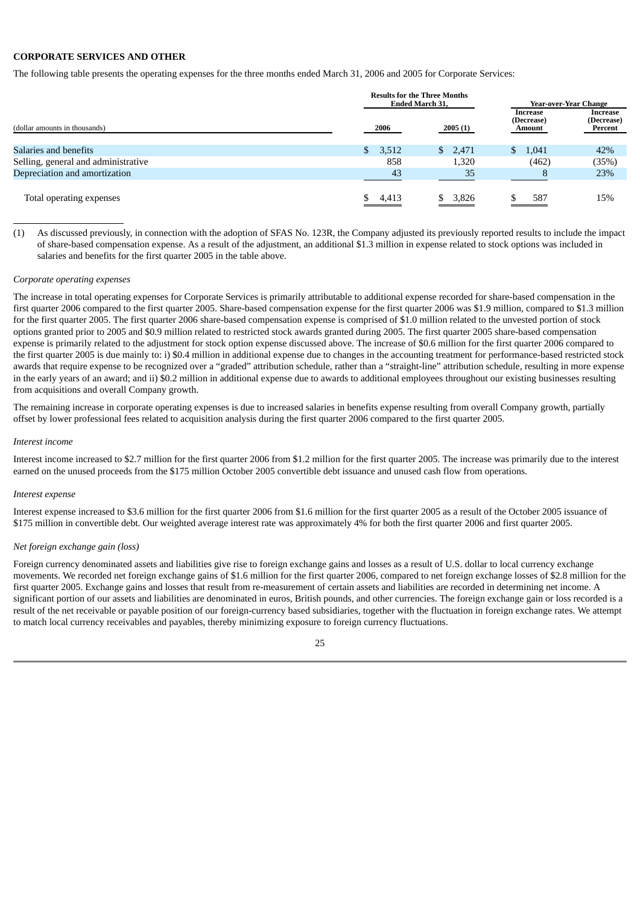**CORPORATE SERVICES AND OTHER**

The following table presents the operating expenses for the three months ended March 31, 2006 and 2005 for Corporate Services:

| (dollar amounts in thousands) | Results for the Three Months Ended March 31, | | Year-over-Year Change | |
|---|---|---|---|---|
| | 2006 | 2005 (1) | Increase (Decrease) Amount | Increase (Decrease) Percent |
| Salaries and benefits | $ 3,512 | $ 2,471 | $ 1,041 | 42% |
| Selling, general and administrative | 858 | 1,320 | (462) | (35%) |
| Depreciation and amortization | 43 | 35 | 8 | 23% |
| Total operating expenses | $ 4,413 | $ 3,826 | $ 587 | 15% |

(1) As discussed previously, in connection with the adoption of SFAS No. 123R, the Company adjusted its previously reported results to include the impact of share-based compensation expense. As a result of the adjustment, an additional $1.3 million in expense related to stock options was included in salaries and benefits for the first quarter 2005 in the table above.

*Corporate operating expenses*

The increase in total operating expenses for Corporate Services is primarily attributable to additional expense recorded for share-based compensation in the first quarter 2006 compared to the first quarter 2005. Share-based compensation expense for the first quarter 2006 was $1.9 million, compared to $1.3 million for the first quarter 2005. The first quarter 2006 share-based compensation expense is comprised of $1.0 million related to the unvested portion of stock options granted prior to 2005 and $0.9 million related to restricted stock awards granted during 2005. The first quarter 2005 share-based compensation expense is primarily related to the adjustment for stock option expense discussed above. The increase of $0.6 million for the first quarter 2006 compared to the first quarter 2005 is due mainly to: i) $0.4 million in additional expense due to changes in the accounting treatment for performance-based restricted stock awards that require expense to be recognized over a "graded" attribution schedule, rather than a "straight-line" attribution schedule, resulting in more expense in the early years of an award; and ii) $0.2 million in additional expense due to awards to additional employees throughout our existing businesses resulting from acquisitions and overall Company growth.

The remaining increase in corporate operating expenses is due to increased salaries in benefits expense resulting from overall Company growth, partially offset by lower professional fees related to acquisition analysis during the first quarter 2006 compared to the first quarter 2005.

*Interest income*

Interest income increased to $2.7 million for the first quarter 2006 from $1.2 million for the first quarter 2005. The increase was primarily due to the interest earned on the unused proceeds from the $175 million October 2005 convertible debt issuance and unused cash flow from operations.

*Interest expense*

Interest expense increased to $3.6 million for the first quarter 2006 from $1.6 million for the first quarter 2005 as a result of the October 2005 issuance of $175 million in convertible debt. Our weighted average interest rate was approximately 4% for both the first quarter 2006 and first quarter 2005.

*Net foreign exchange gain (loss)*

Foreign currency denominated assets and liabilities give rise to foreign exchange gains and losses as a result of U.S. dollar to local currency exchange movements. We recorded net foreign exchange gains of $1.6 million for the first quarter 2006, compared to net foreign exchange losses of $2.8 million for the first quarter 2005. Exchange gains and losses that result from re-measurement of certain assets and liabilities are recorded in determining net income. A significant portion of our assets and liabilities are denominated in euros, British pounds, and other currencies. The foreign exchange gain or loss recorded is a result of the net receivable or payable position of our foreign-currency based subsidiaries, together with the fluctuation in foreign exchange rates. We attempt to match local currency receivables and payables, thereby minimizing exposure to foreign currency fluctuations.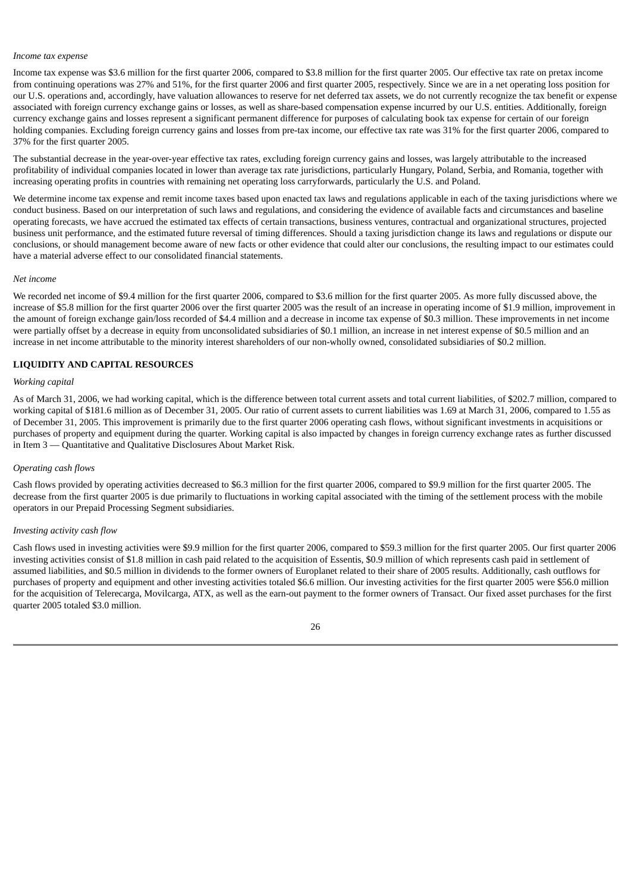*Income tax expense*

Income tax expense was $3.6 million for the first quarter 2006, compared to $3.8 million for the first quarter 2005. Our effective tax rate on pretax income from continuing operations was 27% and 51%, for the first quarter 2006 and first quarter 2005, respectively. Since we are in a net operating loss position for our U.S. operations and, accordingly, have valuation allowances to reserve for net deferred tax assets, we do not currently recognize the tax benefit or expense associated with foreign currency exchange gains or losses, as well as share-based compensation expense incurred by our U.S. entities. Additionally, foreign currency exchange gains and losses represent a significant permanent difference for purposes of calculating book tax expense for certain of our foreign holding companies. Excluding foreign currency gains and losses from pre-tax income, our effective tax rate was 31% for the first quarter 2006, compared to 37% for the first quarter 2005.

The substantial decrease in the year-over-year effective tax rates, excluding foreign currency gains and losses, was largely attributable to the increased profitability of individual companies located in lower than average tax rate jurisdictions, particularly Hungary, Poland, Serbia, and Romania, together with increasing operating profits in countries with remaining net operating loss carryforwards, particularly the U.S. and Poland.

We determine income tax expense and remit income taxes based upon enacted tax laws and regulations applicable in each of the taxing jurisdictions where we conduct business. Based on our interpretation of such laws and regulations, and considering the evidence of available facts and circumstances and baseline operating forecasts, we have accrued the estimated tax effects of certain transactions, business ventures, contractual and organizational structures, projected business unit performance, and the estimated future reversal of timing differences. Should a taxing jurisdiction change its laws and regulations or dispute our conclusions, or should management become aware of new facts or other evidence that could alter our conclusions, the resulting impact to our estimates could have a material adverse effect to our consolidated financial statements.

*Net income*

We recorded net income of $9.4 million for the first quarter 2006, compared to $3.6 million for the first quarter 2005. As more fully discussed above, the increase of $5.8 million for the first quarter 2006 over the first quarter 2005 was the result of an increase in operating income of $1.9 million, improvement in the amount of foreign exchange gain/loss recorded of $4.4 million and a decrease in income tax expense of $0.3 million. These improvements in net income were partially offset by a decrease in equity from unconsolidated subsidiaries of $0.1 million, an increase in net interest expense of $0.5 million and an increase in net income attributable to the minority interest shareholders of our non-wholly owned, consolidated subsidiaries of $0.2 million.

**LIQUIDITY AND CAPITAL RESOURCES**

*Working capital*

As of March 31, 2006, we had working capital, which is the difference between total current assets and total current liabilities, of $202.7 million, compared to working capital of $181.6 million as of December 31, 2005. Our ratio of current assets to current liabilities was 1.69 at March 31, 2006, compared to 1.55 as of December 31, 2005. This improvement is primarily due to the first quarter 2006 operating cash flows, without significant investments in acquisitions or purchases of property and equipment during the quarter. Working capital is also impacted by changes in foreign currency exchange rates as further discussed in Item 3 — Quantitative and Qualitative Disclosures About Market Risk.

*Operating cash flows*

Cash flows provided by operating activities decreased to $6.3 million for the first quarter 2006, compared to $9.9 million for the first quarter 2005. The decrease from the first quarter 2005 is due primarily to fluctuations in working capital associated with the timing of the settlement process with the mobile operators in our Prepaid Processing Segment subsidiaries.

*Investing activity cash flow*

Cash flows used in investing activities were $9.9 million for the first quarter 2006, compared to $59.3 million for the first quarter 2005. Our first quarter 2006 investing activities consist of $1.8 million in cash paid related to the acquisition of Essentis, $0.9 million of which represents cash paid in settlement of assumed liabilities, and $0.5 million in dividends to the former owners of Europlanet related to their share of 2005 results. Additionally, cash outflows for purchases of property and equipment and other investing activities totaled $6.6 million. Our investing activities for the first quarter 2005 were $56.0 million for the acquisition of Telerecarga, Movilcarga, ATX, as well as the earn-out payment to the former owners of Transact. Our fixed asset purchases for the first quarter 2005 totaled $3.0 million.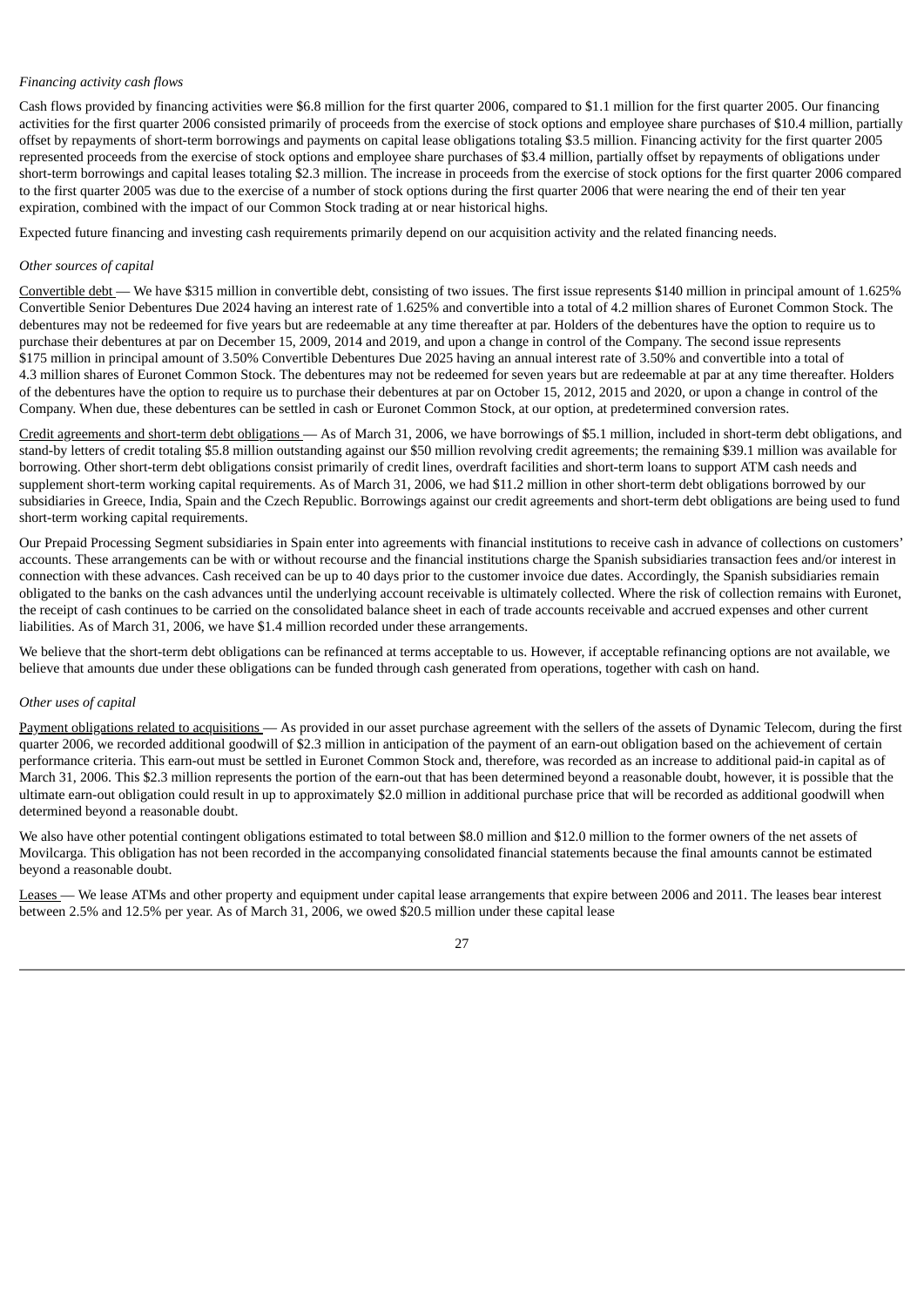*Financing activity cash flows*

Cash flows provided by financing activities were $6.8 million for the first quarter 2006, compared to $1.1 million for the first quarter 2005. Our financing activities for the first quarter 2006 consisted primarily of proceeds from the exercise of stock options and employee share purchases of $10.4 million, partially offset by repayments of short-term borrowings and payments on capital lease obligations totaling $3.5 million. Financing activity for the first quarter 2005 represented proceeds from the exercise of stock options and employee share purchases of $3.4 million, partially offset by repayments of obligations under short-term borrowings and capital leases totaling $2.3 million. The increase in proceeds from the exercise of stock options for the first quarter 2006 compared to the first quarter 2005 was due to the exercise of a number of stock options during the first quarter 2006 that were nearing the end of their ten year expiration, combined with the impact of our Common Stock trading at or near historical highs.

Expected future financing and investing cash requirements primarily depend on our acquisition activity and the related financing needs.

*Other sources of capital*

Convertible debt — We have $315 million in convertible debt, consisting of two issues. The first issue represents $140 million in principal amount of 1.625% Convertible Senior Debentures Due 2024 having an interest rate of 1.625% and convertible into a total of 4.2 million shares of Euronet Common Stock. The debentures may not be redeemed for five years but are redeemable at any time thereafter at par. Holders of the debentures have the option to require us to purchase their debentures at par on December 15, 2009, 2014 and 2019, and upon a change in control of the Company. The second issue represents $175 million in principal amount of 3.50% Convertible Debentures Due 2025 having an annual interest rate of 3.50% and convertible into a total of 4.3 million shares of Euronet Common Stock. The debentures may not be redeemed for seven years but are redeemable at par at any time thereafter. Holders of the debentures have the option to require us to purchase their debentures at par on October 15, 2012, 2015 and 2020, or upon a change in control of the Company. When due, these debentures can be settled in cash or Euronet Common Stock, at our option, at predetermined conversion rates.

Credit agreements and short-term debt obligations — As of March 31, 2006, we have borrowings of $5.1 million, included in short-term debt obligations, and stand-by letters of credit totaling $5.8 million outstanding against our $50 million revolving credit agreements; the remaining $39.1 million was available for borrowing. Other short-term debt obligations consist primarily of credit lines, overdraft facilities and short-term loans to support ATM cash needs and supplement short-term working capital requirements. As of March 31, 2006, we had $11.2 million in other short-term debt obligations borrowed by our subsidiaries in Greece, India, Spain and the Czech Republic. Borrowings against our credit agreements and short-term debt obligations are being used to fund short-term working capital requirements.

Our Prepaid Processing Segment subsidiaries in Spain enter into agreements with financial institutions to receive cash in advance of collections on customers' accounts. These arrangements can be with or without recourse and the financial institutions charge the Spanish subsidiaries transaction fees and/or interest in connection with these advances. Cash received can be up to 40 days prior to the customer invoice due dates. Accordingly, the Spanish subsidiaries remain obligated to the banks on the cash advances until the underlying account receivable is ultimately collected. Where the risk of collection remains with Euronet, the receipt of cash continues to be carried on the consolidated balance sheet in each of trade accounts receivable and accrued expenses and other current liabilities. As of March 31, 2006, we have $1.4 million recorded under these arrangements.

We believe that the short-term debt obligations can be refinanced at terms acceptable to us. However, if acceptable refinancing options are not available, we believe that amounts due under these obligations can be funded through cash generated from operations, together with cash on hand.

*Other uses of capital*

Payment obligations related to acquisitions — As provided in our asset purchase agreement with the sellers of the assets of Dynamic Telecom, during the first quarter 2006, we recorded additional goodwill of $2.3 million in anticipation of the payment of an earn-out obligation based on the achievement of certain performance criteria. This earn-out must be settled in Euronet Common Stock and, therefore, was recorded as an increase to additional paid-in capital as of March 31, 2006. This $2.3 million represents the portion of the earn-out that has been determined beyond a reasonable doubt, however, it is possible that the ultimate earn-out obligation could result in up to approximately $2.0 million in additional purchase price that will be recorded as additional goodwill when determined beyond a reasonable doubt.

We also have other potential contingent obligations estimated to total between $8.0 million and $12.0 million to the former owners of the net assets of Movilcarga. This obligation has not been recorded in the accompanying consolidated financial statements because the final amounts cannot be estimated beyond a reasonable doubt.

Leases — We lease ATMs and other property and equipment under capital lease arrangements that expire between 2006 and 2011. The leases bear interest between 2.5% and 12.5% per year. As of March 31, 2006, we owed $20.5 million under these capital lease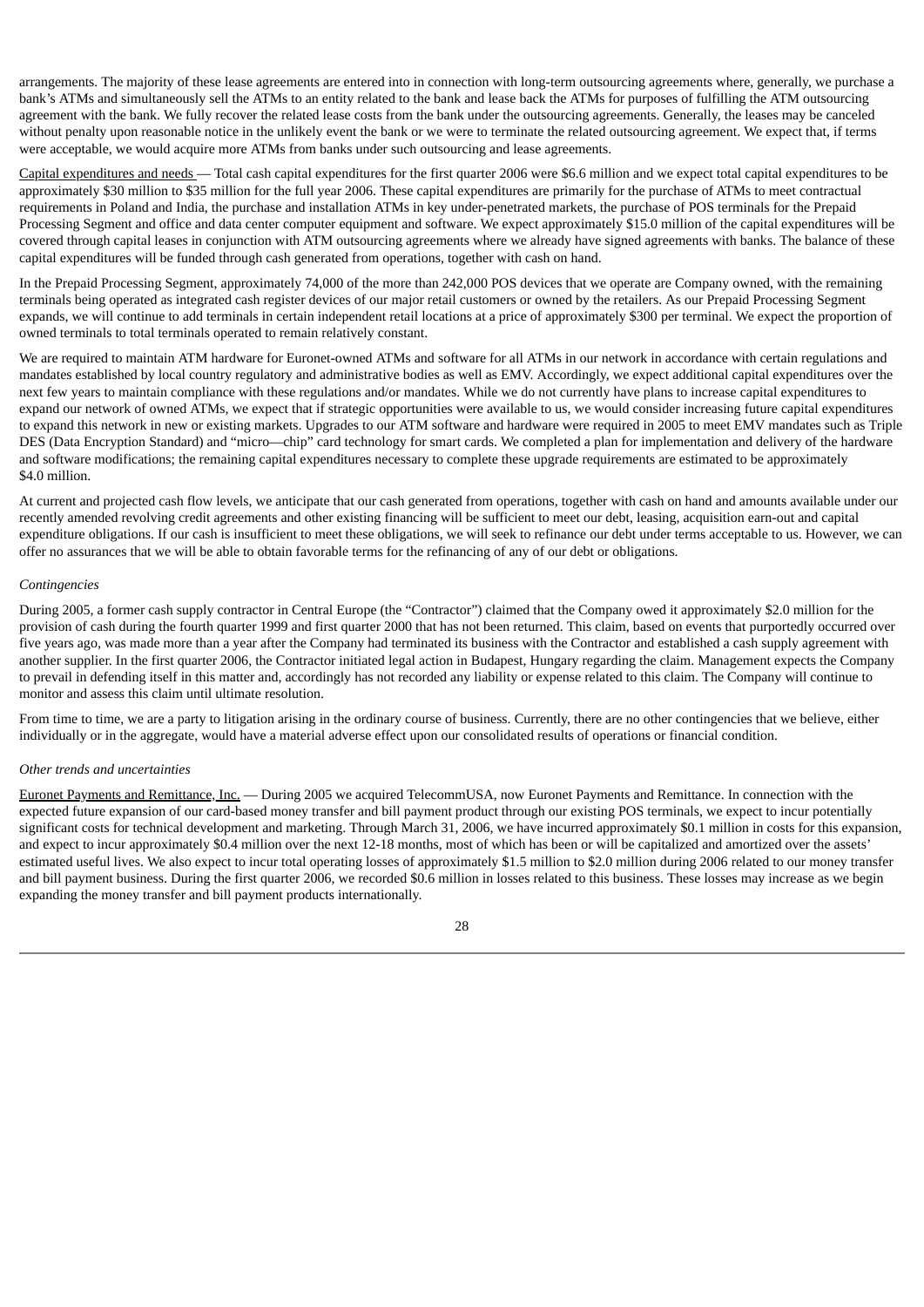arrangements. The majority of these lease agreements are entered into in connection with long-term outsourcing agreements where, generally, we purchase a bank's ATMs and simultaneously sell the ATMs to an entity related to the bank and lease back the ATMs for purposes of fulfilling the ATM outsourcing agreement with the bank. We fully recover the related lease costs from the bank under the outsourcing agreements. Generally, the leases may be canceled without penalty upon reasonable notice in the unlikely event the bank or we were to terminate the related outsourcing agreement. We expect that, if terms were acceptable, we would acquire more ATMs from banks under such outsourcing and lease agreements.

Capital expenditures and needs — Total cash capital expenditures for the first quarter 2006 were $6.6 million and we expect total capital expenditures to be approximately $30 million to $35 million for the full year 2006. These capital expenditures are primarily for the purchase of ATMs to meet contractual requirements in Poland and India, the purchase and installation ATMs in key under-penetrated markets, the purchase of POS terminals for the Prepaid Processing Segment and office and data center computer equipment and software. We expect approximately $15.0 million of the capital expenditures will be covered through capital leases in conjunction with ATM outsourcing agreements where we already have signed agreements with banks. The balance of these capital expenditures will be funded through cash generated from operations, together with cash on hand.

In the Prepaid Processing Segment, approximately 74,000 of the more than 242,000 POS devices that we operate are Company owned, with the remaining terminals being operated as integrated cash register devices of our major retail customers or owned by the retailers. As our Prepaid Processing Segment expands, we will continue to add terminals in certain independent retail locations at a price of approximately $300 per terminal. We expect the proportion of owned terminals to total terminals operated to remain relatively constant.

We are required to maintain ATM hardware for Euronet-owned ATMs and software for all ATMs in our network in accordance with certain regulations and mandates established by local country regulatory and administrative bodies as well as EMV. Accordingly, we expect additional capital expenditures over the next few years to maintain compliance with these regulations and/or mandates. While we do not currently have plans to increase capital expenditures to expand our network of owned ATMs, we expect that if strategic opportunities were available to us, we would consider increasing future capital expenditures to expand this network in new or existing markets. Upgrades to our ATM software and hardware were required in 2005 to meet EMV mandates such as Triple DES (Data Encryption Standard) and "micro—chip" card technology for smart cards. We completed a plan for implementation and delivery of the hardware and software modifications; the remaining capital expenditures necessary to complete these upgrade requirements are estimated to be approximately $4.0 million.

At current and projected cash flow levels, we anticipate that our cash generated from operations, together with cash on hand and amounts available under our recently amended revolving credit agreements and other existing financing will be sufficient to meet our debt, leasing, acquisition earn-out and capital expenditure obligations. If our cash is insufficient to meet these obligations, we will seek to refinance our debt under terms acceptable to us. However, we can offer no assurances that we will be able to obtain favorable terms for the refinancing of any of our debt or obligations.

*Contingencies*

During 2005, a former cash supply contractor in Central Europe (the "Contractor") claimed that the Company owed it approximately $2.0 million for the provision of cash during the fourth quarter 1999 and first quarter 2000 that has not been returned. This claim, based on events that purportedly occurred over five years ago, was made more than a year after the Company had terminated its business with the Contractor and established a cash supply agreement with another supplier. In the first quarter 2006, the Contractor initiated legal action in Budapest, Hungary regarding the claim. Management expects the Company to prevail in defending itself in this matter and, accordingly has not recorded any liability or expense related to this claim. The Company will continue to monitor and assess this claim until ultimate resolution.

From time to time, we are a party to litigation arising in the ordinary course of business. Currently, there are no other contingencies that we believe, either individually or in the aggregate, would have a material adverse effect upon our consolidated results of operations or financial condition.

*Other trends and uncertainties*

Euronet Payments and Remittance, Inc. — During 2005 we acquired TelecommUSA, now Euronet Payments and Remittance. In connection with the expected future expansion of our card-based money transfer and bill payment product through our existing POS terminals, we expect to incur potentially significant costs for technical development and marketing. Through March 31, 2006, we have incurred approximately $0.1 million in costs for this expansion, and expect to incur approximately $0.4 million over the next 12-18 months, most of which has been or will be capitalized and amortized over the assets' estimated useful lives. We also expect to incur total operating losses of approximately $1.5 million to $2.0 million during 2006 related to our money transfer and bill payment business. During the first quarter 2006, we recorded $0.6 million in losses related to this business. These losses may increase as we begin expanding the money transfer and bill payment products internationally.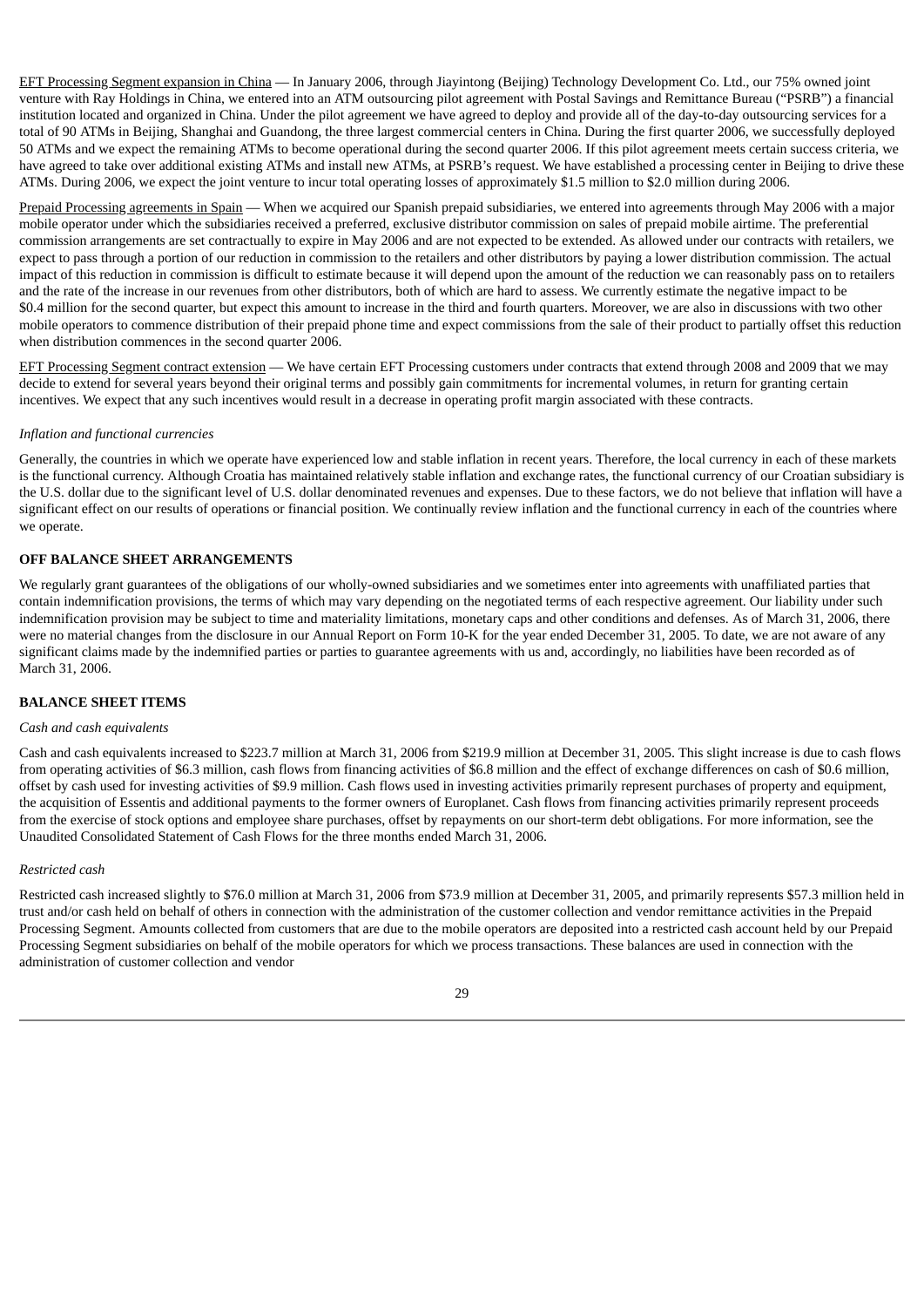EFT Processing Segment expansion in China — In January 2006, through Jiayintong (Beijing) Technology Development Co. Ltd., our 75% owned joint venture with Ray Holdings in China, we entered into an ATM outsourcing pilot agreement with Postal Savings and Remittance Bureau ("PSRB") a financial institution located and organized in China. Under the pilot agreement we have agreed to deploy and provide all of the day-to-day outsourcing services for a total of 90 ATMs in Beijing, Shanghai and Guandong, the three largest commercial centers in China. During the first quarter 2006, we successfully deployed 50 ATMs and we expect the remaining ATMs to become operational during the second quarter 2006. If this pilot agreement meets certain success criteria, we have agreed to take over additional existing ATMs and install new ATMs, at PSRB's request. We have established a processing center in Beijing to drive these ATMs. During 2006, we expect the joint venture to incur total operating losses of approximately $1.5 million to $2.0 million during 2006.

Prepaid Processing agreements in Spain — When we acquired our Spanish prepaid subsidiaries, we entered into agreements through May 2006 with a major mobile operator under which the subsidiaries received a preferred, exclusive distributor commission on sales of prepaid mobile airtime. The preferential commission arrangements are set contractually to expire in May 2006 and are not expected to be extended. As allowed under our contracts with retailers, we expect to pass through a portion of our reduction in commission to the retailers and other distributors by paying a lower distribution commission. The actual impact of this reduction in commission is difficult to estimate because it will depend upon the amount of the reduction we can reasonably pass on to retailers and the rate of the increase in our revenues from other distributors, both of which are hard to assess. We currently estimate the negative impact to be $0.4 million for the second quarter, but expect this amount to increase in the third and fourth quarters. Moreover, we are also in discussions with two other mobile operators to commence distribution of their prepaid phone time and expect commissions from the sale of their product to partially offset this reduction when distribution commences in the second quarter 2006.

EFT Processing Segment contract extension — We have certain EFT Processing customers under contracts that extend through 2008 and 2009 that we may decide to extend for several years beyond their original terms and possibly gain commitments for incremental volumes, in return for granting certain incentives. We expect that any such incentives would result in a decrease in operating profit margin associated with these contracts.

*Inflation and functional currencies*

Generally, the countries in which we operate have experienced low and stable inflation in recent years. Therefore, the local currency in each of these markets is the functional currency. Although Croatia has maintained relatively stable inflation and exchange rates, the functional currency of our Croatian subsidiary is the U.S. dollar due to the significant level of U.S. dollar denominated revenues and expenses. Due to these factors, we do not believe that inflation will have a significant effect on our results of operations or financial position. We continually review inflation and the functional currency in each of the countries where we operate.

**OFF BALANCE SHEET ARRANGEMENTS**

We regularly grant guarantees of the obligations of our wholly-owned subsidiaries and we sometimes enter into agreements with unaffiliated parties that contain indemnification provisions, the terms of which may vary depending on the negotiated terms of each respective agreement. Our liability under such indemnification provision may be subject to time and materiality limitations, monetary caps and other conditions and defenses. As of March 31, 2006, there were no material changes from the disclosure in our Annual Report on Form 10-K for the year ended December 31, 2005. To date, we are not aware of any significant claims made by the indemnified parties or parties to guarantee agreements with us and, accordingly, no liabilities have been recorded as of March 31, 2006.

**BALANCE SHEET ITEMS**

*Cash and cash equivalents*

Cash and cash equivalents increased to $223.7 million at March 31, 2006 from $219.9 million at December 31, 2005. This slight increase is due to cash flows from operating activities of $6.3 million, cash flows from financing activities of $6.8 million and the effect of exchange differences on cash of $0.6 million, offset by cash used for investing activities of $9.9 million. Cash flows used in investing activities primarily represent purchases of property and equipment, the acquisition of Essentis and additional payments to the former owners of Europlanet. Cash flows from financing activities primarily represent proceeds from the exercise of stock options and employee share purchases, offset by repayments on our short-term debt obligations. For more information, see the Unaudited Consolidated Statement of Cash Flows for the three months ended March 31, 2006.

*Restricted cash*

Restricted cash increased slightly to $76.0 million at March 31, 2006 from $73.9 million at December 31, 2005, and primarily represents $57.3 million held in trust and/or cash held on behalf of others in connection with the administration of the customer collection and vendor remittance activities in the Prepaid Processing Segment. Amounts collected from customers that are due to the mobile operators are deposited into a restricted cash account held by our Prepaid Processing Segment subsidiaries on behalf of the mobile operators for which we process transactions. These balances are used in connection with the administration of customer collection and vendor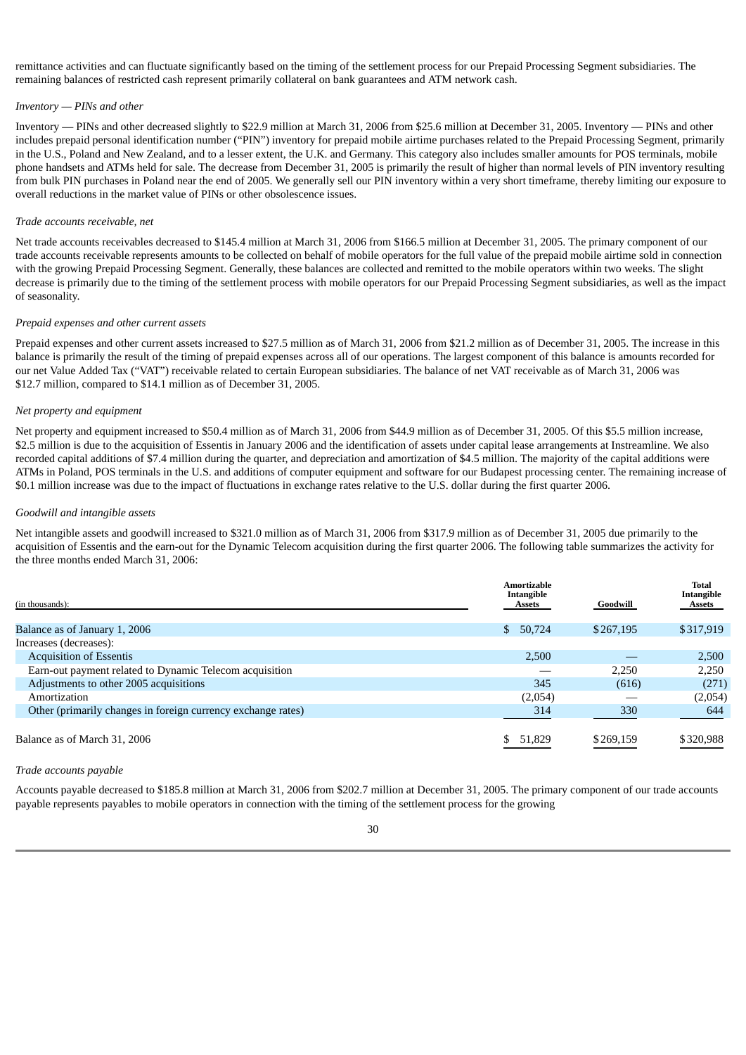remittance activities and can fluctuate significantly based on the timing of the settlement process for our Prepaid Processing Segment subsidiaries. The remaining balances of restricted cash represent primarily collateral on bank guarantees and ATM network cash.

*Inventory — PINs and other*

Inventory — PINs and other decreased slightly to $22.9 million at March 31, 2006 from $25.6 million at December 31, 2005. Inventory — PINs and other includes prepaid personal identification number ("PIN") inventory for prepaid mobile airtime purchases related to the Prepaid Processing Segment, primarily in the U.S., Poland and New Zealand, and to a lesser extent, the U.K. and Germany. This category also includes smaller amounts for POS terminals, mobile phone handsets and ATMs held for sale. The decrease from December 31, 2005 is primarily the result of higher than normal levels of PIN inventory resulting from bulk PIN purchases in Poland near the end of 2005. We generally sell our PIN inventory within a very short timeframe, thereby limiting our exposure to overall reductions in the market value of PINs or other obsolescence issues.

*Trade accounts receivable, net*

Net trade accounts receivables decreased to $145.4 million at March 31, 2006 from $166.5 million at December 31, 2005. The primary component of our trade accounts receivable represents amounts to be collected on behalf of mobile operators for the full value of the prepaid mobile airtime sold in connection with the growing Prepaid Processing Segment. Generally, these balances are collected and remitted to the mobile operators within two weeks. The slight decrease is primarily due to the timing of the settlement process with mobile operators for our Prepaid Processing Segment subsidiaries, as well as the impact of seasonality.

*Prepaid expenses and other current assets*

Prepaid expenses and other current assets increased to $27.5 million as of March 31, 2006 from $21.2 million as of December 31, 2005. The increase in this balance is primarily the result of the timing of prepaid expenses across all of our operations. The largest component of this balance is amounts recorded for our net Value Added Tax ("VAT") receivable related to certain European subsidiaries. The balance of net VAT receivable as of March 31, 2006 was $12.7 million, compared to $14.1 million as of December 31, 2005.

*Net property and equipment*

Net property and equipment increased to $50.4 million as of March 31, 2006 from $44.9 million as of December 31, 2005. Of this $5.5 million increase, $2.5 million is due to the acquisition of Essentis in January 2006 and the identification of assets under capital lease arrangements at Instreamline. We also recorded capital additions of $7.4 million during the quarter, and depreciation and amortization of $4.5 million. The majority of the capital additions were ATMs in Poland, POS terminals in the U.S. and additions of computer equipment and software for our Budapest processing center. The remaining increase of $0.1 million increase was due to the impact of fluctuations in exchange rates relative to the U.S. dollar during the first quarter 2006.

*Goodwill and intangible assets*

Net intangible assets and goodwill increased to $321.0 million as of March 31, 2006 from $317.9 million as of December 31, 2005 due primarily to the acquisition of Essentis and the earn-out for the Dynamic Telecom acquisition during the first quarter 2006. The following table summarizes the activity for the three months ended March 31, 2006:

| (in thousands): | Amortizable Intangible Assets | Goodwill | Total Intangible Assets |
|---|---|---|---|
| Balance as of January 1, 2006 | $ 50,724 | $267,195 | $317,919 |
| Increases (decreases): | | | |
| Acquisition of Essentis | 2,500 | — | 2,500 |
| Earn-out payment related to Dynamic Telecom acquisition | — | 2,250 | 2,250 |
| Adjustments to other 2005 acquisitions | 345 | (616) | (271) |
| Amortization | (2,054) | — | (2,054) |
| Other (primarily changes in foreign currency exchange rates) | 314 | 330 | 644 |
| Balance as of March 31, 2006 | $ 51,829 | $269,159 | $320,988 |

*Trade accounts payable*

Accounts payable decreased to $185.8 million at March 31, 2006 from $202.7 million at December 31, 2005. The primary component of our trade accounts payable represents payables to mobile operators in connection with the timing of the settlement process for the growing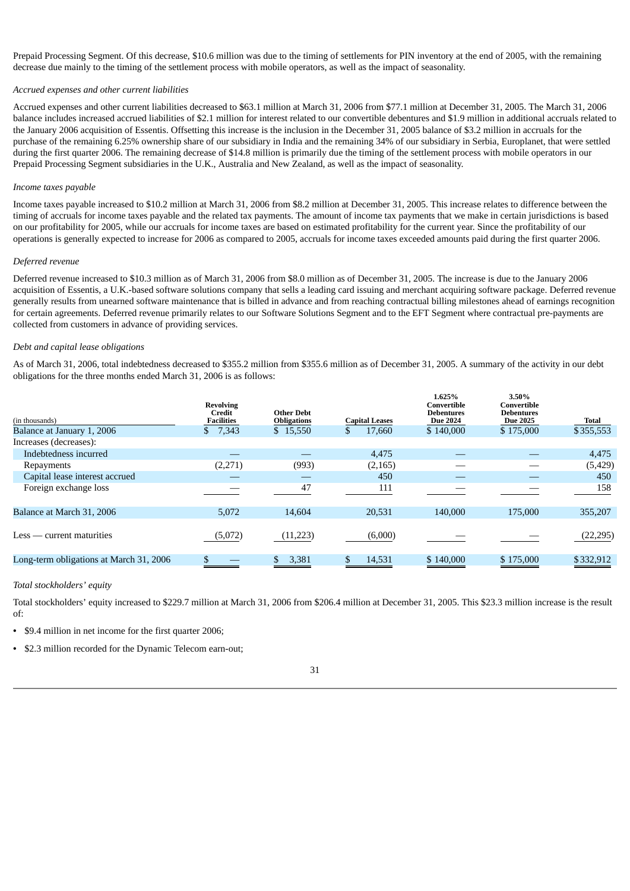Prepaid Processing Segment. Of this decrease, $10.6 million was due to the timing of settlements for PIN inventory at the end of 2005, with the remaining decrease due mainly to the timing of the settlement process with mobile operators, as well as the impact of seasonality.

*Accrued expenses and other current liabilities*

Accrued expenses and other current liabilities decreased to $63.1 million at March 31, 2006 from $77.1 million at December 31, 2005. The March 31, 2006 balance includes increased accrued liabilities of $2.1 million for interest related to our convertible debentures and $1.9 million in additional accruals related to the January 2006 acquisition of Essentis. Offsetting this increase is the inclusion in the December 31, 2005 balance of $3.2 million in accruals for the purchase of the remaining 6.25% ownership share of our subsidiary in India and the remaining 34% of our subsidiary in Serbia, Europlanet, that were settled during the first quarter 2006. The remaining decrease of $14.8 million is primarily due the timing of the settlement process with mobile operators in our Prepaid Processing Segment subsidiaries in the U.K., Australia and New Zealand, as well as the impact of seasonality.

*Income taxes payable*

Income taxes payable increased to $10.2 million at March 31, 2006 from $8.2 million at December 31, 2005. This increase relates to difference between the timing of accruals for income taxes payable and the related tax payments. The amount of income tax payments that we make in certain jurisdictions is based on our profitability for 2005, while our accruals for income taxes are based on estimated profitability for the current year. Since the profitability of our operations is generally expected to increase for 2006 as compared to 2005, accruals for income taxes exceeded amounts paid during the first quarter 2006.

*Deferred revenue*

Deferred revenue increased to $10.3 million as of March 31, 2006 from $8.0 million as of December 31, 2005. The increase is due to the January 2006 acquisition of Essentis, a U.K.-based software solutions company that sells a leading card issuing and merchant acquiring software package. Deferred revenue generally results from unearned software maintenance that is billed in advance and from reaching contractual billing milestones ahead of earnings recognition for certain agreements. Deferred revenue primarily relates to our Software Solutions Segment and to the EFT Segment where contractual pre-payments are collected from customers in advance of providing services.

*Debt and capital lease obligations*

As of March 31, 2006, total indebtedness decreased to $355.2 million from $355.6 million as of December 31, 2005. A summary of the activity in our debt obligations for the three months ended March 31, 2006 is as follows:

| (in thousands) | Revolving Credit Facilities | Other Debt Obligations | Capital Leases | 1.625% Convertible Debentures Due 2024 | 3.50% Convertible Debentures Due 2025 | Total |
|---|---|---|---|---|---|---|
| Balance at January 1, 2006 | $ 7,343 | $ 15,550 | $ 17,660 | $ 140,000 | $ 175,000 | $ 355,553 |
| Increases (decreases): | | | | | | |
| Indebtedness incurred | — | — | 4,475 | — | — | 4,475 |
| Repayments | (2,271) | (993) | (2,165) | — | — | (5,429) |
| Capital lease interest accrued | — | — | 450 | — | — | 450 |
| Foreign exchange loss | — | 47 | 111 | — | — | 158 |
| Balance at March 31, 2006 | 5,072 | 14,604 | 20,531 | 140,000 | 175,000 | 355,207 |
| Less — current maturities | (5,072) | (11,223) | (6,000) | — | — | (22,295) |
| Long-term obligations at March 31, 2006 | $ — | $ 3,381 | $ 14,531 | $ 140,000 | $ 175,000 | $ 332,912 |

*Total stockholders' equity*

Total stockholders' equity increased to $229.7 million at March 31, 2006 from $206.4 million at December 31, 2005. This $23.3 million increase is the result of:

- $9.4 million in net income for the first quarter 2006;
- $2.3 million recorded for the Dynamic Telecom earn-out;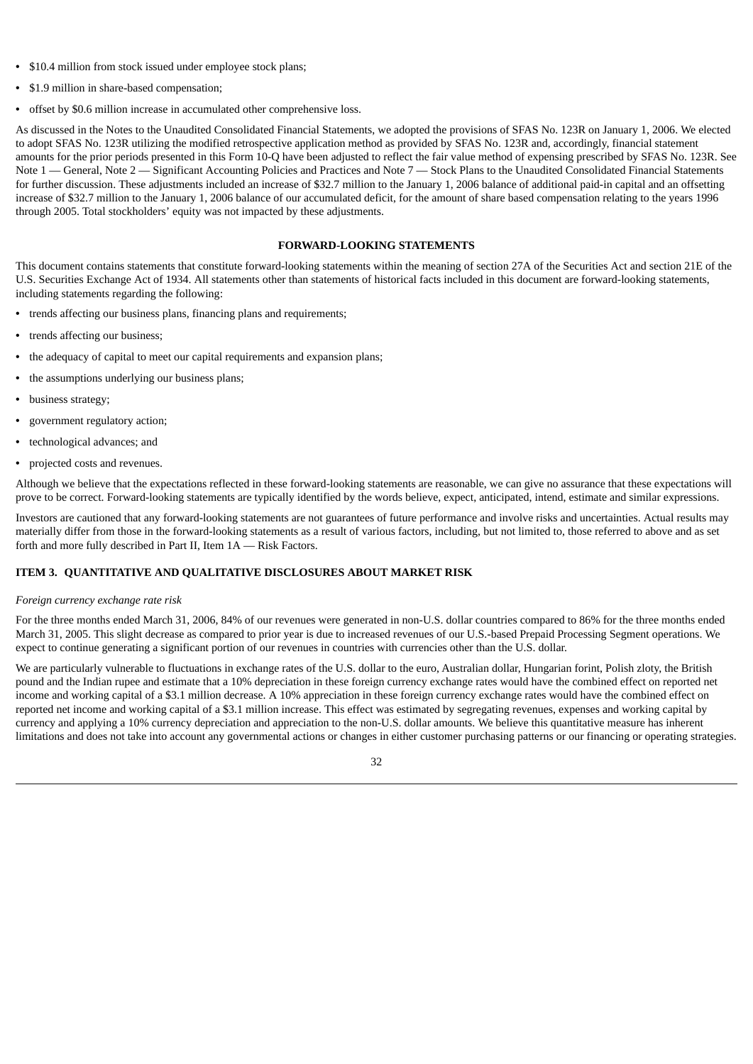- $10.4 million from stock issued under employee stock plans;
- $1.9 million in share-based compensation;
- offset by $0.6 million increase in accumulated other comprehensive loss.

As discussed in the Notes to the Unaudited Consolidated Financial Statements, we adopted the provisions of SFAS No. 123R on January 1, 2006. We elected to adopt SFAS No. 123R utilizing the modified retrospective application method as provided by SFAS No. 123R and, accordingly, financial statement amounts for the prior periods presented in this Form 10-Q have been adjusted to reflect the fair value method of expensing prescribed by SFAS No. 123R. See Note 1 — General, Note 2 — Significant Accounting Policies and Practices and Note 7 — Stock Plans to the Unaudited Consolidated Financial Statements for further discussion. These adjustments included an increase of $32.7 million to the January 1, 2006 balance of additional paid-in capital and an offsetting increase of $32.7 million to the January 1, 2006 balance of our accumulated deficit, for the amount of share based compensation relating to the years 1996 through 2005. Total stockholders' equity was not impacted by these adjustments.

## FORWARD-LOOKING STATEMENTS

This document contains statements that constitute forward-looking statements within the meaning of section 27A of the Securities Act and section 21E of the U.S. Securities Exchange Act of 1934. All statements other than statements of historical facts included in this document are forward-looking statements, including statements regarding the following:

- trends affecting our business plans, financing plans and requirements;
- trends affecting our business;
- the adequacy of capital to meet our capital requirements and expansion plans;
- the assumptions underlying our business plans;
- business strategy;
- government regulatory action;
- technological advances; and
- projected costs and revenues.

Although we believe that the expectations reflected in these forward-looking statements are reasonable, we can give no assurance that these expectations will prove to be correct. Forward-looking statements are typically identified by the words believe, expect, anticipated, intend, estimate and similar expressions.

Investors are cautioned that any forward-looking statements are not guarantees of future performance and involve risks and uncertainties. Actual results may materially differ from those in the forward-looking statements as a result of various factors, including, but not limited to, those referred to above and as set forth and more fully described in Part II, Item 1A — Risk Factors.

## ITEM 3. QUANTITATIVE AND QUALITATIVE DISCLOSURES ABOUT MARKET RISK

*Foreign currency exchange rate risk*

For the three months ended March 31, 2006, 84% of our revenues were generated in non-U.S. dollar countries compared to 86% for the three months ended March 31, 2005. This slight decrease as compared to prior year is due to increased revenues of our U.S.-based Prepaid Processing Segment operations. We expect to continue generating a significant portion of our revenues in countries with currencies other than the U.S. dollar.

We are particularly vulnerable to fluctuations in exchange rates of the U.S. dollar to the euro, Australian dollar, Hungarian forint, Polish zloty, the British pound and the Indian rupee and estimate that a 10% depreciation in these foreign currency exchange rates would have the combined effect on reported net income and working capital of a $3.1 million decrease. A 10% appreciation in these foreign currency exchange rates would have the combined effect on reported net income and working capital of a $3.1 million increase. This effect was estimated by segregating revenues, expenses and working capital by currency and applying a 10% currency depreciation and appreciation to the non-U.S. dollar amounts. We believe this quantitative measure has inherent limitations and does not take into account any governmental actions or changes in either customer purchasing patterns or our financing or operating strategies.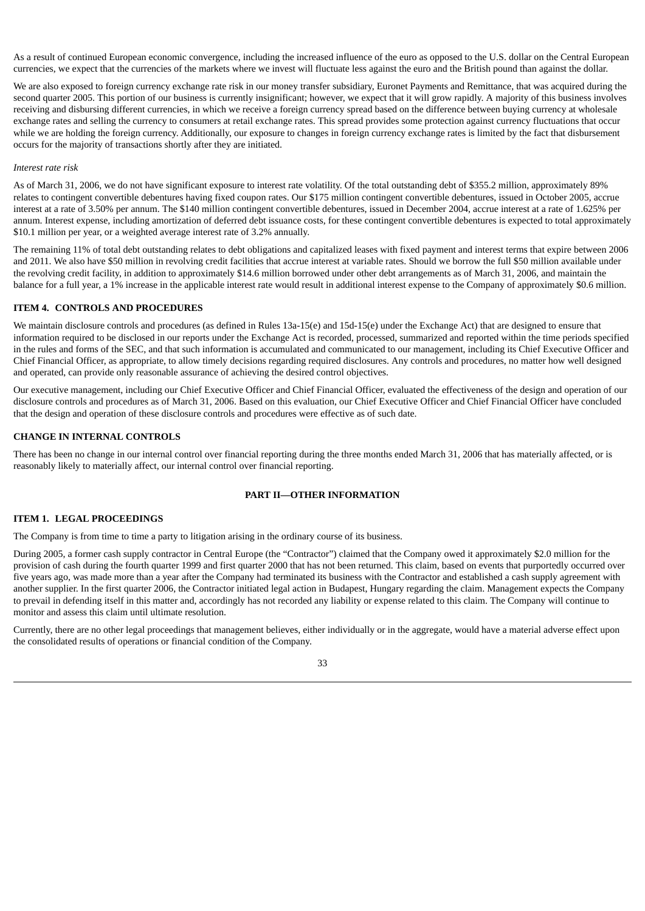As a result of continued European economic convergence, including the increased influence of the euro as opposed to the U.S. dollar on the Central European currencies, we expect that the currencies of the markets where we invest will fluctuate less against the euro and the British pound than against the dollar.

We are also exposed to foreign currency exchange rate risk in our money transfer subsidiary, Euronet Payments and Remittance, that was acquired during the second quarter 2005. This portion of our business is currently insignificant; however, we expect that it will grow rapidly. A majority of this business involves receiving and disbursing different currencies, in which we receive a foreign currency spread based on the difference between buying currency at wholesale exchange rates and selling the currency to consumers at retail exchange rates. This spread provides some protection against currency fluctuations that occur while we are holding the foreign currency. Additionally, our exposure to changes in foreign currency exchange rates is limited by the fact that disbursement occurs for the majority of transactions shortly after they are initiated.

*Interest rate risk*

As of March 31, 2006, we do not have significant exposure to interest rate volatility. Of the total outstanding debt of $355.2 million, approximately 89% relates to contingent convertible debentures having fixed coupon rates. Our $175 million contingent convertible debentures, issued in October 2005, accrue interest at a rate of 3.50% per annum. The $140 million contingent convertible debentures, issued in December 2004, accrue interest at a rate of 1.625% per annum. Interest expense, including amortization of deferred debt issuance costs, for these contingent convertible debentures is expected to total approximately $10.1 million per year, or a weighted average interest rate of 3.2% annually.

The remaining 11% of total debt outstanding relates to debt obligations and capitalized leases with fixed payment and interest terms that expire between 2006 and 2011. We also have $50 million in revolving credit facilities that accrue interest at variable rates. Should we borrow the full $50 million available under the revolving credit facility, in addition to approximately $14.6 million borrowed under other debt arrangements as of March 31, 2006, and maintain the balance for a full year, a 1% increase in the applicable interest rate would result in additional interest expense to the Company of approximately $0.6 million.

## ITEM 4. CONTROLS AND PROCEDURES

We maintain disclosure controls and procedures (as defined in Rules 13a-15(e) and 15d-15(e) under the Exchange Act) that are designed to ensure that information required to be disclosed in our reports under the Exchange Act is recorded, processed, summarized and reported within the time periods specified in the rules and forms of the SEC, and that such information is accumulated and communicated to our management, including its Chief Executive Officer and Chief Financial Officer, as appropriate, to allow timely decisions regarding required disclosures. Any controls and procedures, no matter how well designed and operated, can provide only reasonable assurance of achieving the desired control objectives.

Our executive management, including our Chief Executive Officer and Chief Financial Officer, evaluated the effectiveness of the design and operation of our disclosure controls and procedures as of March 31, 2006. Based on this evaluation, our Chief Executive Officer and Chief Financial Officer have concluded that the design and operation of these disclosure controls and procedures were effective as of such date.

## CHANGE IN INTERNAL CONTROLS

There has been no change in our internal control over financial reporting during the three months ended March 31, 2006 that has materially affected, or is reasonably likely to materially affect, our internal control over financial reporting.

# PART II—OTHER INFORMATION

## ITEM 1. LEGAL PROCEEDINGS

The Company is from time to time a party to litigation arising in the ordinary course of its business.

During 2005, a former cash supply contractor in Central Europe (the "Contractor") claimed that the Company owed it approximately $2.0 million for the provision of cash during the fourth quarter 1999 and first quarter 2000 that has not been returned. This claim, based on events that purportedly occurred over five years ago, was made more than a year after the Company had terminated its business with the Contractor and established a cash supply agreement with another supplier. In the first quarter 2006, the Contractor initiated legal action in Budapest, Hungary regarding the claim. Management expects the Company to prevail in defending itself in this matter and, accordingly has not recorded any liability or expense related to this claim. The Company will continue to monitor and assess this claim until ultimate resolution.

Currently, there are no other legal proceedings that management believes, either individually or in the aggregate, would have a material adverse effect upon the consolidated results of operations or financial condition of the Company.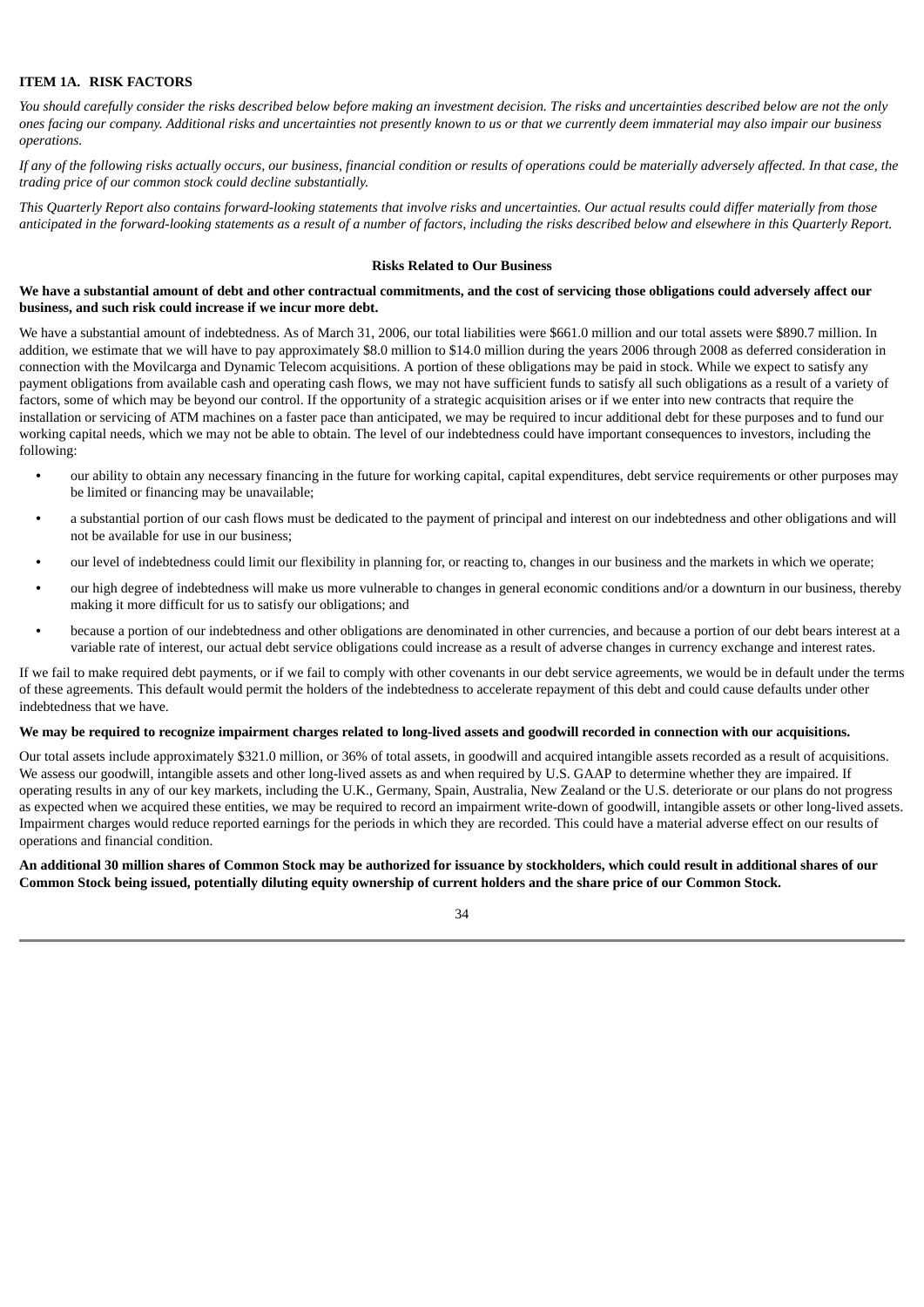### ITEM 1A. RISK FACTORS

*You should carefully consider the risks described below before making an investment decision. The risks and uncertainties described below are not the only ones facing our company. Additional risks and uncertainties not presently known to us or that we currently deem immaterial may also impair our business operations.*

*If any of the following risks actually occurs, our business, financial condition or results of operations could be materially adversely affected. In that case, the trading price of our common stock could decline substantially.*

*This Quarterly Report also contains forward-looking statements that involve risks and uncertainties. Our actual results could differ materially from those anticipated in the forward-looking statements as a result of a number of factors, including the risks described below and elsewhere in this Quarterly Report.*

#### Risks Related to Our Business

**We have a substantial amount of debt and other contractual commitments, and the cost of servicing those obligations could adversely affect our business, and such risk could increase if we incur more debt.**

We have a substantial amount of indebtedness. As of March 31, 2006, our total liabilities were $661.0 million and our total assets were $890.7 million. In addition, we estimate that we will have to pay approximately $8.0 million to $14.0 million during the years 2006 through 2008 as deferred consideration in connection with the Movilcarga and Dynamic Telecom acquisitions. A portion of these obligations may be paid in stock. While we expect to satisfy any payment obligations from available cash and operating cash flows, we may not have sufficient funds to satisfy all such obligations as a result of a variety of factors, some of which may be beyond our control. If the opportunity of a strategic acquisition arises or if we enter into new contracts that require the installation or servicing of ATM machines on a faster pace than anticipated, we may be required to incur additional debt for these purposes and to fund our working capital needs, which we may not be able to obtain. The level of our indebtedness could have important consequences to investors, including the following:

- our ability to obtain any necessary financing in the future for working capital, capital expenditures, debt service requirements or other purposes may be limited or financing may be unavailable;
- a substantial portion of our cash flows must be dedicated to the payment of principal and interest on our indebtedness and other obligations and will not be available for use in our business;
- our level of indebtedness could limit our flexibility in planning for, or reacting to, changes in our business and the markets in which we operate;
- our high degree of indebtedness will make us more vulnerable to changes in general economic conditions and/or a downturn in our business, thereby making it more difficult for us to satisfy our obligations; and
- because a portion of our indebtedness and other obligations are denominated in other currencies, and because a portion of our debt bears interest at a variable rate of interest, our actual debt service obligations could increase as a result of adverse changes in currency exchange and interest rates.

If we fail to make required debt payments, or if we fail to comply with other covenants in our debt service agreements, we would be in default under the terms of these agreements. This default would permit the holders of the indebtedness to accelerate repayment of this debt and could cause defaults under other indebtedness that we have.

**We may be required to recognize impairment charges related to long-lived assets and goodwill recorded in connection with our acquisitions.**

Our total assets include approximately $321.0 million, or 36% of total assets, in goodwill and acquired intangible assets recorded as a result of acquisitions. We assess our goodwill, intangible assets and other long-lived assets as and when required by U.S. GAAP to determine whether they are impaired. If operating results in any of our key markets, including the U.K., Germany, Spain, Australia, New Zealand or the U.S. deteriorate or our plans do not progress as expected when we acquired these entities, we may be required to record an impairment write-down of goodwill, intangible assets or other long-lived assets. Impairment charges would reduce reported earnings for the periods in which they are recorded. This could have a material adverse effect on our results of operations and financial condition.

**An additional 30 million shares of Common Stock may be authorized for issuance by stockholders, which could result in additional shares of our Common Stock being issued, potentially diluting equity ownership of current holders and the share price of our Common Stock.**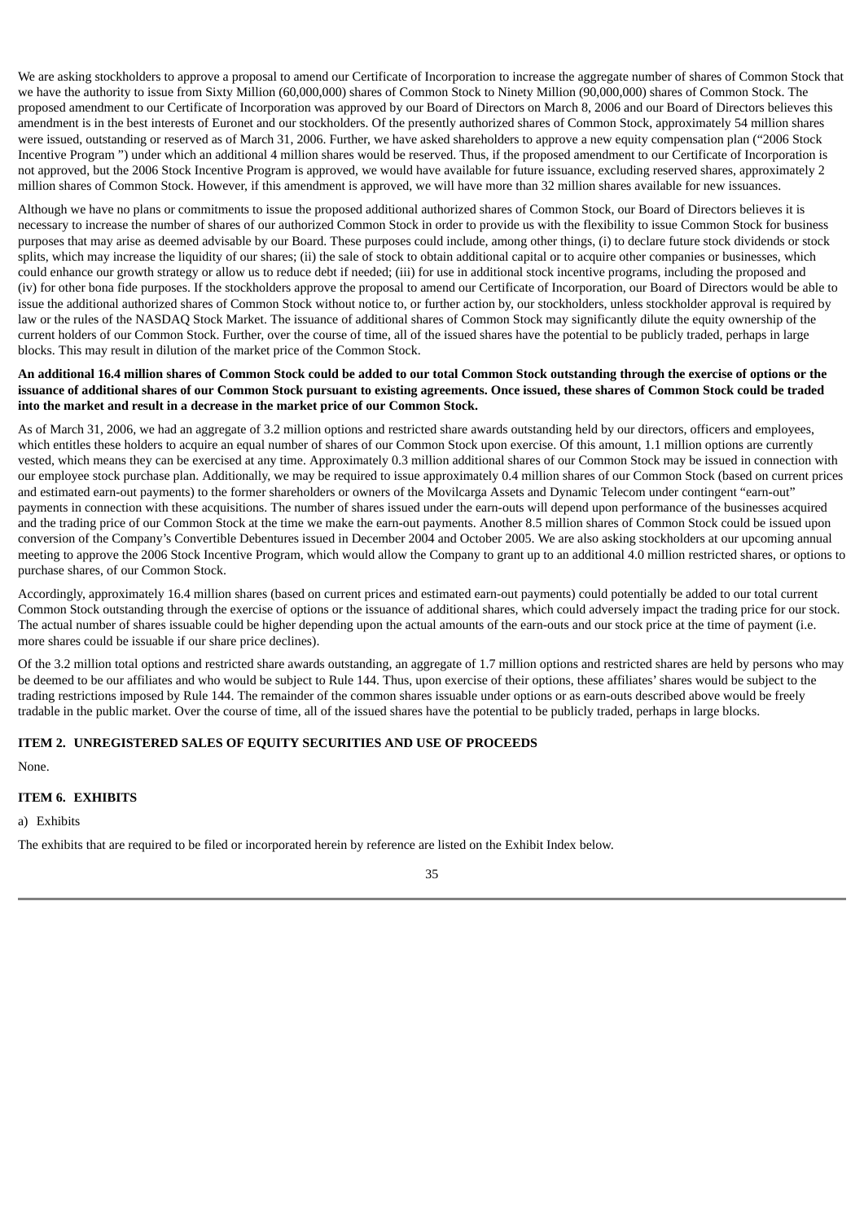We are asking stockholders to approve a proposal to amend our Certificate of Incorporation to increase the aggregate number of shares of Common Stock that we have the authority to issue from Sixty Million (60,000,000) shares of Common Stock to Ninety Million (90,000,000) shares of Common Stock. The proposed amendment to our Certificate of Incorporation was approved by our Board of Directors on March 8, 2006 and our Board of Directors believes this amendment is in the best interests of Euronet and our stockholders. Of the presently authorized shares of Common Stock, approximately 54 million shares were issued, outstanding or reserved as of March 31, 2006. Further, we have asked shareholders to approve a new equity compensation plan ("2006 Stock Incentive Program ") under which an additional 4 million shares would be reserved. Thus, if the proposed amendment to our Certificate of Incorporation is not approved, but the 2006 Stock Incentive Program is approved, we would have available for future issuance, excluding reserved shares, approximately 2 million shares of Common Stock. However, if this amendment is approved, we will have more than 32 million shares available for new issuances.

Although we have no plans or commitments to issue the proposed additional authorized shares of Common Stock, our Board of Directors believes it is necessary to increase the number of shares of our authorized Common Stock in order to provide us with the flexibility to issue Common Stock for business purposes that may arise as deemed advisable by our Board. These purposes could include, among other things, (i) to declare future stock dividends or stock splits, which may increase the liquidity of our shares; (ii) the sale of stock to obtain additional capital or to acquire other companies or businesses, which could enhance our growth strategy or allow us to reduce debt if needed; (iii) for use in additional stock incentive programs, including the proposed and (iv) for other bona fide purposes. If the stockholders approve the proposal to amend our Certificate of Incorporation, our Board of Directors would be able to issue the additional authorized shares of Common Stock without notice to, or further action by, our stockholders, unless stockholder approval is required by law or the rules of the NASDAQ Stock Market. The issuance of additional shares of Common Stock may significantly dilute the equity ownership of the current holders of our Common Stock. Further, over the course of time, all of the issued shares have the potential to be publicly traded, perhaps in large blocks. This may result in dilution of the market price of the Common Stock.

**An additional 16.4 million shares of Common Stock could be added to our total Common Stock outstanding through the exercise of options or the issuance of additional shares of our Common Stock pursuant to existing agreements. Once issued, these shares of Common Stock could be traded into the market and result in a decrease in the market price of our Common Stock.**

As of March 31, 2006, we had an aggregate of 3.2 million options and restricted share awards outstanding held by our directors, officers and employees, which entitles these holders to acquire an equal number of shares of our Common Stock upon exercise. Of this amount, 1.1 million options are currently vested, which means they can be exercised at any time. Approximately 0.3 million additional shares of our Common Stock may be issued in connection with our employee stock purchase plan. Additionally, we may be required to issue approximately 0.4 million shares of our Common Stock (based on current prices and estimated earn-out payments) to the former shareholders or owners of the Movilcarga Assets and Dynamic Telecom under contingent "earn-out" payments in connection with these acquisitions. The number of shares issued under the earn-outs will depend upon performance of the businesses acquired and the trading price of our Common Stock at the time we make the earn-out payments. Another 8.5 million shares of Common Stock could be issued upon conversion of the Company's Convertible Debentures issued in December 2004 and October 2005. We are also asking stockholders at our upcoming annual meeting to approve the 2006 Stock Incentive Program, which would allow the Company to grant up to an additional 4.0 million restricted shares, or options to purchase shares, of our Common Stock.

Accordingly, approximately 16.4 million shares (based on current prices and estimated earn-out payments) could potentially be added to our total current Common Stock outstanding through the exercise of options or the issuance of additional shares, which could adversely impact the trading price for our stock. The actual number of shares issuable could be higher depending upon the actual amounts of the earn-outs and our stock price at the time of payment (i.e. more shares could be issuable if our share price declines).

Of the 3.2 million total options and restricted share awards outstanding, an aggregate of 1.7 million options and restricted shares are held by persons who may be deemed to be our affiliates and who would be subject to Rule 144. Thus, upon exercise of their options, these affiliates' shares would be subject to the trading restrictions imposed by Rule 144. The remainder of the common shares issuable under options or as earn-outs described above would be freely tradable in the public market. Over the course of time, all of the issued shares have the potential to be publicly traded, perhaps in large blocks.

## ITEM 2. UNREGISTERED SALES OF EQUITY SECURITIES AND USE OF PROCEEDS

None.

## ITEM 6. EXHIBITS

a) Exhibits

The exhibits that are required to be filed or incorporated herein by reference are listed on the Exhibit Index below.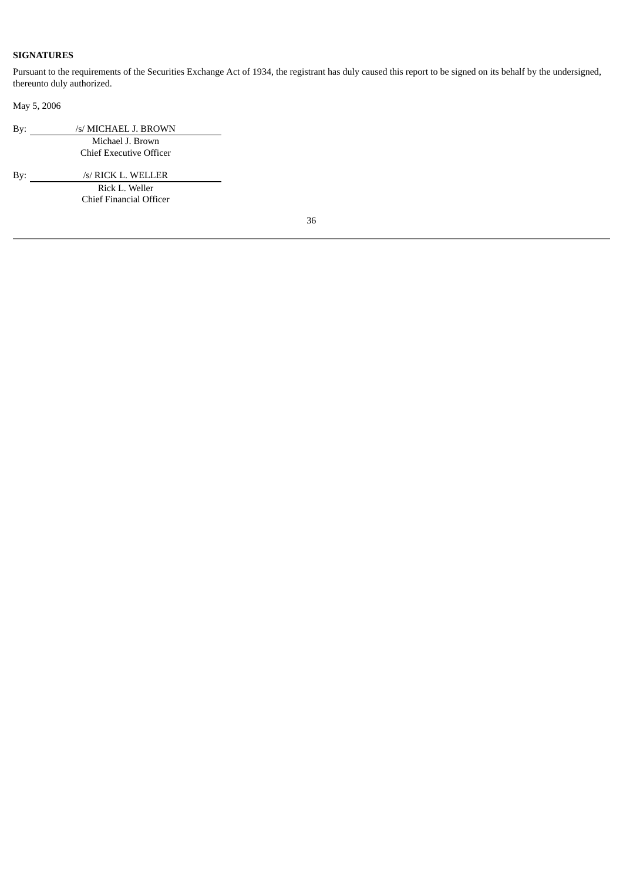**SIGNATURES**

Pursuant to the requirements of the Securities Exchange Act of 1934, the registrant has duly caused this report to be signed on its behalf by the undersigned, thereunto duly authorized.

May 5, 2006

By: /s/ MICHAEL J. BROWN
Michael J. Brown
Chief Executive Officer

By: /s/ RICK L. WELLER
Rick L. Weller
Chief Financial Officer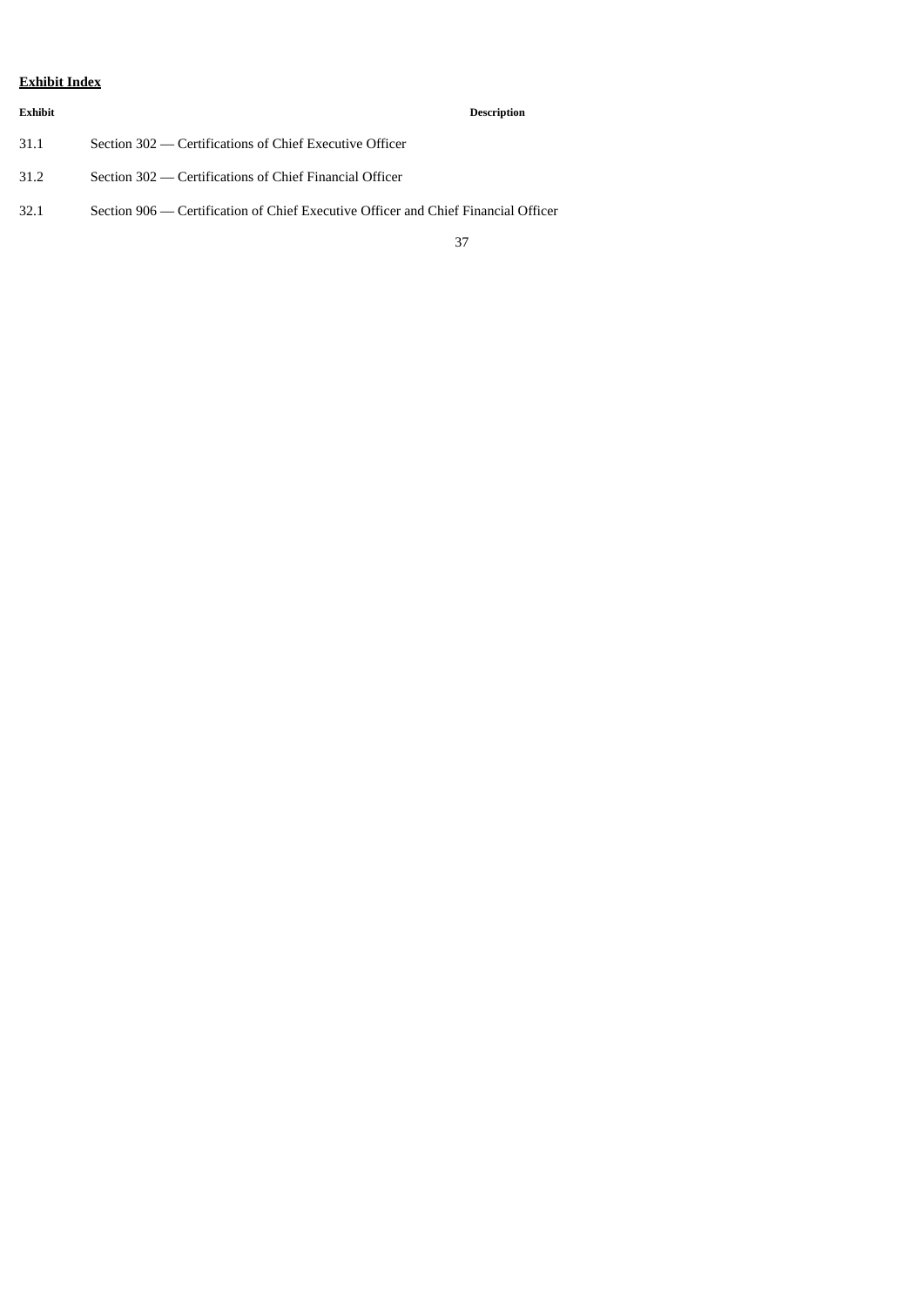**Exhibit Index**

| Exhibit | Description |
| --- | --- |
| 31.1 | Section 302 — Certifications of Chief Executive Officer |
| 31.2 | Section 302 — Certifications of Chief Financial Officer |
| 32.1 | Section 906 — Certification of Chief Executive Officer and Chief Financial Officer |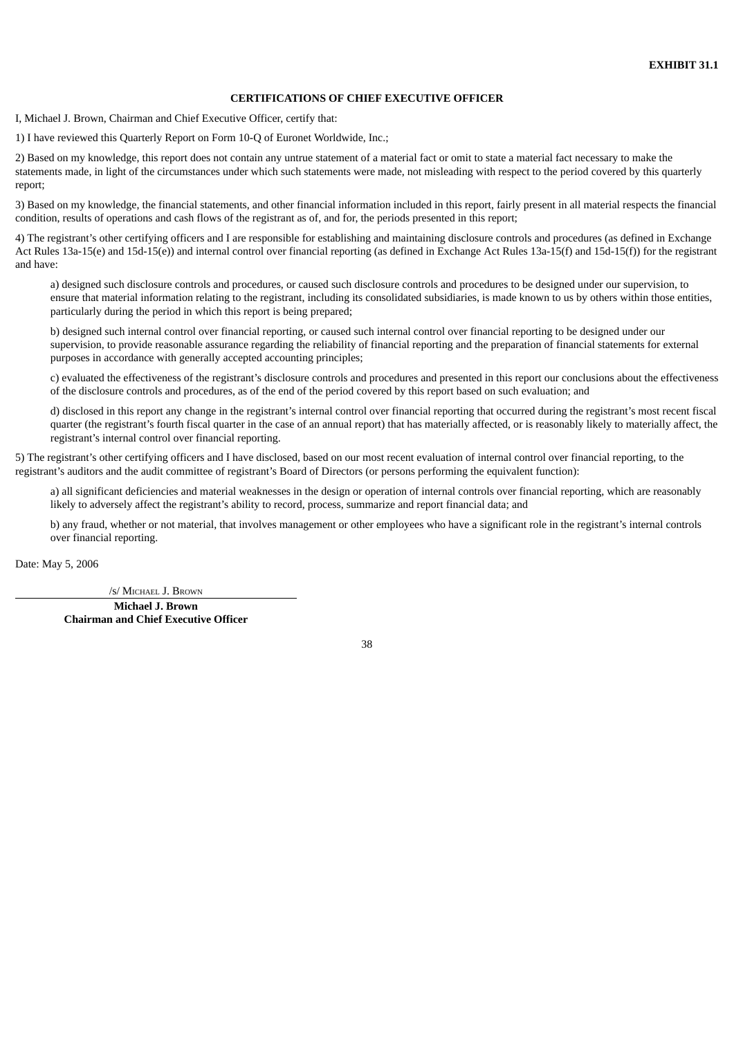**EXHIBIT 31.1**

**CERTIFICATIONS OF CHIEF EXECUTIVE OFFICER**

I, Michael J. Brown, Chairman and Chief Executive Officer, certify that:

1) I have reviewed this Quarterly Report on Form 10-Q of Euronet Worldwide, Inc.;

2) Based on my knowledge, this report does not contain any untrue statement of a material fact or omit to state a material fact necessary to make the statements made, in light of the circumstances under which such statements were made, not misleading with respect to the period covered by this quarterly report;

3) Based on my knowledge, the financial statements, and other financial information included in this report, fairly present in all material respects the financial condition, results of operations and cash flows of the registrant as of, and for, the periods presented in this report;

4) The registrant's other certifying officers and I are responsible for establishing and maintaining disclosure controls and procedures (as defined in Exchange Act Rules 13a-15(e) and 15d-15(e)) and internal control over financial reporting (as defined in Exchange Act Rules 13a-15(f) and 15d-15(f)) for the registrant and have:

a) designed such disclosure controls and procedures, or caused such disclosure controls and procedures to be designed under our supervision, to ensure that material information relating to the registrant, including its consolidated subsidiaries, is made known to us by others within those entities, particularly during the period in which this report is being prepared;

b) designed such internal control over financial reporting, or caused such internal control over financial reporting to be designed under our supervision, to provide reasonable assurance regarding the reliability of financial reporting and the preparation of financial statements for external purposes in accordance with generally accepted accounting principles;

c) evaluated the effectiveness of the registrant's disclosure controls and procedures and presented in this report our conclusions about the effectiveness of the disclosure controls and procedures, as of the end of the period covered by this report based on such evaluation; and

d) disclosed in this report any change in the registrant's internal control over financial reporting that occurred during the registrant's most recent fiscal quarter (the registrant's fourth fiscal quarter in the case of an annual report) that has materially affected, or is reasonably likely to materially affect, the registrant's internal control over financial reporting.

5) The registrant's other certifying officers and I have disclosed, based on our most recent evaluation of internal control over financial reporting, to the registrant's auditors and the audit committee of registrant's Board of Directors (or persons performing the equivalent function):

a) all significant deficiencies and material weaknesses in the design or operation of internal controls over financial reporting, which are reasonably likely to adversely affect the registrant's ability to record, process, summarize and report financial data; and

b) any fraud, whether or not material, that involves management or other employees who have a significant role in the registrant's internal controls over financial reporting.

Date: May 5, 2006

/s/ Michael J. Brown

**Michael J. Brown**
**Chairman and Chief Executive Officer**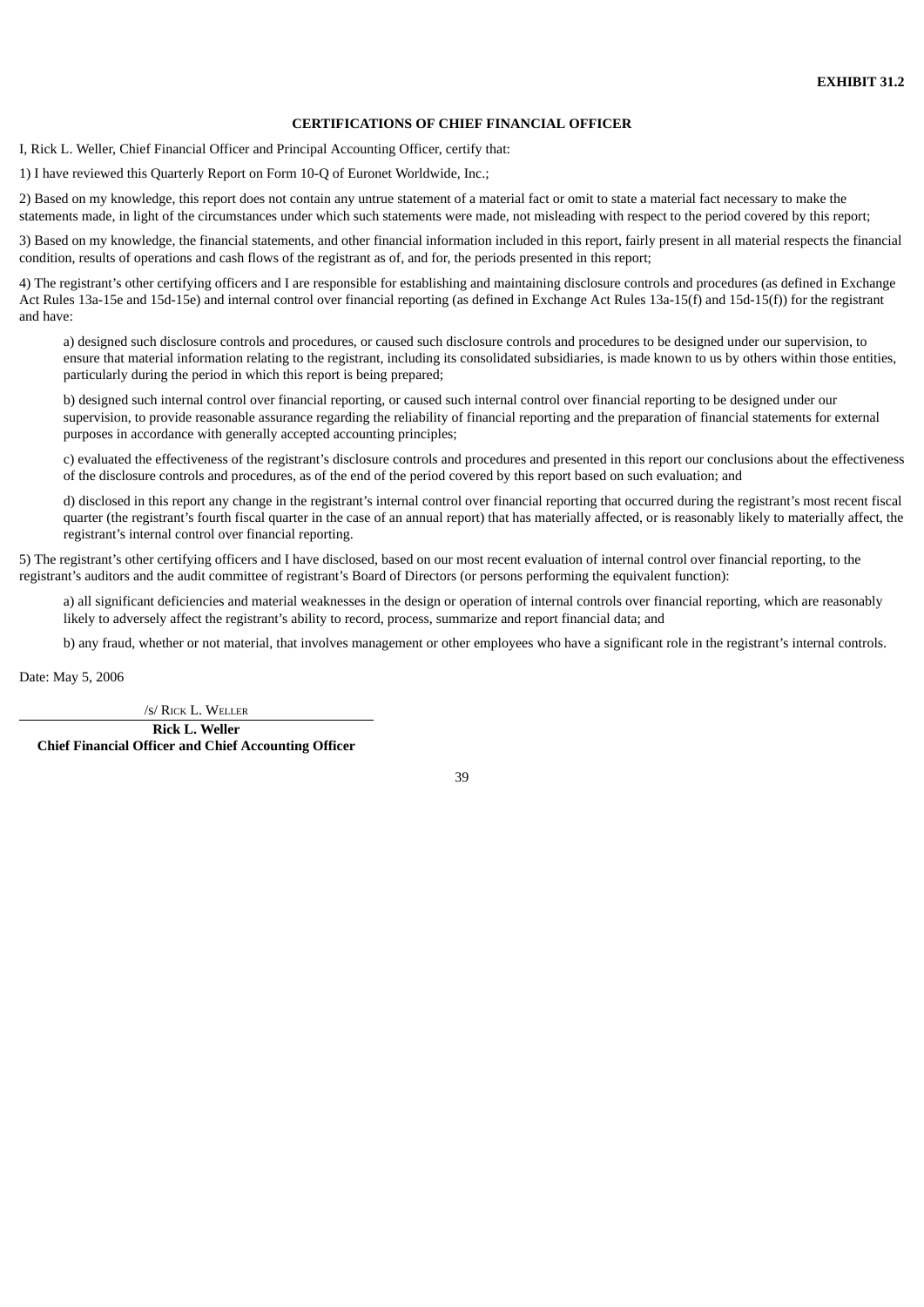**EXHIBIT 31.2**

**CERTIFICATIONS OF CHIEF FINANCIAL OFFICER**

I, Rick L. Weller, Chief Financial Officer and Principal Accounting Officer, certify that:

1) I have reviewed this Quarterly Report on Form 10-Q of Euronet Worldwide, Inc.;

2) Based on my knowledge, this report does not contain any untrue statement of a material fact or omit to state a material fact necessary to make the statements made, in light of the circumstances under which such statements were made, not misleading with respect to the period covered by this report;

3) Based on my knowledge, the financial statements, and other financial information included in this report, fairly present in all material respects the financial condition, results of operations and cash flows of the registrant as of, and for, the periods presented in this report;

4) The registrant's other certifying officers and I are responsible for establishing and maintaining disclosure controls and procedures (as defined in Exchange Act Rules 13a-15e and 15d-15e) and internal control over financial reporting (as defined in Exchange Act Rules 13a-15(f) and 15d-15(f)) for the registrant and have:

a) designed such disclosure controls and procedures, or caused such disclosure controls and procedures to be designed under our supervision, to ensure that material information relating to the registrant, including its consolidated subsidiaries, is made known to us by others within those entities, particularly during the period in which this report is being prepared;

b) designed such internal control over financial reporting, or caused such internal control over financial reporting to be designed under our supervision, to provide reasonable assurance regarding the reliability of financial reporting and the preparation of financial statements for external purposes in accordance with generally accepted accounting principles;

c) evaluated the effectiveness of the registrant's disclosure controls and procedures and presented in this report our conclusions about the effectiveness of the disclosure controls and procedures, as of the end of the period covered by this report based on such evaluation; and

d) disclosed in this report any change in the registrant's internal control over financial reporting that occurred during the registrant's most recent fiscal quarter (the registrant's fourth fiscal quarter in the case of an annual report) that has materially affected, or is reasonably likely to materially affect, the registrant's internal control over financial reporting.

5) The registrant's other certifying officers and I have disclosed, based on our most recent evaluation of internal control over financial reporting, to the registrant's auditors and the audit committee of registrant's Board of Directors (or persons performing the equivalent function):

a) all significant deficiencies and material weaknesses in the design or operation of internal controls over financial reporting, which are reasonably likely to adversely affect the registrant's ability to record, process, summarize and report financial data; and

b) any fraud, whether or not material, that involves management or other employees who have a significant role in the registrant's internal controls.

Date: May 5, 2006

/s/ RICK L. WELLER

**Rick L. Weller**
**Chief Financial Officer and Chief Accounting Officer**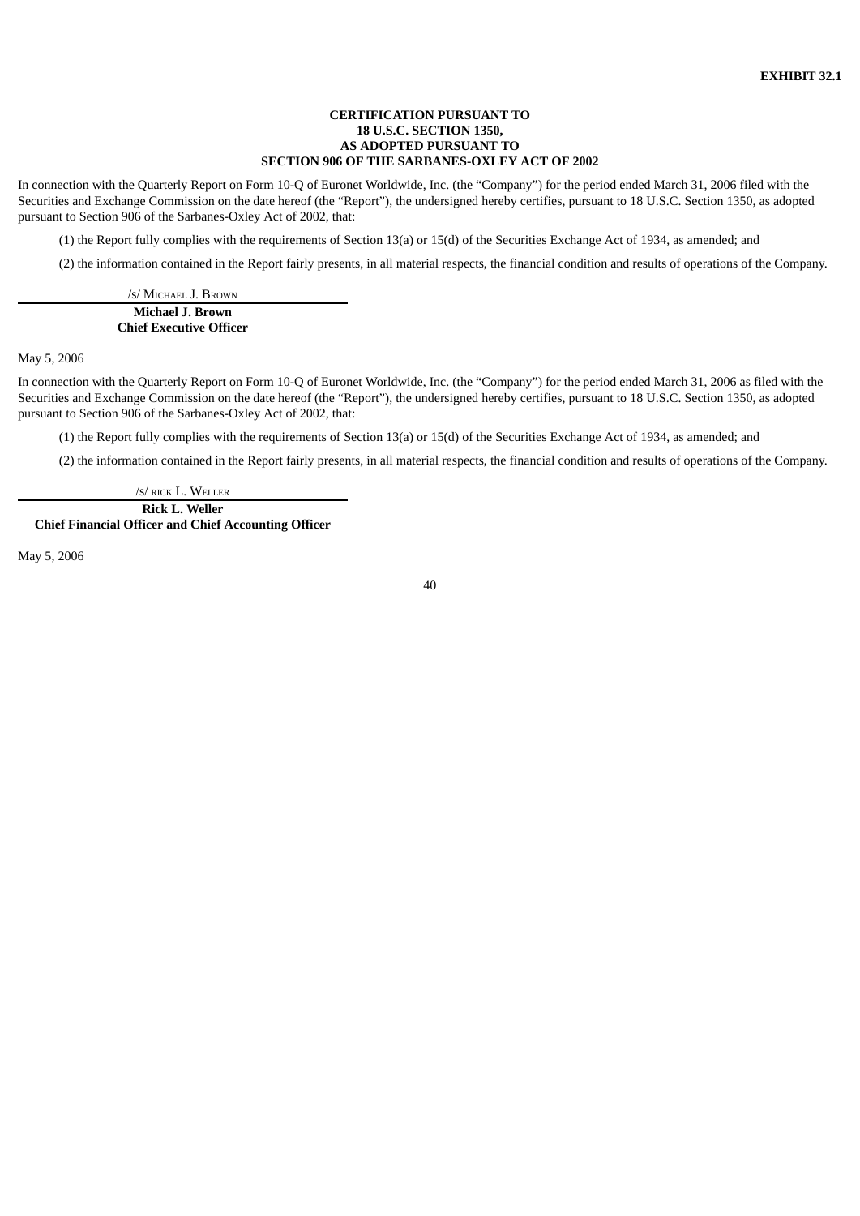**EXHIBIT 32.1**

**CERTIFICATION PURSUANT TO**
**18 U.S.C. SECTION 1350,**
**AS ADOPTED PURSUANT TO**
**SECTION 906 OF THE SARBANES-OXLEY ACT OF 2002**

In connection with the Quarterly Report on Form 10-Q of Euronet Worldwide, Inc. (the "Company") for the period ended March 31, 2006 filed with the Securities and Exchange Commission on the date hereof (the "Report"), the undersigned hereby certifies, pursuant to 18 U.S.C. Section 1350, as adopted pursuant to Section 906 of the Sarbanes-Oxley Act of 2002, that:

(1) the Report fully complies with the requirements of Section 13(a) or 15(d) of the Securities Exchange Act of 1934, as amended; and

(2) the information contained in the Report fairly presents, in all material respects, the financial condition and results of operations of the Company.

/s/ Michael J. Brown

**Michael J. Brown**
**Chief Executive Officer**

May 5, 2006

In connection with the Quarterly Report on Form 10-Q of Euronet Worldwide, Inc. (the "Company") for the period ended March 31, 2006 as filed with the Securities and Exchange Commission on the date hereof (the "Report"), the undersigned hereby certifies, pursuant to 18 U.S.C. Section 1350, as adopted pursuant to Section 906 of the Sarbanes-Oxley Act of 2002, that:

(1) the Report fully complies with the requirements of Section 13(a) or 15(d) of the Securities Exchange Act of 1934, as amended; and

(2) the information contained in the Report fairly presents, in all material respects, the financial condition and results of operations of the Company.

/s/ rick L. Weller

**Rick L. Weller**
**Chief Financial Officer and Chief Accounting Officer**

May 5, 2006